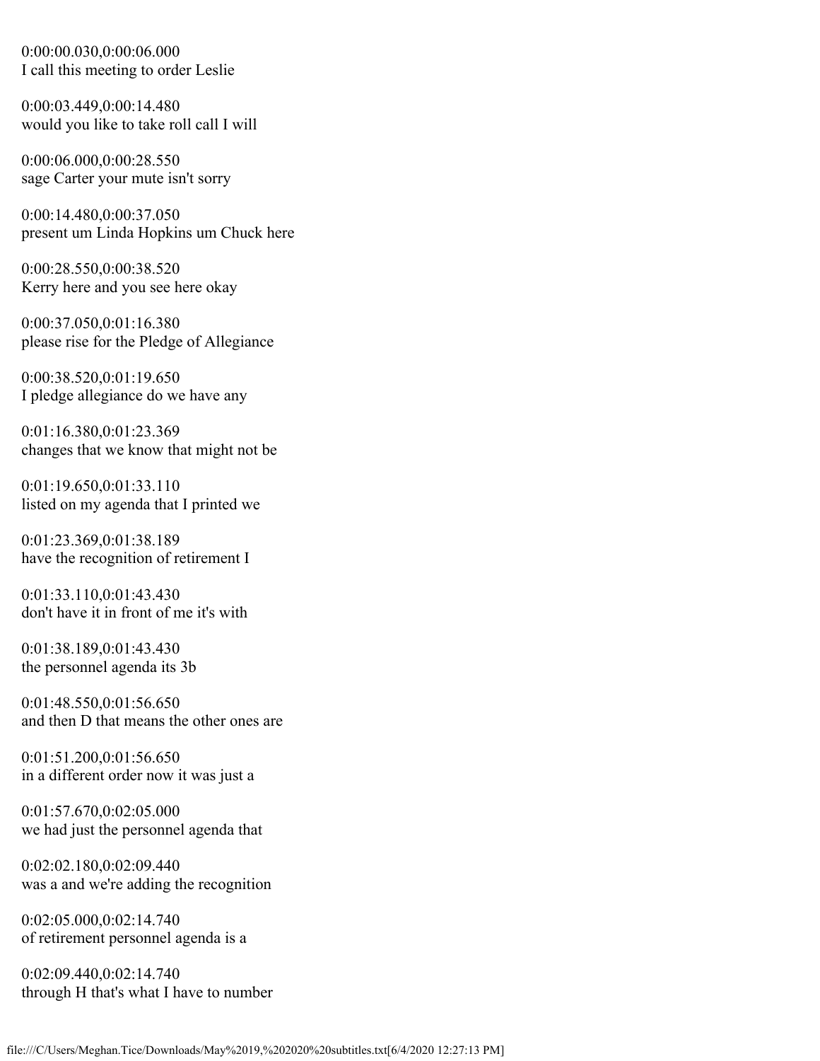0:00:00.030,0:00:06.000
I call this meeting to order Leslie

0:00:03.449,0:00:14.480
would you like to take roll call I will

0:00:06.000,0:00:28.550
sage Carter your mute isn't sorry

0:00:14.480,0:00:37.050
present um Linda Hopkins um Chuck here

0:00:28.550,0:00:38.520
Kerry here and you see here okay

0:00:37.050,0:01:16.380
please rise for the Pledge of Allegiance

0:00:38.520,0:01:19.650
I pledge allegiance do we have any

0:01:16.380,0:01:23.369
changes that we know that might not be

0:01:19.650,0:01:33.110
listed on my agenda that I printed we

0:01:23.369,0:01:38.189
have the recognition of retirement I

0:01:33.110,0:01:43.430
don't have it in front of me it's with

0:01:38.189,0:01:43.430
the personnel agenda its 3b

0:01:48.550,0:01:56.650
and then D that means the other ones are

0:01:51.200,0:01:56.650
in a different order now it was just a

0:01:57.670,0:02:05.000
we had just the personnel agenda that

0:02:02.180,0:02:09.440
was a and we're adding the recognition

0:02:05.000,0:02:14.740
of retirement personnel agenda is a

0:02:09.440,0:02:14.740
through H that's what I have to number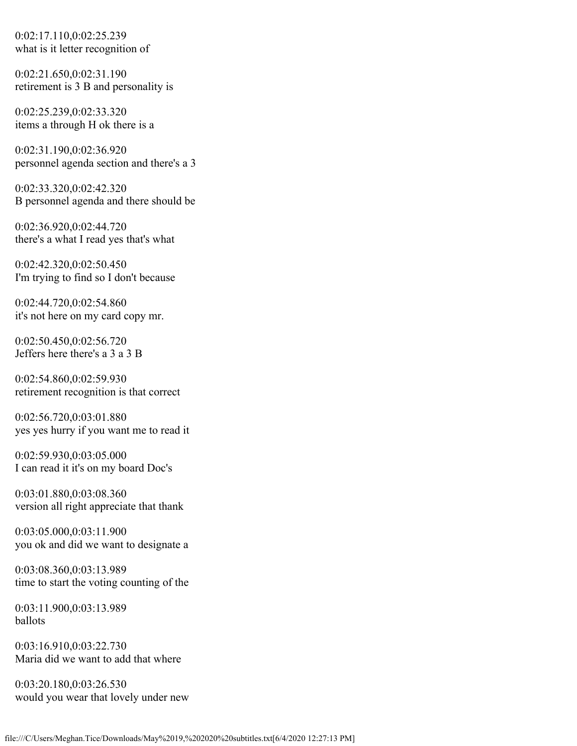0:02:17.110,0:02:25.239
what is it letter recognition of

0:02:21.650,0:02:31.190
retirement is 3 B and personality is

0:02:25.239,0:02:33.320
items a through H ok there is a

0:02:31.190,0:02:36.920
personnel agenda section and there's a 3

0:02:33.320,0:02:42.320
B personnel agenda and there should be

0:02:36.920,0:02:44.720
there's a what I read yes that's what

0:02:42.320,0:02:50.450
I'm trying to find so I don't because

0:02:44.720,0:02:54.860
it's not here on my card copy mr.

0:02:50.450,0:02:56.720
Jeffers here there's a 3 a 3 B

0:02:54.860,0:02:59.930
retirement recognition is that correct

0:02:56.720,0:03:01.880
yes yes hurry if you want me to read it

0:02:59.930,0:03:05.000
I can read it it's on my board Doc's

0:03:01.880,0:03:08.360
version all right appreciate that thank

0:03:05.000,0:03:11.900
you ok and did we want to designate a

0:03:08.360,0:03:13.989
time to start the voting counting of the

0:03:11.900,0:03:13.989
ballots

0:03:16.910,0:03:22.730
Maria did we want to add that where

0:03:20.180,0:03:26.530
would you wear that lovely under new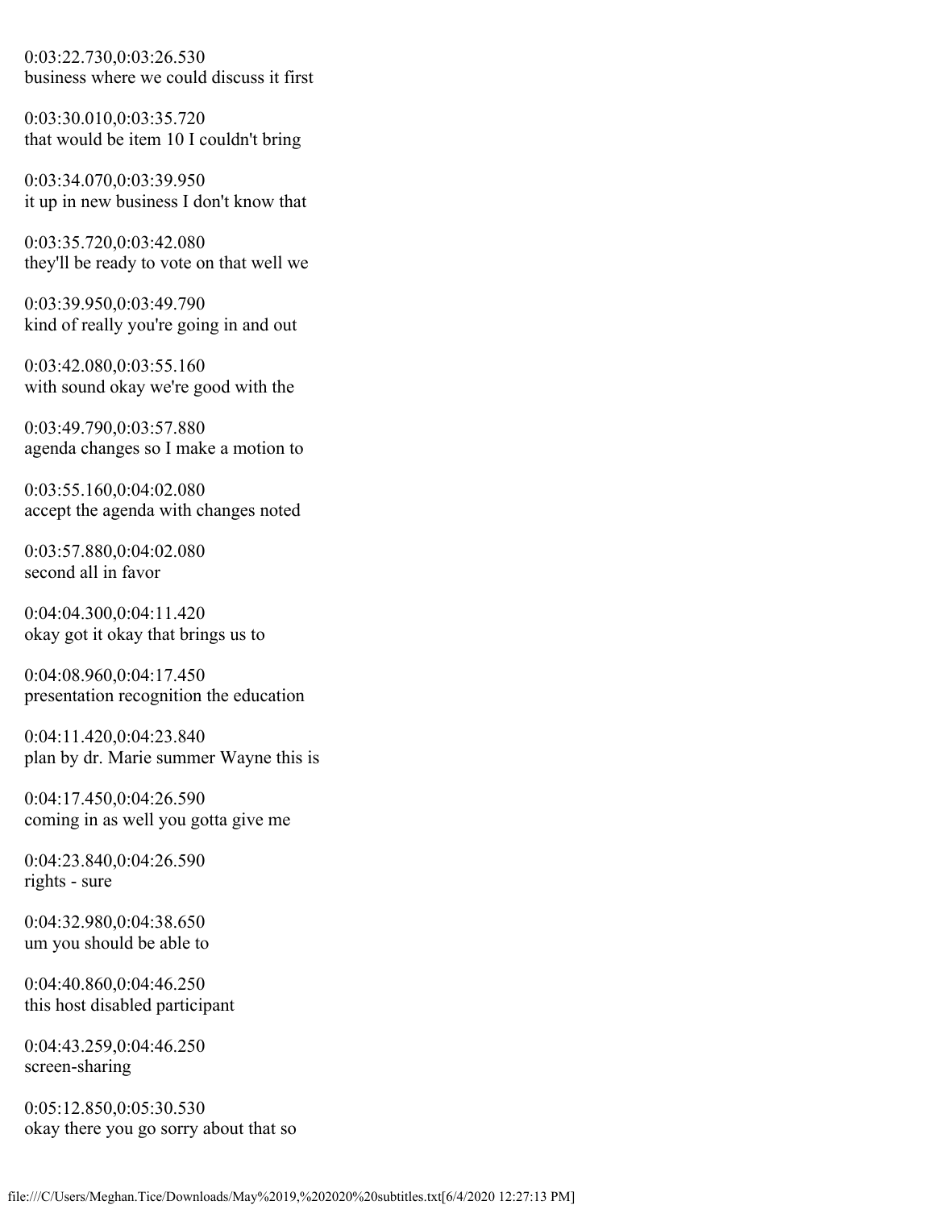0:03:22.730,0:03:26.530
business where we could discuss it first

0:03:30.010,0:03:35.720
that would be item 10 I couldn't bring

0:03:34.070,0:03:39.950
it up in new business I don't know that

0:03:35.720,0:03:42.080
they'll be ready to vote on that well we

0:03:39.950,0:03:49.790
kind of really you're going in and out

0:03:42.080,0:03:55.160
with sound okay we're good with the

0:03:49.790,0:03:57.880
agenda changes so I make a motion to

0:03:55.160,0:04:02.080
accept the agenda with changes noted

0:03:57.880,0:04:02.080
second all in favor

0:04:04.300,0:04:11.420
okay got it okay that brings us to

0:04:08.960,0:04:17.450
presentation recognition the education

0:04:11.420,0:04:23.840
plan by dr. Marie summer Wayne this is

0:04:17.450,0:04:26.590
coming in as well you gotta give me

0:04:23.840,0:04:26.590
rights - sure

0:04:32.980,0:04:38.650
um you should be able to

0:04:40.860,0:04:46.250
this host disabled participant

0:04:43.259,0:04:46.250
screen-sharing

0:05:12.850,0:05:30.530
okay there you go sorry about that so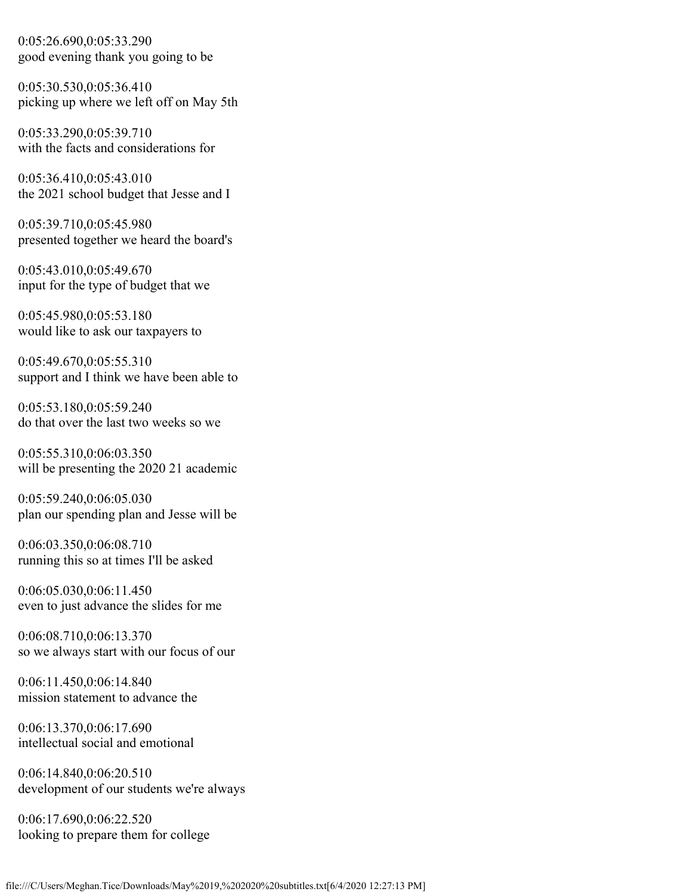0:05:26.690,0:05:33.290
good evening thank you going to be

0:05:30.530,0:05:36.410
picking up where we left off on May 5th

0:05:33.290,0:05:39.710
with the facts and considerations for

0:05:36.410,0:05:43.010
the 2021 school budget that Jesse and I

0:05:39.710,0:05:45.980
presented together we heard the board's

0:05:43.010,0:05:49.670
input for the type of budget that we

0:05:45.980,0:05:53.180
would like to ask our taxpayers to

0:05:49.670,0:05:55.310
support and I think we have been able to

0:05:53.180,0:05:59.240
do that over the last two weeks so we

0:05:55.310,0:06:03.350
will be presenting the 2020 21 academic

0:05:59.240,0:06:05.030
plan our spending plan and Jesse will be

0:06:03.350,0:06:08.710
running this so at times I'll be asked

0:06:05.030,0:06:11.450
even to just advance the slides for me

0:06:08.710,0:06:13.370
so we always start with our focus of our

0:06:11.450,0:06:14.840
mission statement to advance the

0:06:13.370,0:06:17.690
intellectual social and emotional

0:06:14.840,0:06:20.510
development of our students we're always

0:06:17.690,0:06:22.520
looking to prepare them for college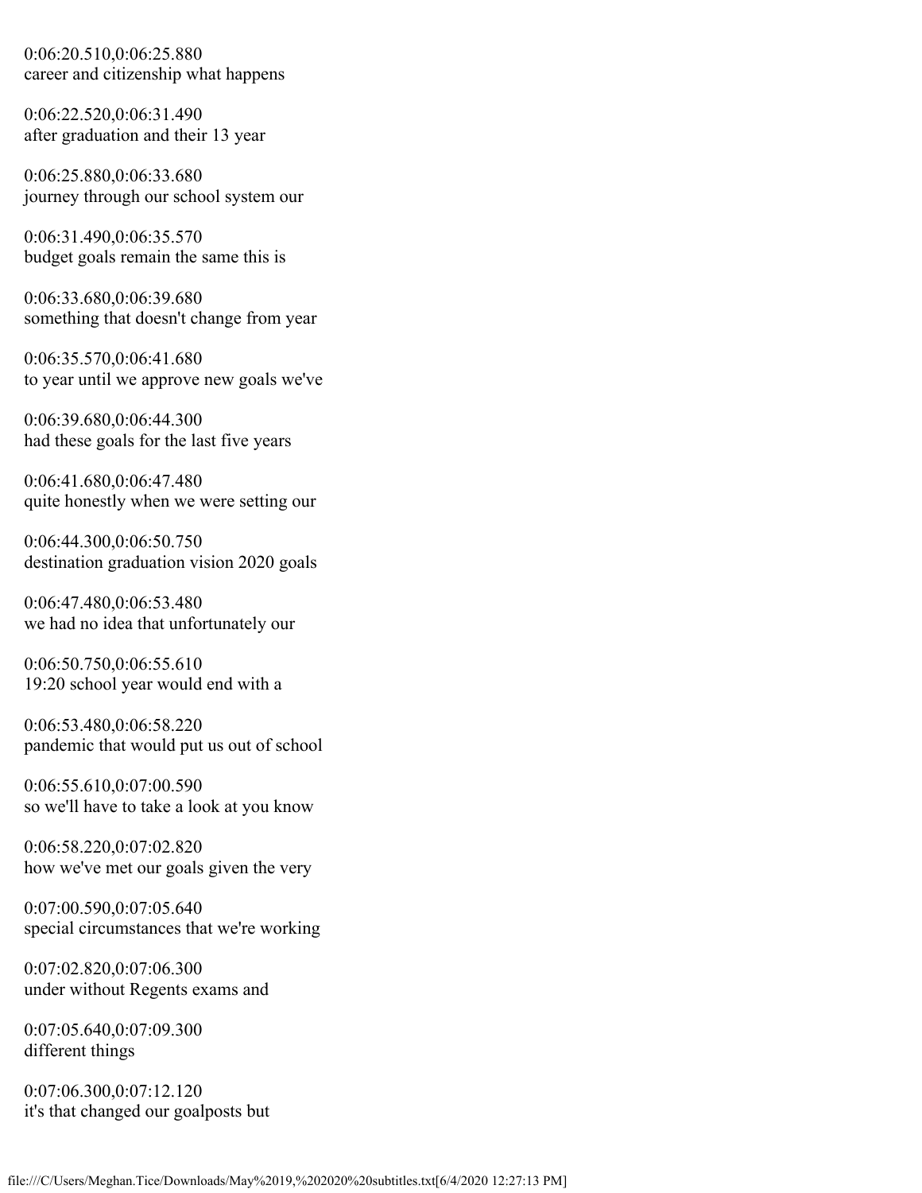0:06:20.510,0:06:25.880
career and citizenship what happens

0:06:22.520,0:06:31.490
after graduation and their 13 year

0:06:25.880,0:06:33.680
journey through our school system our

0:06:31.490,0:06:35.570
budget goals remain the same this is

0:06:33.680,0:06:39.680
something that doesn't change from year

0:06:35.570,0:06:41.680
to year until we approve new goals we've

0:06:39.680,0:06:44.300
had these goals for the last five years

0:06:41.680,0:06:47.480
quite honestly when we were setting our

0:06:44.300,0:06:50.750
destination graduation vision 2020 goals

0:06:47.480,0:06:53.480
we had no idea that unfortunately our

0:06:50.750,0:06:55.610
19:20 school year would end with a

0:06:53.480,0:06:58.220
pandemic that would put us out of school

0:06:55.610,0:07:00.590
so we'll have to take a look at you know

0:06:58.220,0:07:02.820
how we've met our goals given the very

0:07:00.590,0:07:05.640
special circumstances that we're working

0:07:02.820,0:07:06.300
under without Regents exams and

0:07:05.640,0:07:09.300
different things

0:07:06.300,0:07:12.120
it's that changed our goalposts but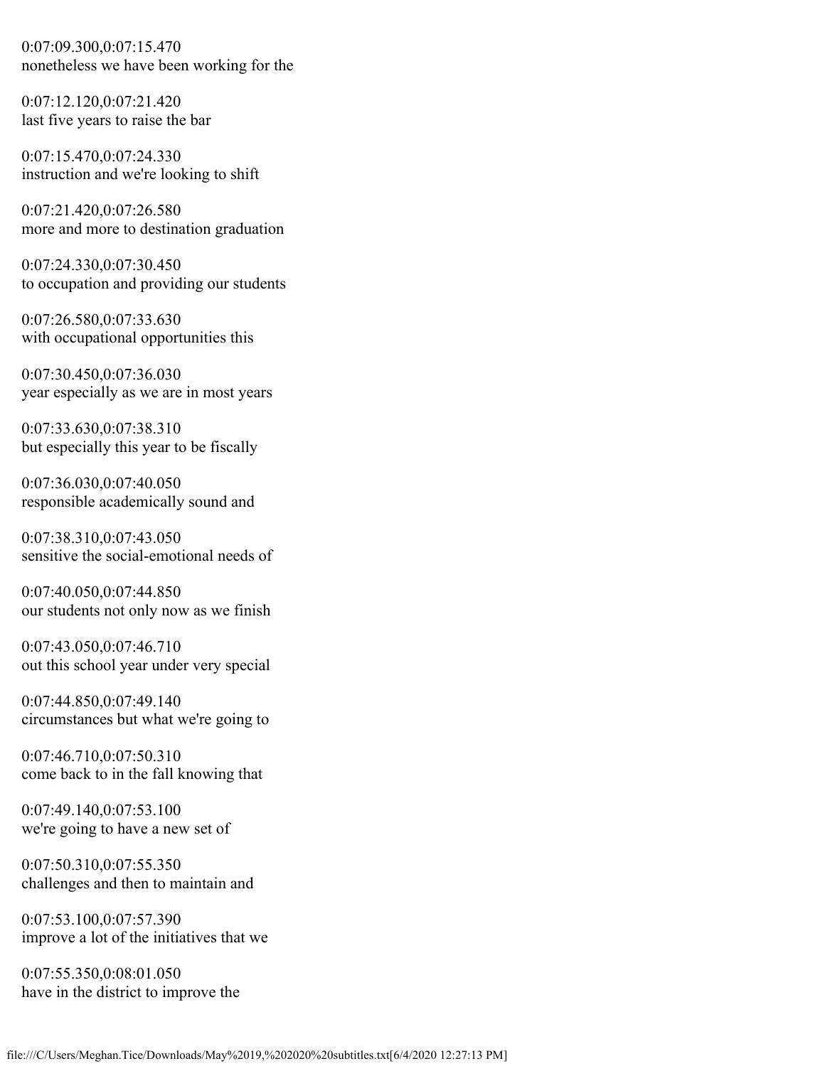0:07:09.300,0:07:15.470
nonetheless we have been working for the

0:07:12.120,0:07:21.420
last five years to raise the bar

0:07:15.470,0:07:24.330
instruction and we're looking to shift

0:07:21.420,0:07:26.580
more and more to destination graduation

0:07:24.330,0:07:30.450
to occupation and providing our students

0:07:26.580,0:07:33.630
with occupational opportunities this

0:07:30.450,0:07:36.030
year especially as we are in most years

0:07:33.630,0:07:38.310
but especially this year to be fiscally

0:07:36.030,0:07:40.050
responsible academically sound and

0:07:38.310,0:07:43.050
sensitive the social-emotional needs of

0:07:40.050,0:07:44.850
our students not only now as we finish

0:07:43.050,0:07:46.710
out this school year under very special

0:07:44.850,0:07:49.140
circumstances but what we're going to

0:07:46.710,0:07:50.310
come back to in the fall knowing that

0:07:49.140,0:07:53.100
we're going to have a new set of

0:07:50.310,0:07:55.350
challenges and then to maintain and

0:07:53.100,0:07:57.390
improve a lot of the initiatives that we

0:07:55.350,0:08:01.050
have in the district to improve the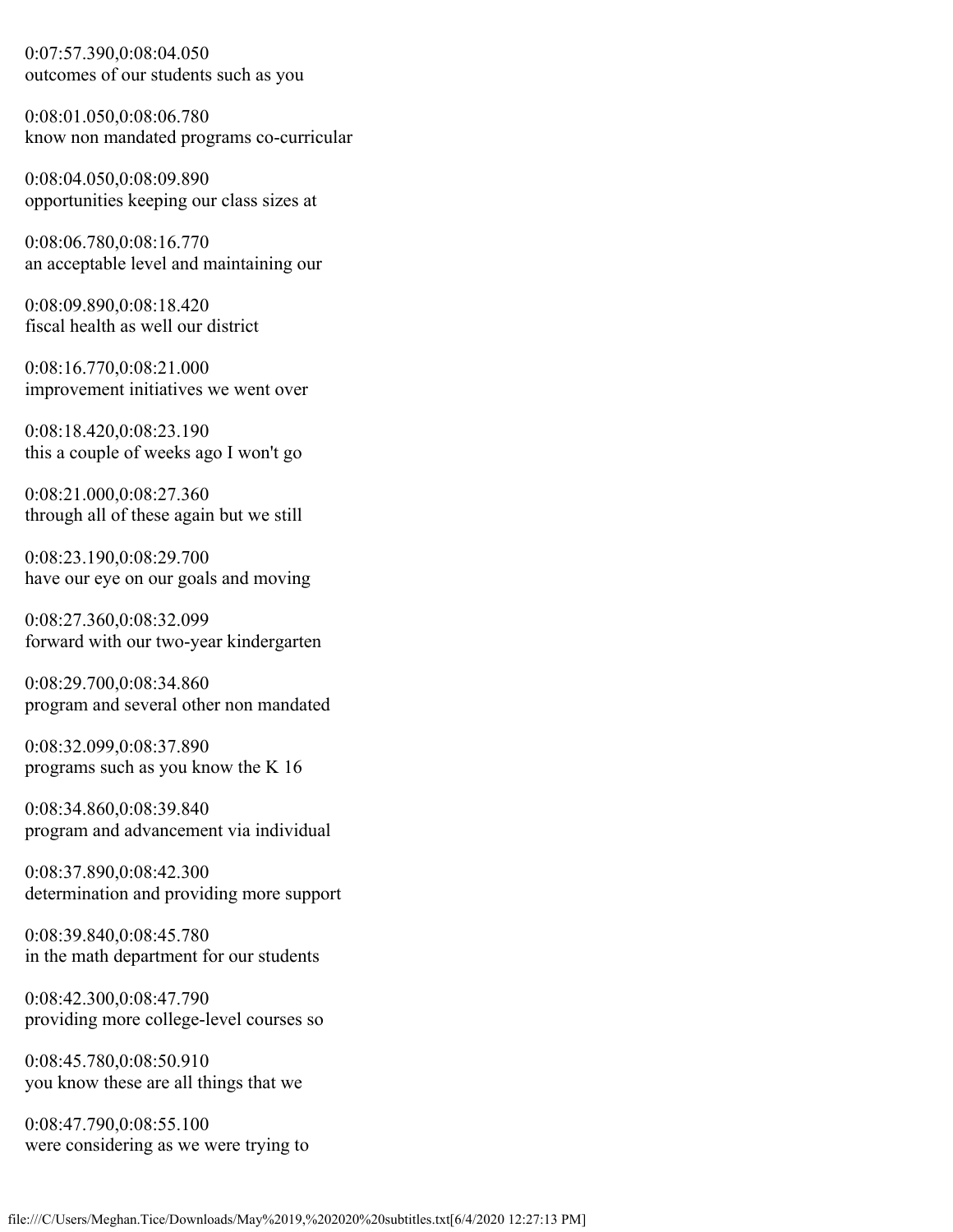0:07:57.390,0:08:04.050
outcomes of our students such as you

0:08:01.050,0:08:06.780
know non mandated programs co-curricular

0:08:04.050,0:08:09.890
opportunities keeping our class sizes at

0:08:06.780,0:08:16.770
an acceptable level and maintaining our

0:08:09.890,0:08:18.420
fiscal health as well our district

0:08:16.770,0:08:21.000
improvement initiatives we went over

0:08:18.420,0:08:23.190
this a couple of weeks ago I won't go

0:08:21.000,0:08:27.360
through all of these again but we still

0:08:23.190,0:08:29.700
have our eye on our goals and moving

0:08:27.360,0:08:32.099
forward with our two-year kindergarten

0:08:29.700,0:08:34.860
program and several other non mandated

0:08:32.099,0:08:37.890
programs such as you know the K 16

0:08:34.860,0:08:39.840
program and advancement via individual

0:08:37.890,0:08:42.300
determination and providing more support

0:08:39.840,0:08:45.780
in the math department for our students

0:08:42.300,0:08:47.790
providing more college-level courses so

0:08:45.780,0:08:50.910
you know these are all things that we

0:08:47.790,0:08:55.100
were considering as we were trying to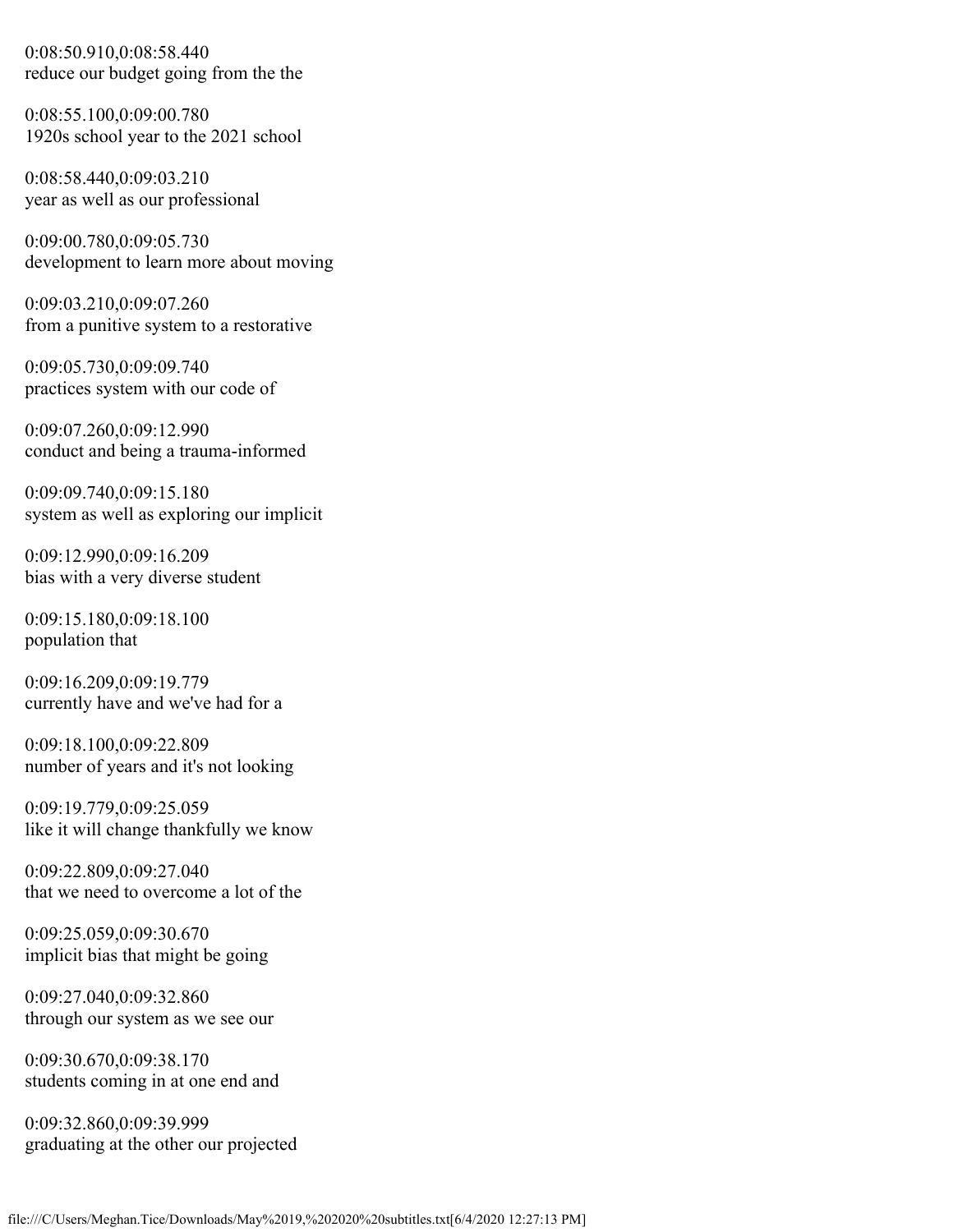0:08:50.910,0:08:58.440
reduce our budget going from the the

0:08:55.100,0:09:00.780
1920s school year to the 2021 school

0:08:58.440,0:09:03.210
year as well as our professional

0:09:00.780,0:09:05.730
development to learn more about moving

0:09:03.210,0:09:07.260
from a punitive system to a restorative

0:09:05.730,0:09:09.740
practices system with our code of

0:09:07.260,0:09:12.990
conduct and being a trauma-informed

0:09:09.740,0:09:15.180
system as well as exploring our implicit

0:09:12.990,0:09:16.209
bias with a very diverse student

0:09:15.180,0:09:18.100
population that

0:09:16.209,0:09:19.779
currently have and we've had for a

0:09:18.100,0:09:22.809
number of years and it's not looking

0:09:19.779,0:09:25.059
like it will change thankfully we know

0:09:22.809,0:09:27.040
that we need to overcome a lot of the

0:09:25.059,0:09:30.670
implicit bias that might be going

0:09:27.040,0:09:32.860
through our system as we see our

0:09:30.670,0:09:38.170
students coming in at one end and

0:09:32.860,0:09:39.999
graduating at the other our projected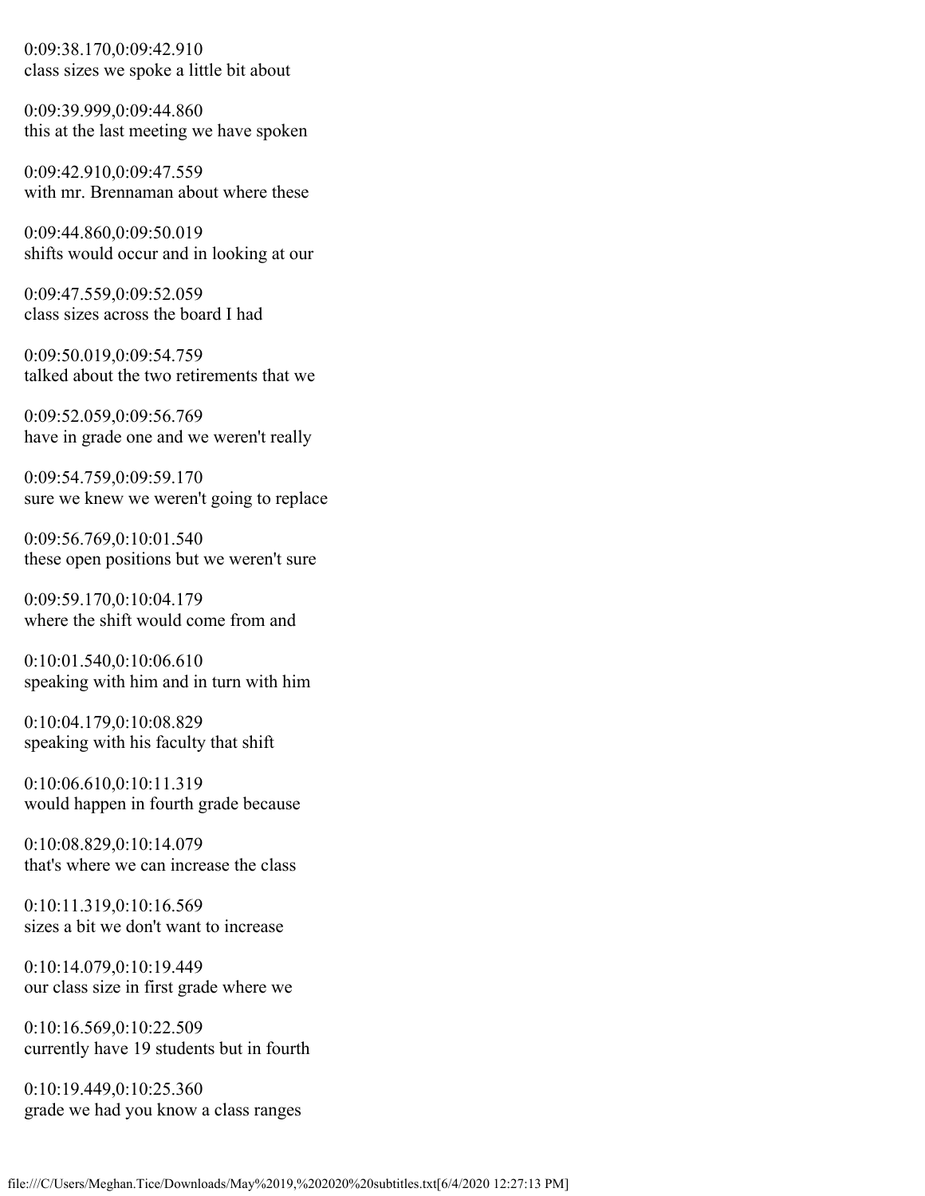0:09:38.170,0:09:42.910
class sizes we spoke a little bit about

0:09:39.999,0:09:44.860
this at the last meeting we have spoken

0:09:42.910,0:09:47.559
with mr. Brennaman about where these

0:09:44.860,0:09:50.019
shifts would occur and in looking at our

0:09:47.559,0:09:52.059
class sizes across the board I had

0:09:50.019,0:09:54.759
talked about the two retirements that we

0:09:52.059,0:09:56.769
have in grade one and we weren't really

0:09:54.759,0:09:59.170
sure we knew we weren't going to replace

0:09:56.769,0:10:01.540
these open positions but we weren't sure

0:09:59.170,0:10:04.179
where the shift would come from and

0:10:01.540,0:10:06.610
speaking with him and in turn with him

0:10:04.179,0:10:08.829
speaking with his faculty that shift

0:10:06.610,0:10:11.319
would happen in fourth grade because

0:10:08.829,0:10:14.079
that's where we can increase the class

0:10:11.319,0:10:16.569
sizes a bit we don't want to increase

0:10:14.079,0:10:19.449
our class size in first grade where we

0:10:16.569,0:10:22.509
currently have 19 students but in fourth

0:10:19.449,0:10:25.360
grade we had you know a class ranges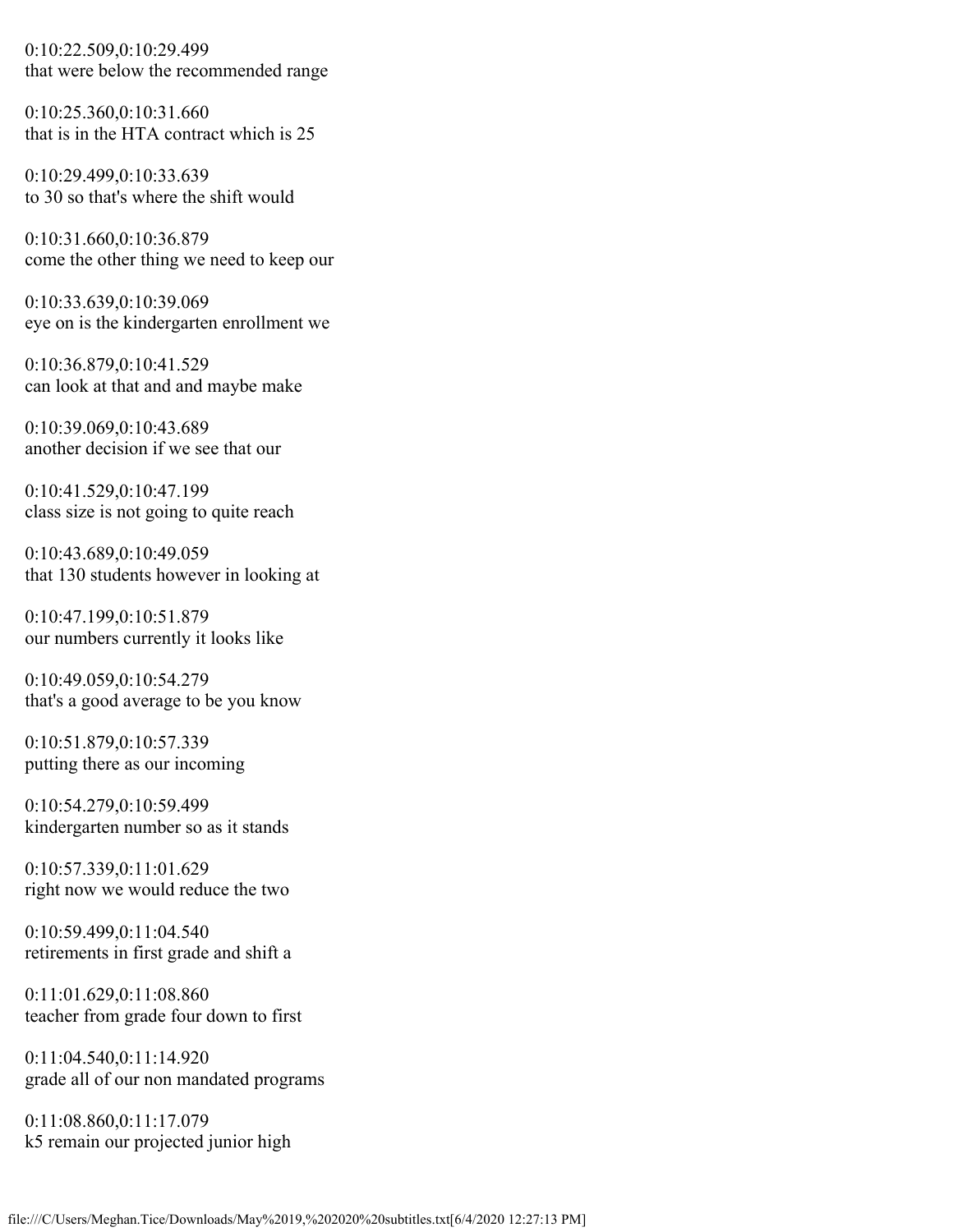0:10:22.509,0:10:29.499
that were below the recommended range

0:10:25.360,0:10:31.660
that is in the HTA contract which is 25

0:10:29.499,0:10:33.639
to 30 so that's where the shift would

0:10:31.660,0:10:36.879
come the other thing we need to keep our

0:10:33.639,0:10:39.069
eye on is the kindergarten enrollment we

0:10:36.879,0:10:41.529
can look at that and and maybe make

0:10:39.069,0:10:43.689
another decision if we see that our

0:10:41.529,0:10:47.199
class size is not going to quite reach

0:10:43.689,0:10:49.059
that 130 students however in looking at

0:10:47.199,0:10:51.879
our numbers currently it looks like

0:10:49.059,0:10:54.279
that's a good average to be you know

0:10:51.879,0:10:57.339
putting there as our incoming

0:10:54.279,0:10:59.499
kindergarten number so as it stands

0:10:57.339,0:11:01.629
right now we would reduce the two

0:10:59.499,0:11:04.540
retirements in first grade and shift a

0:11:01.629,0:11:08.860
teacher from grade four down to first

0:11:04.540,0:11:14.920
grade all of our non mandated programs

0:11:08.860,0:11:17.079
k5 remain our projected junior high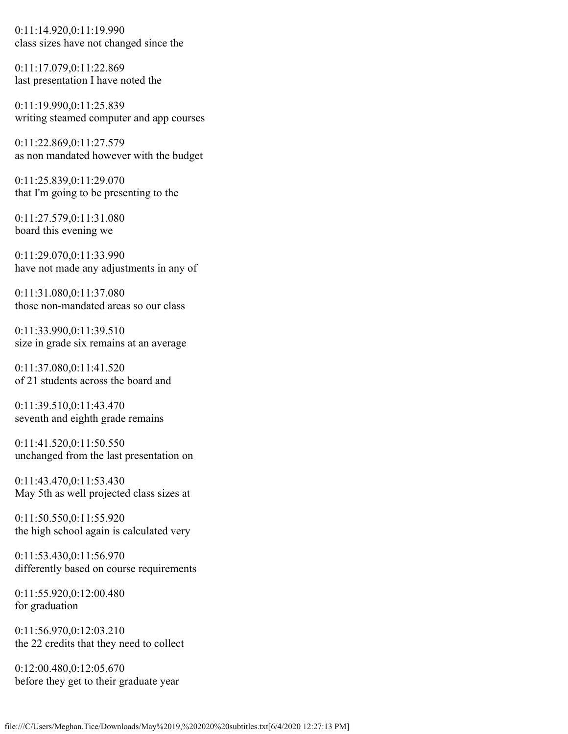0:11:14.920,0:11:19.990
class sizes have not changed since the

0:11:17.079,0:11:22.869
last presentation I have noted the

0:11:19.990,0:11:25.839
writing steamed computer and app courses

0:11:22.869,0:11:27.579
as non mandated however with the budget

0:11:25.839,0:11:29.070
that I'm going to be presenting to the

0:11:27.579,0:11:31.080
board this evening we

0:11:29.070,0:11:33.990
have not made any adjustments in any of

0:11:31.080,0:11:37.080
those non-mandated areas so our class

0:11:33.990,0:11:39.510
size in grade six remains at an average

0:11:37.080,0:11:41.520
of 21 students across the board and

0:11:39.510,0:11:43.470
seventh and eighth grade remains

0:11:41.520,0:11:50.550
unchanged from the last presentation on

0:11:43.470,0:11:53.430
May 5th as well projected class sizes at

0:11:50.550,0:11:55.920
the high school again is calculated very

0:11:53.430,0:11:56.970
differently based on course requirements

0:11:55.920,0:12:00.480
for graduation

0:11:56.970,0:12:03.210
the 22 credits that they need to collect

0:12:00.480,0:12:05.670
before they get to their graduate year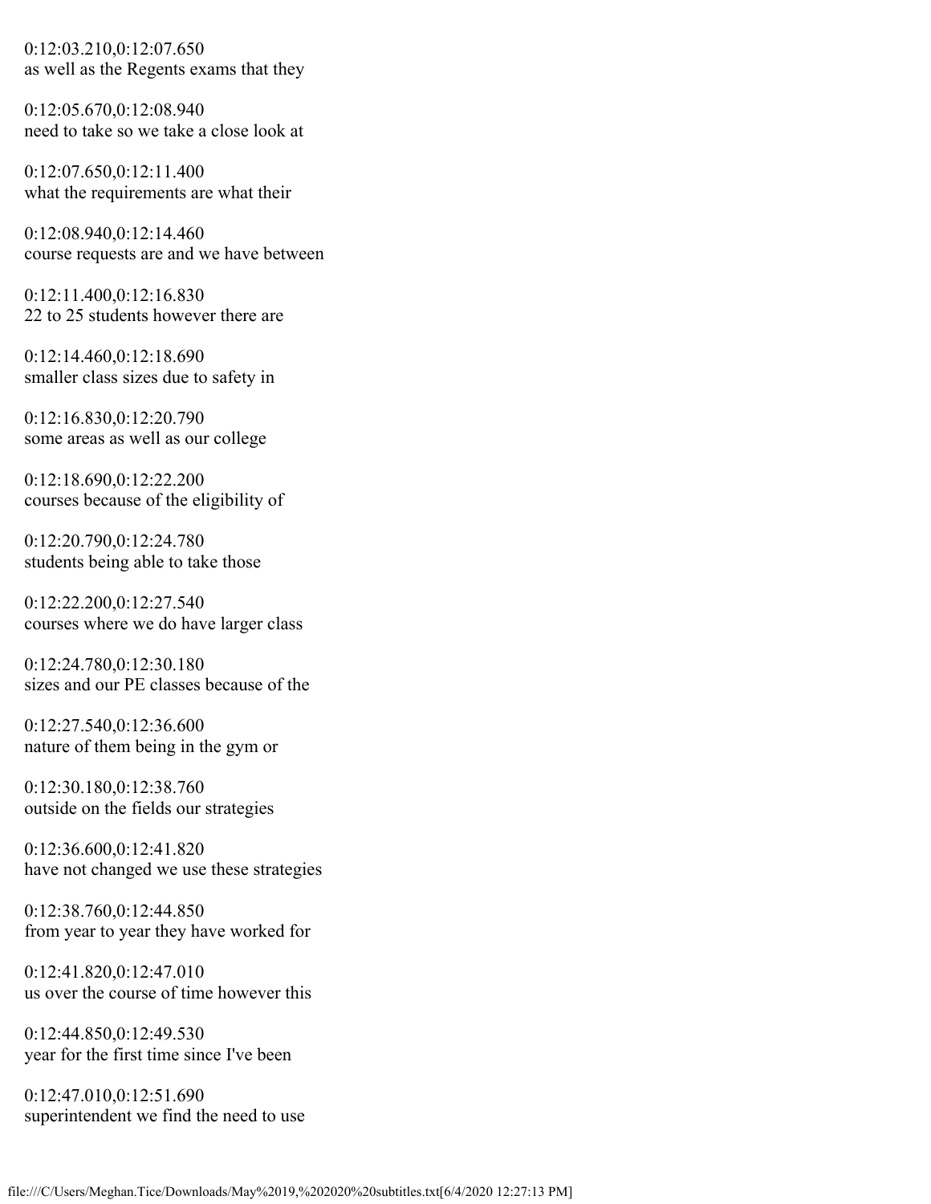0:12:03.210,0:12:07.650
as well as the Regents exams that they

0:12:05.670,0:12:08.940
need to take so we take a close look at

0:12:07.650,0:12:11.400
what the requirements are what their

0:12:08.940,0:12:14.460
course requests are and we have between

0:12:11.400,0:12:16.830
22 to 25 students however there are

0:12:14.460,0:12:18.690
smaller class sizes due to safety in

0:12:16.830,0:12:20.790
some areas as well as our college

0:12:18.690,0:12:22.200
courses because of the eligibility of

0:12:20.790,0:12:24.780
students being able to take those

0:12:22.200,0:12:27.540
courses where we do have larger class

0:12:24.780,0:12:30.180
sizes and our PE classes because of the

0:12:27.540,0:12:36.600
nature of them being in the gym or

0:12:30.180,0:12:38.760
outside on the fields our strategies

0:12:36.600,0:12:41.820
have not changed we use these strategies

0:12:38.760,0:12:44.850
from year to year they have worked for

0:12:41.820,0:12:47.010
us over the course of time however this

0:12:44.850,0:12:49.530
year for the first time since I've been

0:12:47.010,0:12:51.690
superintendent we find the need to use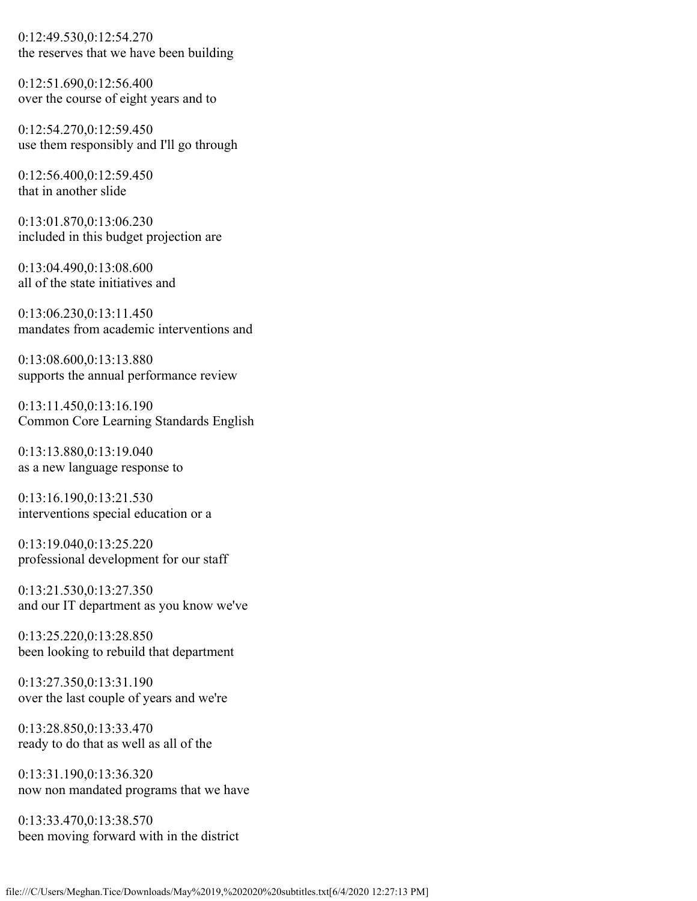0:12:49.530,0:12:54.270
the reserves that we have been building

0:12:51.690,0:12:56.400
over the course of eight years and to

0:12:54.270,0:12:59.450
use them responsibly and I'll go through

0:12:56.400,0:12:59.450
that in another slide

0:13:01.870,0:13:06.230
included in this budget projection are

0:13:04.490,0:13:08.600
all of the state initiatives and

0:13:06.230,0:13:11.450
mandates from academic interventions and

0:13:08.600,0:13:13.880
supports the annual performance review

0:13:11.450,0:13:16.190
Common Core Learning Standards English

0:13:13.880,0:13:19.040
as a new language response to

0:13:16.190,0:13:21.530
interventions special education or a

0:13:19.040,0:13:25.220
professional development for our staff

0:13:21.530,0:13:27.350
and our IT department as you know we've

0:13:25.220,0:13:28.850
been looking to rebuild that department

0:13:27.350,0:13:31.190
over the last couple of years and we're

0:13:28.850,0:13:33.470
ready to do that as well as all of the

0:13:31.190,0:13:36.320
now non mandated programs that we have

0:13:33.470,0:13:38.570
been moving forward with in the district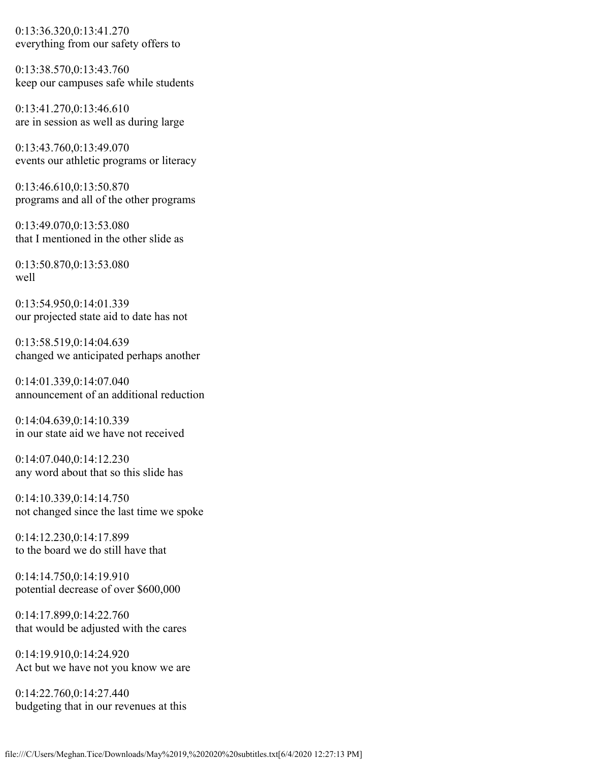0:13:36.320,0:13:41.270
everything from our safety offers to

0:13:38.570,0:13:43.760
keep our campuses safe while students

0:13:41.270,0:13:46.610
are in session as well as during large

0:13:43.760,0:13:49.070
events our athletic programs or literacy

0:13:46.610,0:13:50.870
programs and all of the other programs

0:13:49.070,0:13:53.080
that I mentioned in the other slide as

0:13:50.870,0:13:53.080
well

0:13:54.950,0:14:01.339
our projected state aid to date has not

0:13:58.519,0:14:04.639
changed we anticipated perhaps another

0:14:01.339,0:14:07.040
announcement of an additional reduction

0:14:04.639,0:14:10.339
in our state aid we have not received

0:14:07.040,0:14:12.230
any word about that so this slide has

0:14:10.339,0:14:14.750
not changed since the last time we spoke

0:14:12.230,0:14:17.899
to the board we do still have that

0:14:14.750,0:14:19.910
potential decrease of over $600,000

0:14:17.899,0:14:22.760
that would be adjusted with the cares

0:14:19.910,0:14:24.920
Act but we have not you know we are

0:14:22.760,0:14:27.440
budgeting that in our revenues at this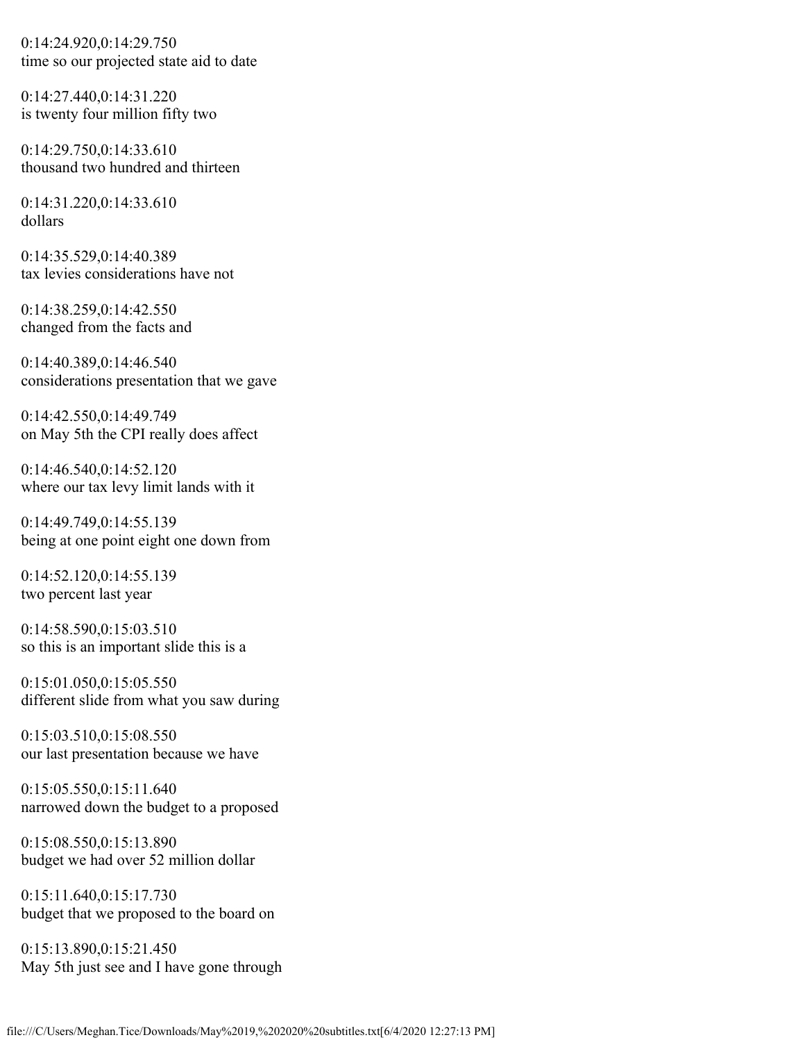0:14:24.920,0:14:29.750
time so our projected state aid to date

0:14:27.440,0:14:31.220
is twenty four million fifty two

0:14:29.750,0:14:33.610
thousand two hundred and thirteen

0:14:31.220,0:14:33.610
dollars

0:14:35.529,0:14:40.389
tax levies considerations have not

0:14:38.259,0:14:42.550
changed from the facts and

0:14:40.389,0:14:46.540
considerations presentation that we gave

0:14:42.550,0:14:49.749
on May 5th the CPI really does affect

0:14:46.540,0:14:52.120
where our tax levy limit lands with it

0:14:49.749,0:14:55.139
being at one point eight one down from

0:14:52.120,0:14:55.139
two percent last year

0:14:58.590,0:15:03.510
so this is an important slide this is a

0:15:01.050,0:15:05.550
different slide from what you saw during

0:15:03.510,0:15:08.550
our last presentation because we have

0:15:05.550,0:15:11.640
narrowed down the budget to a proposed

0:15:08.550,0:15:13.890
budget we had over 52 million dollar

0:15:11.640,0:15:17.730
budget that we proposed to the board on

0:15:13.890,0:15:21.450
May 5th just see and I have gone through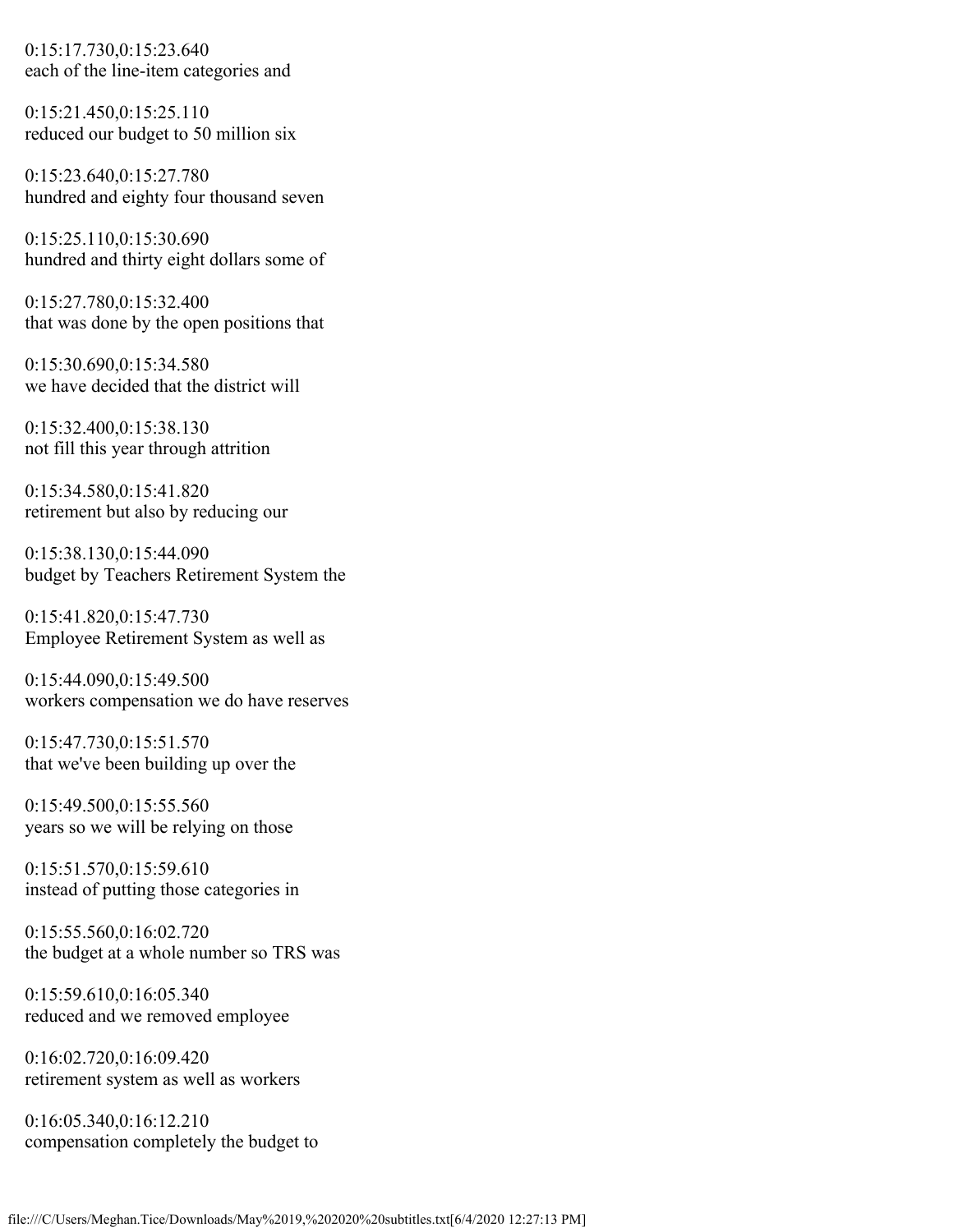0:15:17.730,0:15:23.640
each of the line-item categories and

0:15:21.450,0:15:25.110
reduced our budget to 50 million six

0:15:23.640,0:15:27.780
hundred and eighty four thousand seven

0:15:25.110,0:15:30.690
hundred and thirty eight dollars some of

0:15:27.780,0:15:32.400
that was done by the open positions that

0:15:30.690,0:15:34.580
we have decided that the district will

0:15:32.400,0:15:38.130
not fill this year through attrition

0:15:34.580,0:15:41.820
retirement but also by reducing our

0:15:38.130,0:15:44.090
budget by Teachers Retirement System the

0:15:41.820,0:15:47.730
Employee Retirement System as well as

0:15:44.090,0:15:49.500
workers compensation we do have reserves

0:15:47.730,0:15:51.570
that we've been building up over the

0:15:49.500,0:15:55.560
years so we will be relying on those

0:15:51.570,0:15:59.610
instead of putting those categories in

0:15:55.560,0:16:02.720
the budget at a whole number so TRS was

0:15:59.610,0:16:05.340
reduced and we removed employee

0:16:02.720,0:16:09.420
retirement system as well as workers

0:16:05.340,0:16:12.210
compensation completely the budget to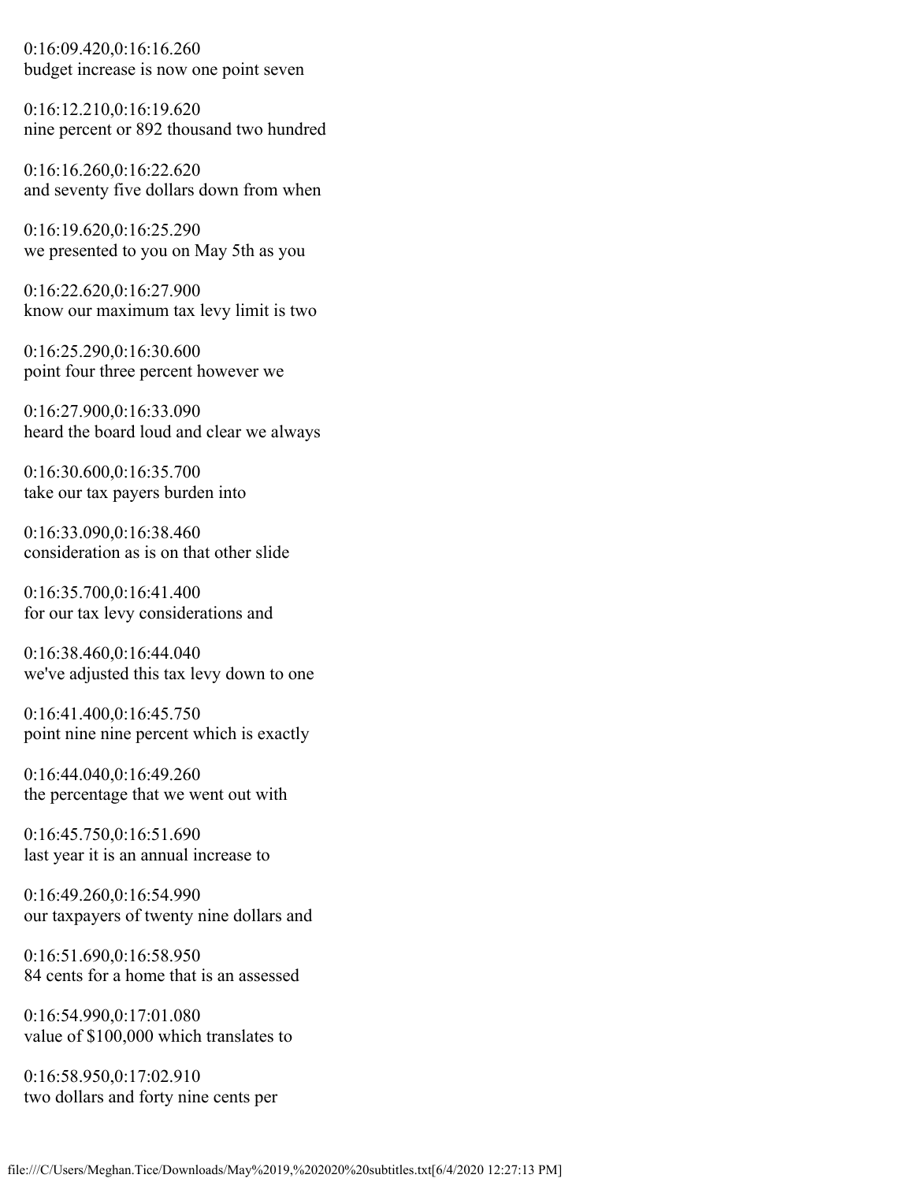0:16:09.420,0:16:16.260
budget increase is now one point seven

0:16:12.210,0:16:19.620
nine percent or 892 thousand two hundred

0:16:16.260,0:16:22.620
and seventy five dollars down from when

0:16:19.620,0:16:25.290
we presented to you on May 5th as you

0:16:22.620,0:16:27.900
know our maximum tax levy limit is two

0:16:25.290,0:16:30.600
point four three percent however we

0:16:27.900,0:16:33.090
heard the board loud and clear we always

0:16:30.600,0:16:35.700
take our tax payers burden into

0:16:33.090,0:16:38.460
consideration as is on that other slide

0:16:35.700,0:16:41.400
for our tax levy considerations and

0:16:38.460,0:16:44.040
we've adjusted this tax levy down to one

0:16:41.400,0:16:45.750
point nine nine percent which is exactly

0:16:44.040,0:16:49.260
the percentage that we went out with

0:16:45.750,0:16:51.690
last year it is an annual increase to

0:16:49.260,0:16:54.990
our taxpayers of twenty nine dollars and

0:16:51.690,0:16:58.950
84 cents for a home that is an assessed

0:16:54.990,0:17:01.080
value of $100,000 which translates to

0:16:58.950,0:17:02.910
two dollars and forty nine cents per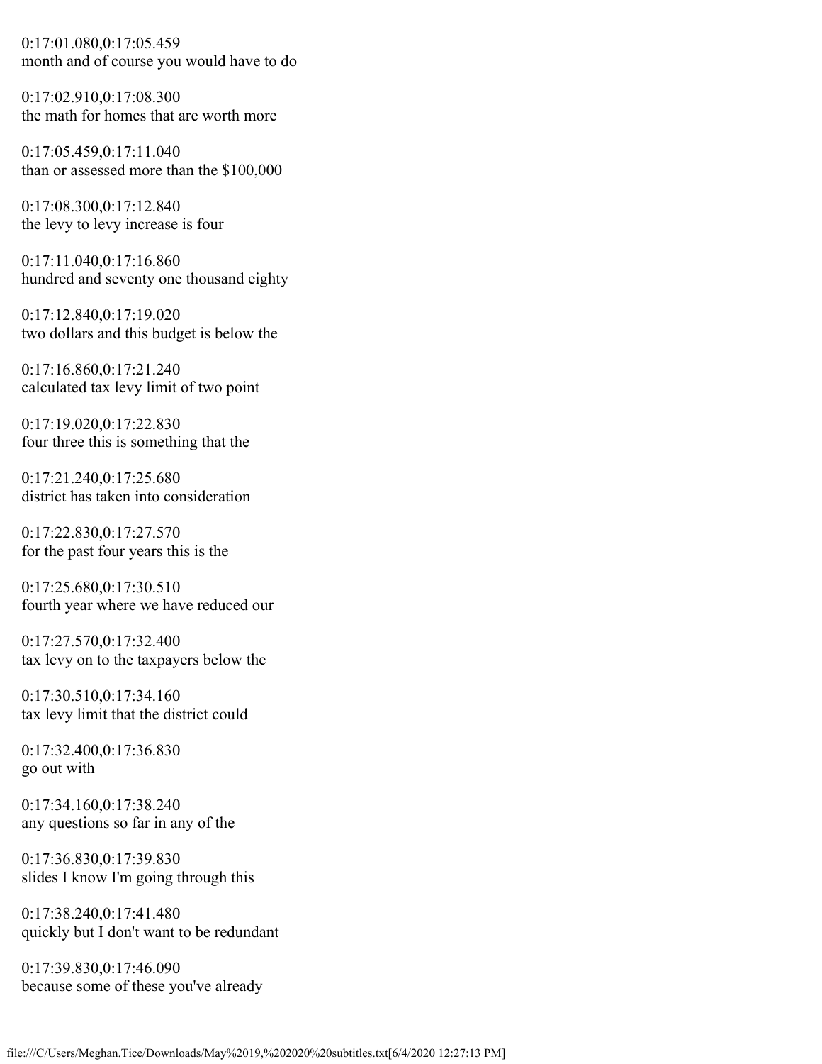0:17:01.080,0:17:05.459
month and of course you would have to do

0:17:02.910,0:17:08.300
the math for homes that are worth more

0:17:05.459,0:17:11.040
than or assessed more than the $100,000

0:17:08.300,0:17:12.840
the levy to levy increase is four

0:17:11.040,0:17:16.860
hundred and seventy one thousand eighty

0:17:12.840,0:17:19.020
two dollars and this budget is below the

0:17:16.860,0:17:21.240
calculated tax levy limit of two point

0:17:19.020,0:17:22.830
four three this is something that the

0:17:21.240,0:17:25.680
district has taken into consideration

0:17:22.830,0:17:27.570
for the past four years this is the

0:17:25.680,0:17:30.510
fourth year where we have reduced our

0:17:27.570,0:17:32.400
tax levy on to the taxpayers below the

0:17:30.510,0:17:34.160
tax levy limit that the district could

0:17:32.400,0:17:36.830
go out with

0:17:34.160,0:17:38.240
any questions so far in any of the

0:17:36.830,0:17:39.830
slides I know I'm going through this

0:17:38.240,0:17:41.480
quickly but I don't want to be redundant

0:17:39.830,0:17:46.090
because some of these you've already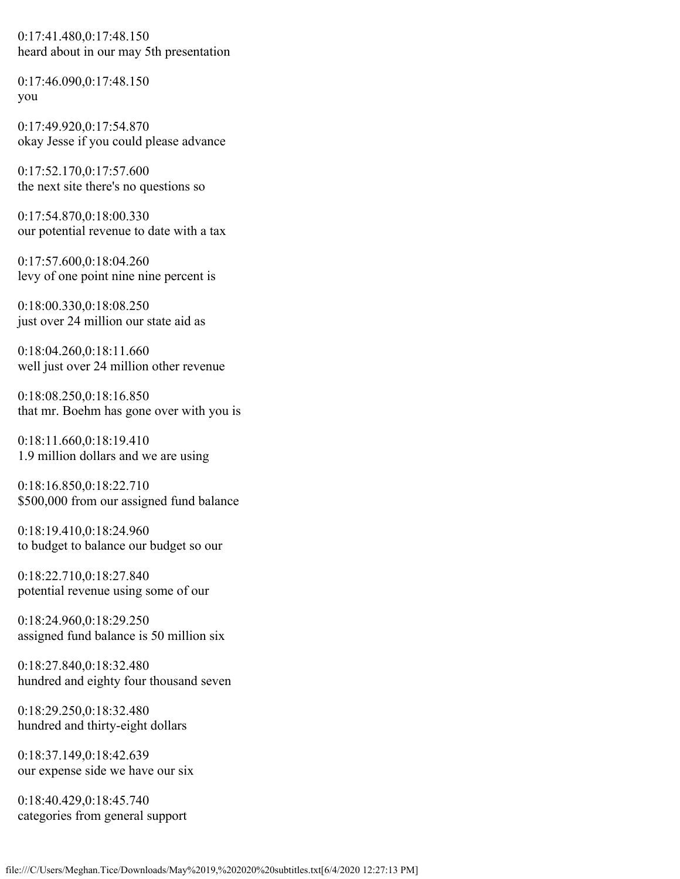0:17:41.480,0:17:48.150
heard about in our may 5th presentation

0:17:46.090,0:17:48.150
you

0:17:49.920,0:17:54.870
okay Jesse if you could please advance

0:17:52.170,0:17:57.600
the next site there's no questions so

0:17:54.870,0:18:00.330
our potential revenue to date with a tax

0:17:57.600,0:18:04.260
levy of one point nine nine percent is

0:18:00.330,0:18:08.250
just over 24 million our state aid as

0:18:04.260,0:18:11.660
well just over 24 million other revenue

0:18:08.250,0:18:16.850
that mr. Boehm has gone over with you is

0:18:11.660,0:18:19.410
1.9 million dollars and we are using

0:18:16.850,0:18:22.710
$500,000 from our assigned fund balance

0:18:19.410,0:18:24.960
to budget to balance our budget so our

0:18:22.710,0:18:27.840
potential revenue using some of our

0:18:24.960,0:18:29.250
assigned fund balance is 50 million six

0:18:27.840,0:18:32.480
hundred and eighty four thousand seven

0:18:29.250,0:18:32.480
hundred and thirty-eight dollars

0:18:37.149,0:18:42.639
our expense side we have our six

0:18:40.429,0:18:45.740
categories from general support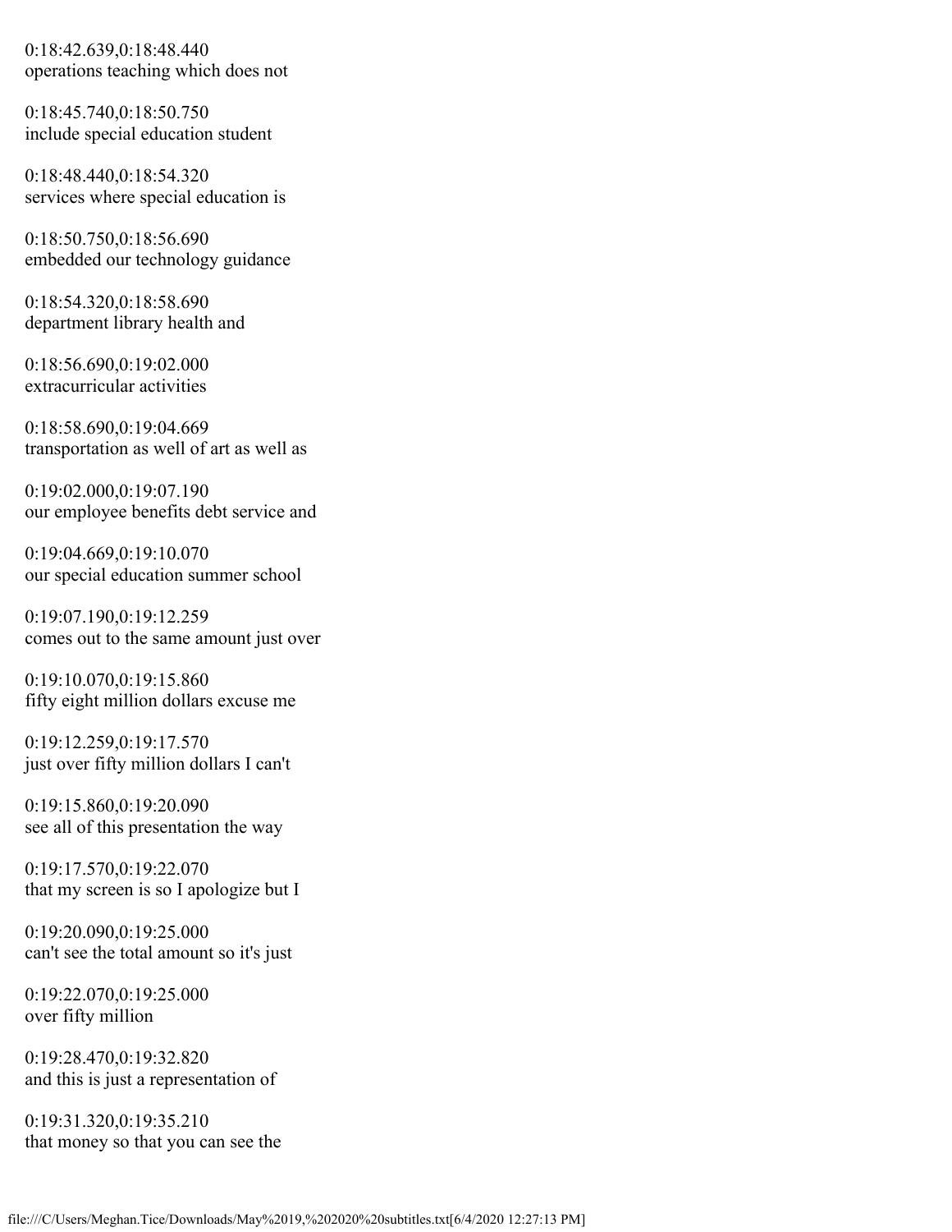0:18:42.639,0:18:48.440
operations teaching which does not

0:18:45.740,0:18:50.750
include special education student

0:18:48.440,0:18:54.320
services where special education is

0:18:50.750,0:18:56.690
embedded our technology guidance

0:18:54.320,0:18:58.690
department library health and

0:18:56.690,0:19:02.000
extracurricular activities

0:18:58.690,0:19:04.669
transportation as well of art as well as

0:19:02.000,0:19:07.190
our employee benefits debt service and

0:19:04.669,0:19:10.070
our special education summer school

0:19:07.190,0:19:12.259
comes out to the same amount just over

0:19:10.070,0:19:15.860
fifty eight million dollars excuse me

0:19:12.259,0:19:17.570
just over fifty million dollars I can't

0:19:15.860,0:19:20.090
see all of this presentation the way

0:19:17.570,0:19:22.070
that my screen is so I apologize but I

0:19:20.090,0:19:25.000
can't see the total amount so it's just

0:19:22.070,0:19:25.000
over fifty million

0:19:28.470,0:19:32.820
and this is just a representation of

0:19:31.320,0:19:35.210
that money so that you can see the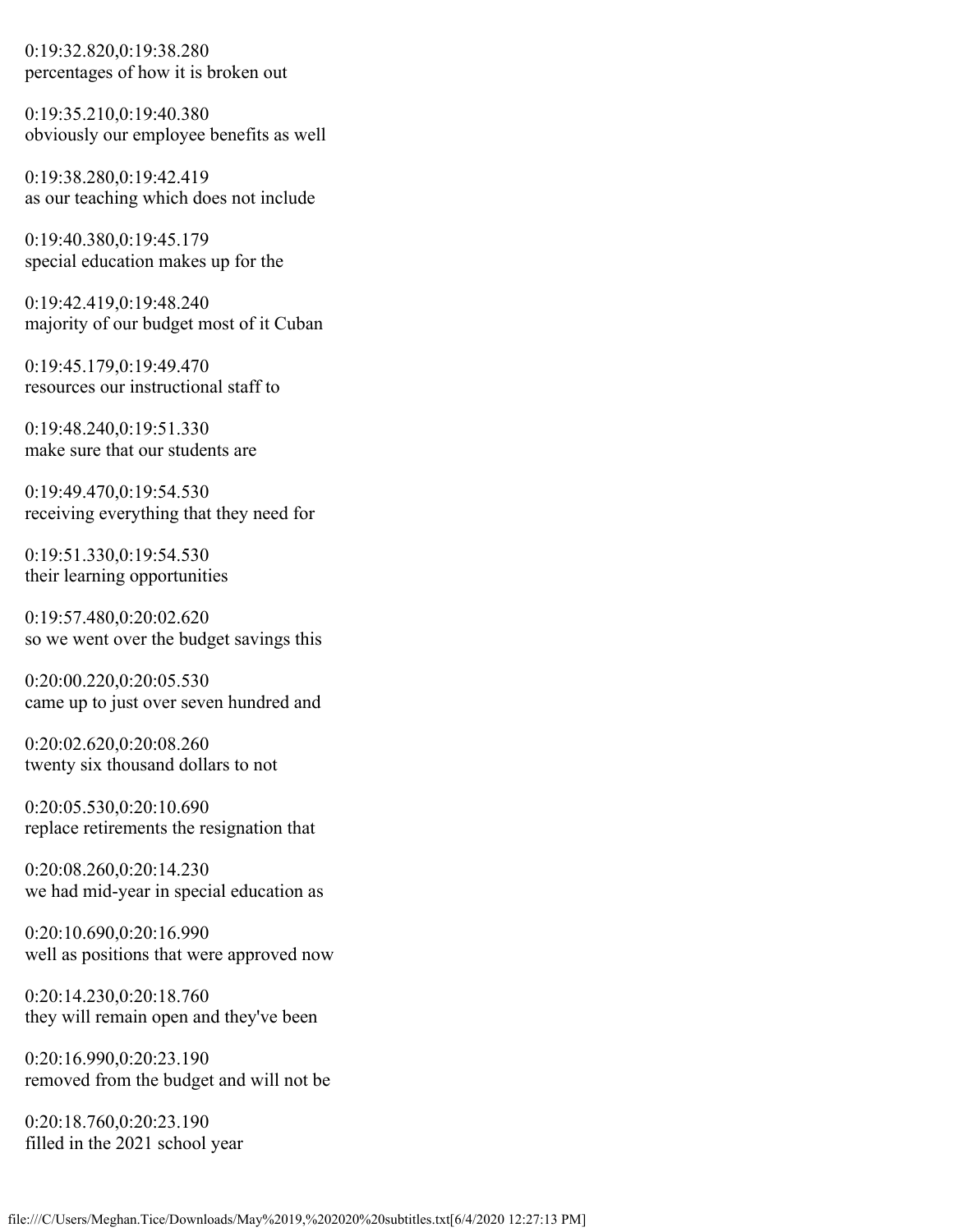0:19:32.820,0:19:38.280
percentages of how it is broken out

0:19:35.210,0:19:40.380
obviously our employee benefits as well

0:19:38.280,0:19:42.419
as our teaching which does not include

0:19:40.380,0:19:45.179
special education makes up for the

0:19:42.419,0:19:48.240
majority of our budget most of it Cuban

0:19:45.179,0:19:49.470
resources our instructional staff to

0:19:48.240,0:19:51.330
make sure that our students are

0:19:49.470,0:19:54.530
receiving everything that they need for

0:19:51.330,0:19:54.530
their learning opportunities

0:19:57.480,0:20:02.620
so we went over the budget savings this

0:20:00.220,0:20:05.530
came up to just over seven hundred and

0:20:02.620,0:20:08.260
twenty six thousand dollars to not

0:20:05.530,0:20:10.690
replace retirements the resignation that

0:20:08.260,0:20:14.230
we had mid-year in special education as

0:20:10.690,0:20:16.990
well as positions that were approved now

0:20:14.230,0:20:18.760
they will remain open and they've been

0:20:16.990,0:20:23.190
removed from the budget and will not be

0:20:18.760,0:20:23.190
filled in the 2021 school year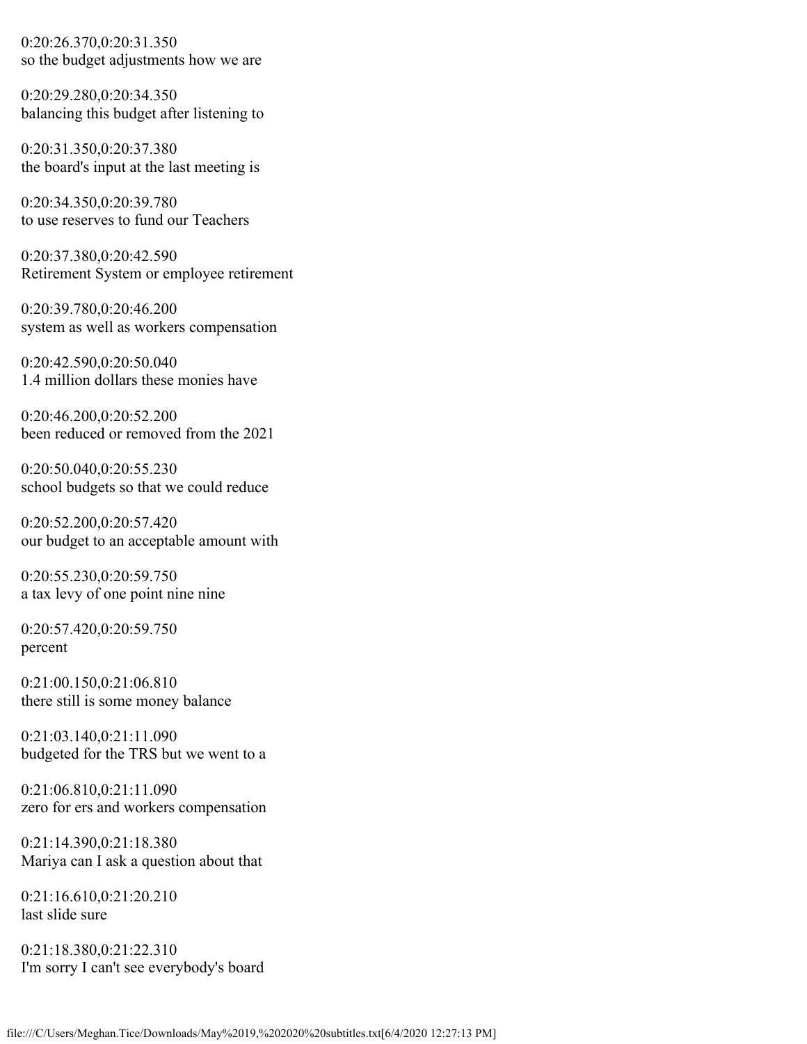0:20:26.370,0:20:31.350
so the budget adjustments how we are

0:20:29.280,0:20:34.350
balancing this budget after listening to

0:20:31.350,0:20:37.380
the board's input at the last meeting is

0:20:34.350,0:20:39.780
to use reserves to fund our Teachers

0:20:37.380,0:20:42.590
Retirement System or employee retirement

0:20:39.780,0:20:46.200
system as well as workers compensation

0:20:42.590,0:20:50.040
1.4 million dollars these monies have

0:20:46.200,0:20:52.200
been reduced or removed from the 2021

0:20:50.040,0:20:55.230
school budgets so that we could reduce

0:20:52.200,0:20:57.420
our budget to an acceptable amount with

0:20:55.230,0:20:59.750
a tax levy of one point nine nine

0:20:57.420,0:20:59.750
percent

0:21:00.150,0:21:06.810
there still is some money balance

0:21:03.140,0:21:11.090
budgeted for the TRS but we went to a

0:21:06.810,0:21:11.090
zero for ers and workers compensation

0:21:14.390,0:21:18.380
Mariya can I ask a question about that

0:21:16.610,0:21:20.210
last slide sure

0:21:18.380,0:21:22.310
I'm sorry I can't see everybody's board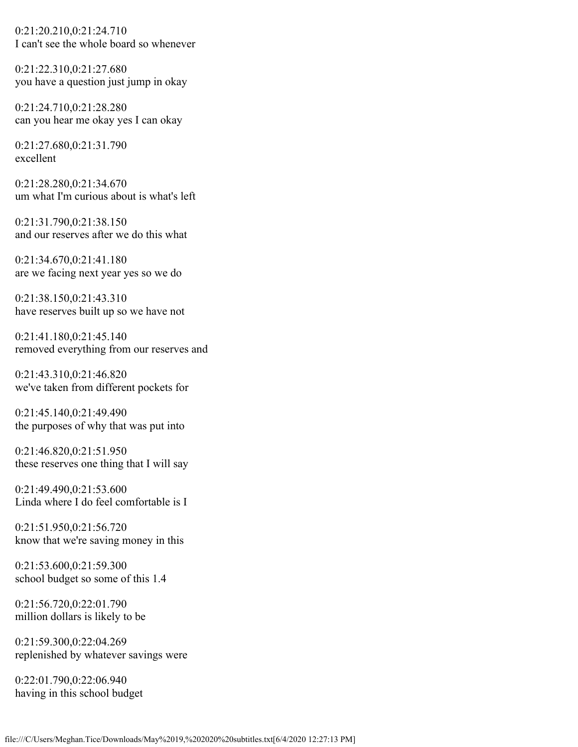0:21:20.210,0:21:24.710
I can't see the whole board so whenever

0:21:22.310,0:21:27.680
you have a question just jump in okay

0:21:24.710,0:21:28.280
can you hear me okay yes I can okay

0:21:27.680,0:21:31.790
excellent

0:21:28.280,0:21:34.670
um what I'm curious about is what's left

0:21:31.790,0:21:38.150
and our reserves after we do this what

0:21:34.670,0:21:41.180
are we facing next year yes so we do

0:21:38.150,0:21:43.310
have reserves built up so we have not

0:21:41.180,0:21:45.140
removed everything from our reserves and

0:21:43.310,0:21:46.820
we've taken from different pockets for

0:21:45.140,0:21:49.490
the purposes of why that was put into

0:21:46.820,0:21:51.950
these reserves one thing that I will say

0:21:49.490,0:21:53.600
Linda where I do feel comfortable is I

0:21:51.950,0:21:56.720
know that we're saving money in this

0:21:53.600,0:21:59.300
school budget so some of this 1.4

0:21:56.720,0:22:01.790
million dollars is likely to be

0:21:59.300,0:22:04.269
replenished by whatever savings were

0:22:01.790,0:22:06.940
having in this school budget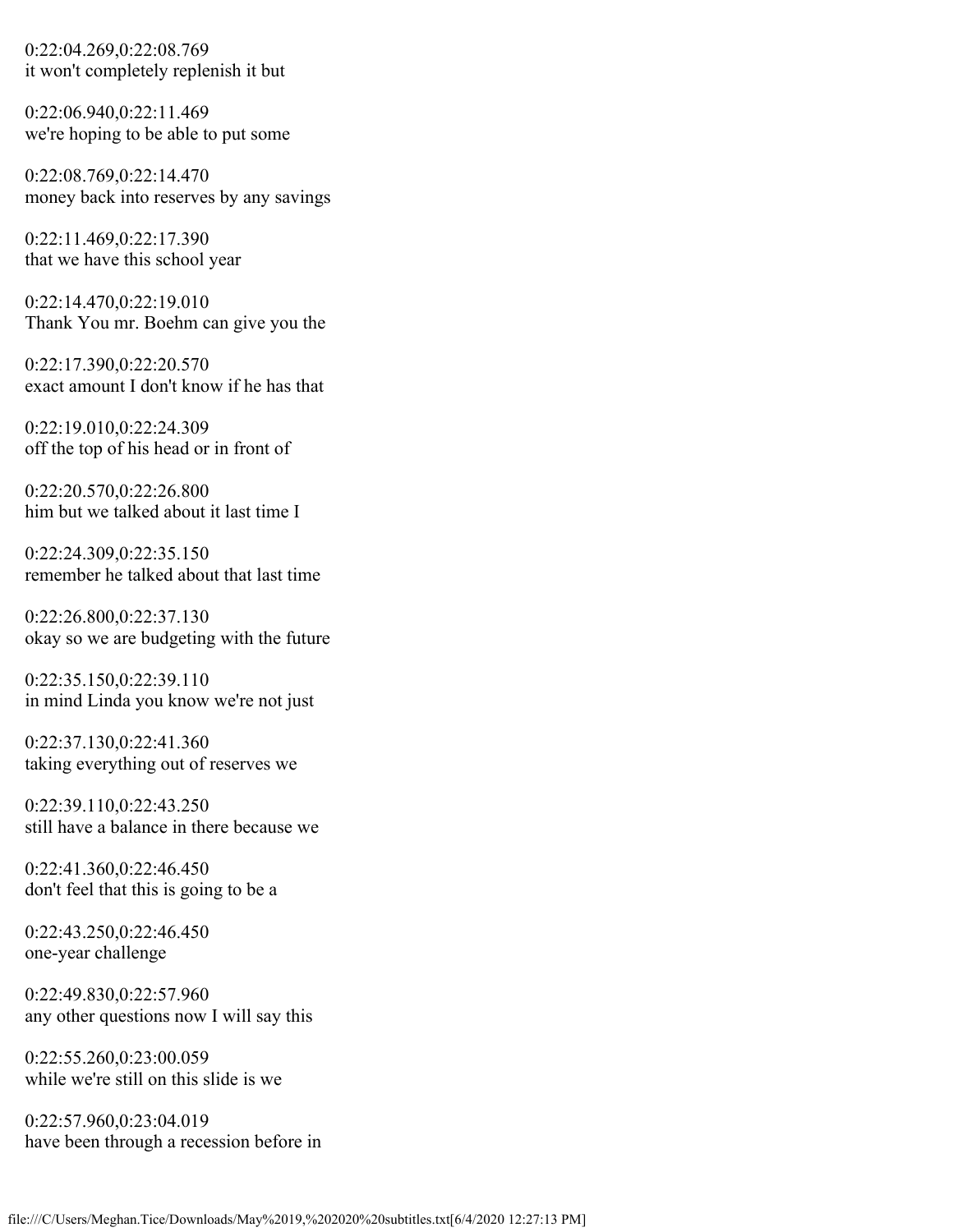0:22:04.269,0:22:08.769
it won't completely replenish it but

0:22:06.940,0:22:11.469
we're hoping to be able to put some

0:22:08.769,0:22:14.470
money back into reserves by any savings

0:22:11.469,0:22:17.390
that we have this school year

0:22:14.470,0:22:19.010
Thank You mr. Boehm can give you the

0:22:17.390,0:22:20.570
exact amount I don't know if he has that

0:22:19.010,0:22:24.309
off the top of his head or in front of

0:22:20.570,0:22:26.800
him but we talked about it last time I

0:22:24.309,0:22:35.150
remember he talked about that last time

0:22:26.800,0:22:37.130
okay so we are budgeting with the future

0:22:35.150,0:22:39.110
in mind Linda you know we're not just

0:22:37.130,0:22:41.360
taking everything out of reserves we

0:22:39.110,0:22:43.250
still have a balance in there because we

0:22:41.360,0:22:46.450
don't feel that this is going to be a

0:22:43.250,0:22:46.450
one-year challenge

0:22:49.830,0:22:57.960
any other questions now I will say this

0:22:55.260,0:23:00.059
while we're still on this slide is we

0:22:57.960,0:23:04.019
have been through a recession before in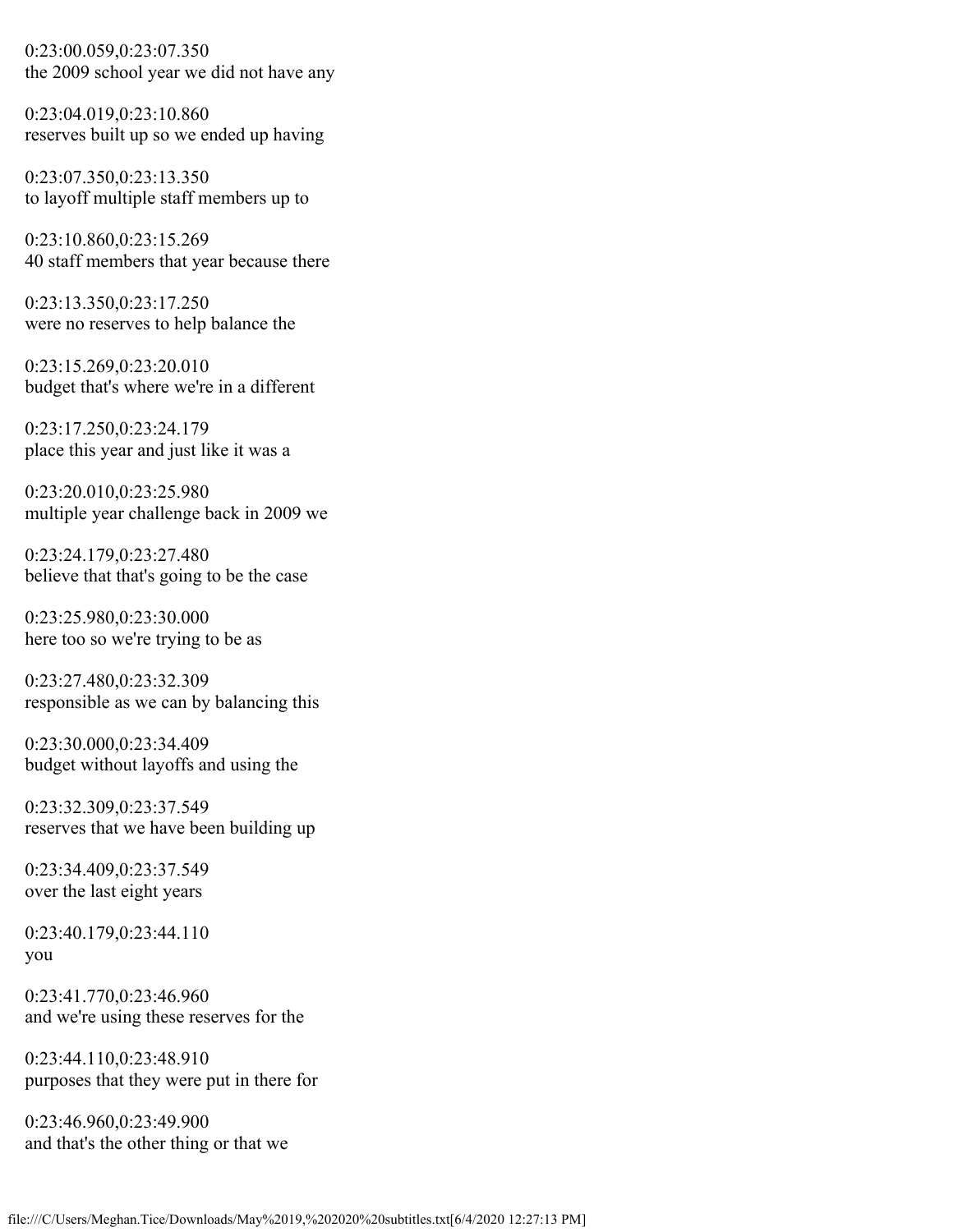0:23:00.059,0:23:07.350
the 2009 school year we did not have any

0:23:04.019,0:23:10.860
reserves built up so we ended up having

0:23:07.350,0:23:13.350
to layoff multiple staff members up to

0:23:10.860,0:23:15.269
40 staff members that year because there

0:23:13.350,0:23:17.250
were no reserves to help balance the

0:23:15.269,0:23:20.010
budget that's where we're in a different

0:23:17.250,0:23:24.179
place this year and just like it was a

0:23:20.010,0:23:25.980
multiple year challenge back in 2009 we

0:23:24.179,0:23:27.480
believe that that's going to be the case

0:23:25.980,0:23:30.000
here too so we're trying to be as

0:23:27.480,0:23:32.309
responsible as we can by balancing this

0:23:30.000,0:23:34.409
budget without layoffs and using the

0:23:32.309,0:23:37.549
reserves that we have been building up

0:23:34.409,0:23:37.549
over the last eight years

0:23:40.179,0:23:44.110
you

0:23:41.770,0:23:46.960
and we're using these reserves for the

0:23:44.110,0:23:48.910
purposes that they were put in there for

0:23:46.960,0:23:49.900
and that's the other thing or that we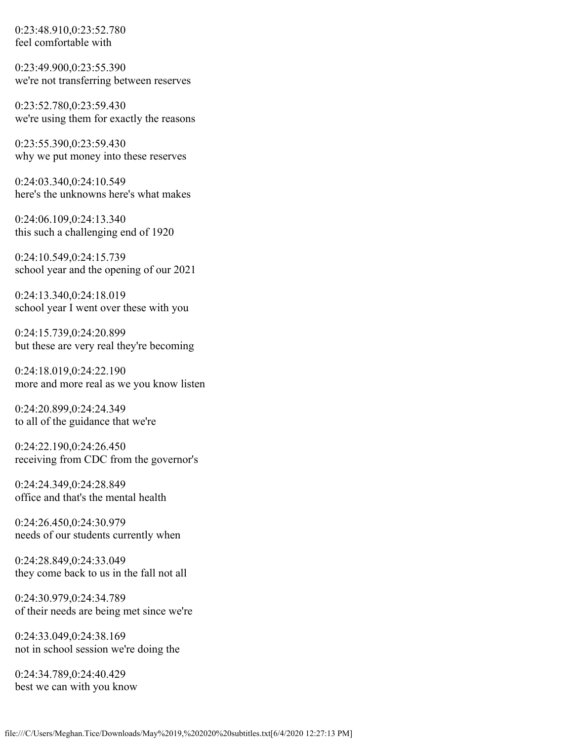0:23:48.910,0:23:52.780
feel comfortable with

0:23:49.900,0:23:55.390
we're not transferring between reserves

0:23:52.780,0:23:59.430
we're using them for exactly the reasons

0:23:55.390,0:23:59.430
why we put money into these reserves

0:24:03.340,0:24:10.549
here's the unknowns here's what makes

0:24:06.109,0:24:13.340
this such a challenging end of 1920

0:24:10.549,0:24:15.739
school year and the opening of our 2021

0:24:13.340,0:24:18.019
school year I went over these with you

0:24:15.739,0:24:20.899
but these are very real they're becoming

0:24:18.019,0:24:22.190
more and more real as we you know listen

0:24:20.899,0:24:24.349
to all of the guidance that we're

0:24:22.190,0:24:26.450
receiving from CDC from the governor's

0:24:24.349,0:24:28.849
office and that's the mental health

0:24:26.450,0:24:30.979
needs of our students currently when

0:24:28.849,0:24:33.049
they come back to us in the fall not all

0:24:30.979,0:24:34.789
of their needs are being met since we're

0:24:33.049,0:24:38.169
not in school session we're doing the

0:24:34.789,0:24:40.429
best we can with you know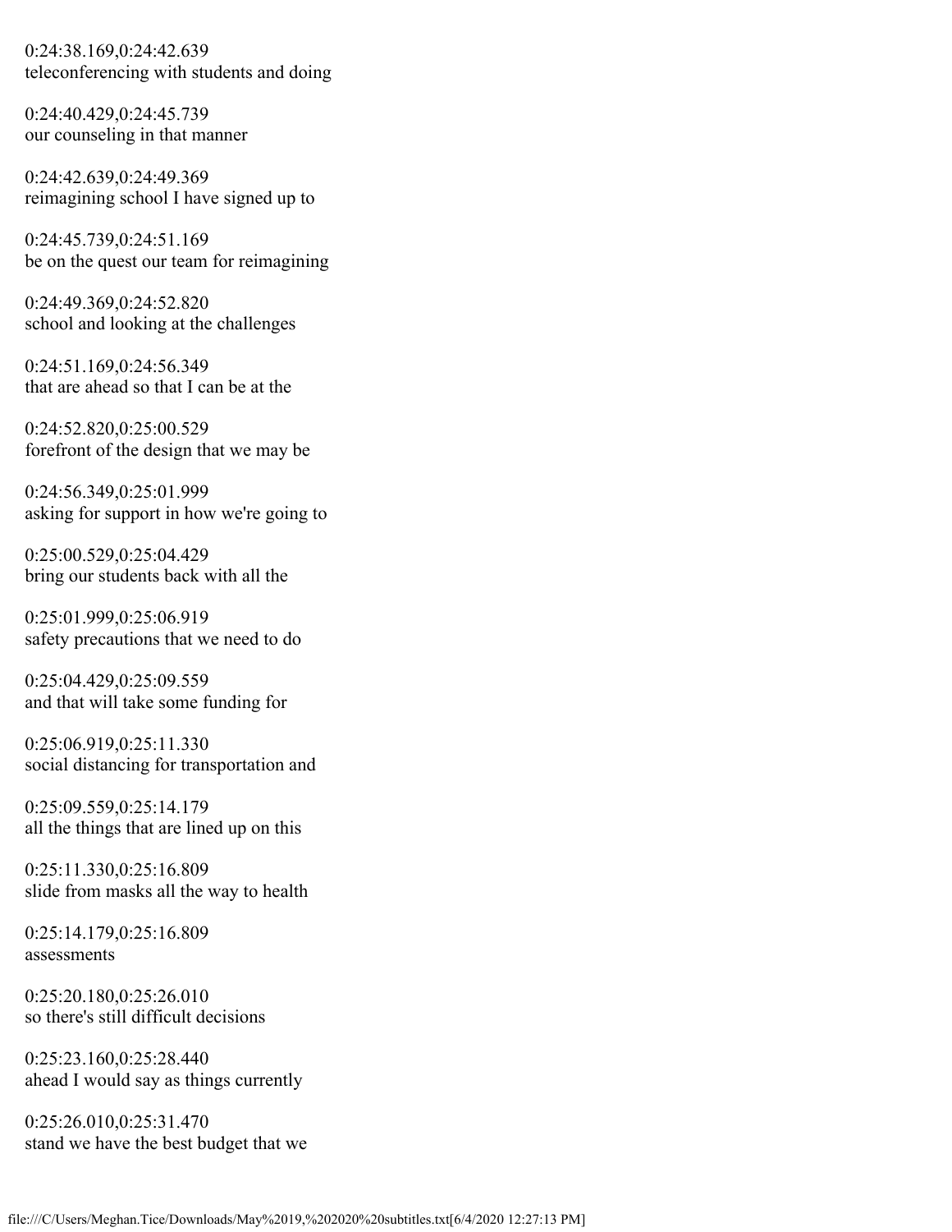0:24:38.169,0:24:42.639
teleconferencing with students and doing

0:24:40.429,0:24:45.739
our counseling in that manner

0:24:42.639,0:24:49.369
reimagining school I have signed up to

0:24:45.739,0:24:51.169
be on the quest our team for reimagining

0:24:49.369,0:24:52.820
school and looking at the challenges

0:24:51.169,0:24:56.349
that are ahead so that I can be at the

0:24:52.820,0:25:00.529
forefront of the design that we may be

0:24:56.349,0:25:01.999
asking for support in how we're going to

0:25:00.529,0:25:04.429
bring our students back with all the

0:25:01.999,0:25:06.919
safety precautions that we need to do

0:25:04.429,0:25:09.559
and that will take some funding for

0:25:06.919,0:25:11.330
social distancing for transportation and

0:25:09.559,0:25:14.179
all the things that are lined up on this

0:25:11.330,0:25:16.809
slide from masks all the way to health

0:25:14.179,0:25:16.809
assessments

0:25:20.180,0:25:26.010
so there's still difficult decisions

0:25:23.160,0:25:28.440
ahead I would say as things currently

0:25:26.010,0:25:31.470
stand we have the best budget that we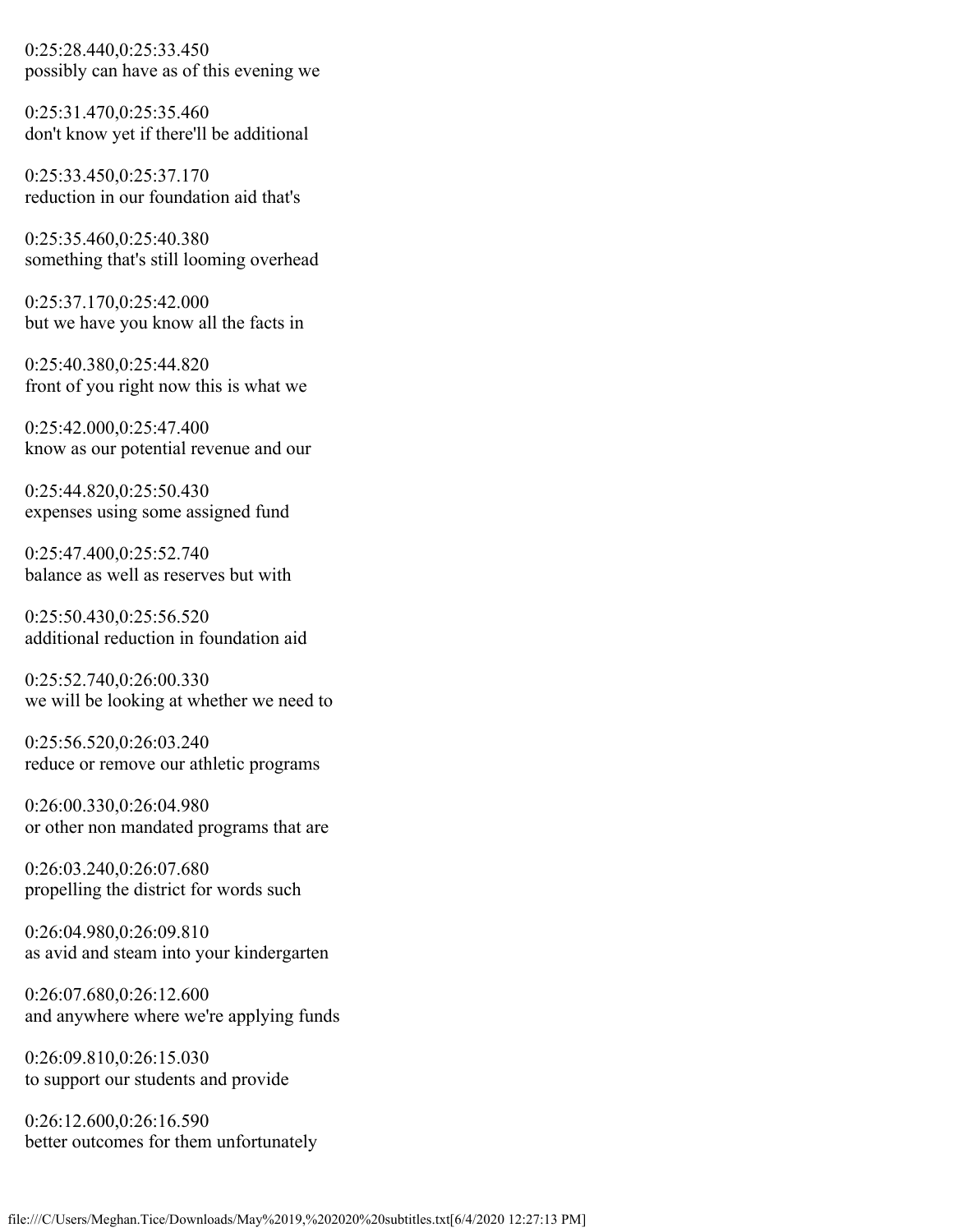0:25:28.440,0:25:33.450
possibly can have as of this evening we

0:25:31.470,0:25:35.460
don't know yet if there'll be additional

0:25:33.450,0:25:37.170
reduction in our foundation aid that's

0:25:35.460,0:25:40.380
something that's still looming overhead

0:25:37.170,0:25:42.000
but we have you know all the facts in

0:25:40.380,0:25:44.820
front of you right now this is what we

0:25:42.000,0:25:47.400
know as our potential revenue and our

0:25:44.820,0:25:50.430
expenses using some assigned fund

0:25:47.400,0:25:52.740
balance as well as reserves but with

0:25:50.430,0:25:56.520
additional reduction in foundation aid

0:25:52.740,0:26:00.330
we will be looking at whether we need to

0:25:56.520,0:26:03.240
reduce or remove our athletic programs

0:26:00.330,0:26:04.980
or other non mandated programs that are

0:26:03.240,0:26:07.680
propelling the district for words such

0:26:04.980,0:26:09.810
as avid and steam into your kindergarten

0:26:07.680,0:26:12.600
and anywhere where we're applying funds

0:26:09.810,0:26:15.030
to support our students and provide

0:26:12.600,0:26:16.590
better outcomes for them unfortunately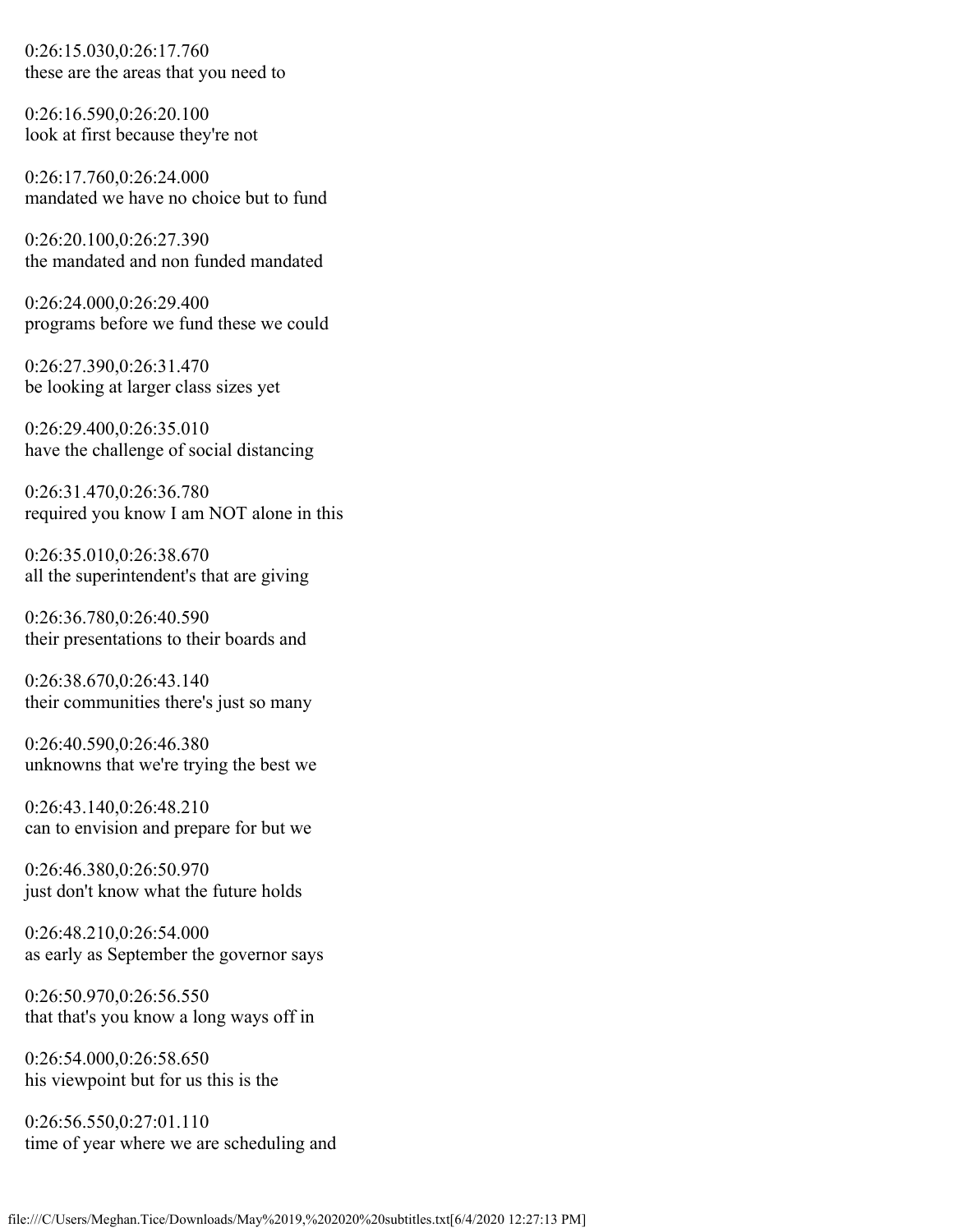0:26:15.030,0:26:17.760
these are the areas that you need to

0:26:16.590,0:26:20.100
look at first because they're not

0:26:17.760,0:26:24.000
mandated we have no choice but to fund

0:26:20.100,0:26:27.390
the mandated and non funded mandated

0:26:24.000,0:26:29.400
programs before we fund these we could

0:26:27.390,0:26:31.470
be looking at larger class sizes yet

0:26:29.400,0:26:35.010
have the challenge of social distancing

0:26:31.470,0:26:36.780
required you know I am NOT alone in this

0:26:35.010,0:26:38.670
all the superintendent's that are giving

0:26:36.780,0:26:40.590
their presentations to their boards and

0:26:38.670,0:26:43.140
their communities there's just so many

0:26:40.590,0:26:46.380
unknowns that we're trying the best we

0:26:43.140,0:26:48.210
can to envision and prepare for but we

0:26:46.380,0:26:50.970
just don't know what the future holds

0:26:48.210,0:26:54.000
as early as September the governor says

0:26:50.970,0:26:56.550
that that's you know a long ways off in

0:26:54.000,0:26:58.650
his viewpoint but for us this is the

0:26:56.550,0:27:01.110
time of year where we are scheduling and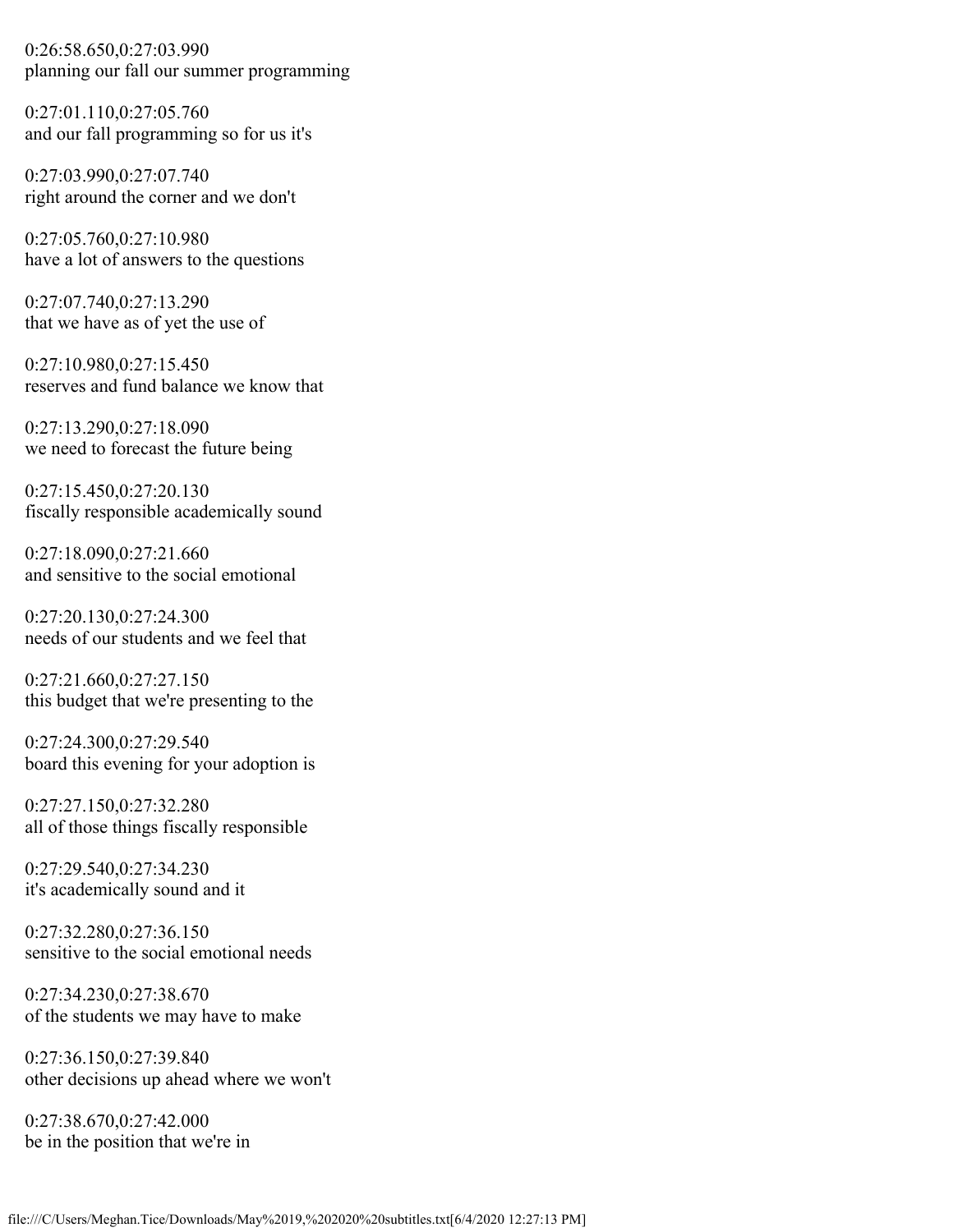0:26:58.650,0:27:03.990
planning our fall our summer programming

0:27:01.110,0:27:05.760
and our fall programming so for us it's

0:27:03.990,0:27:07.740
right around the corner and we don't

0:27:05.760,0:27:10.980
have a lot of answers to the questions

0:27:07.740,0:27:13.290
that we have as of yet the use of

0:27:10.980,0:27:15.450
reserves and fund balance we know that

0:27:13.290,0:27:18.090
we need to forecast the future being

0:27:15.450,0:27:20.130
fiscally responsible academically sound

0:27:18.090,0:27:21.660
and sensitive to the social emotional

0:27:20.130,0:27:24.300
needs of our students and we feel that

0:27:21.660,0:27:27.150
this budget that we're presenting to the

0:27:24.300,0:27:29.540
board this evening for your adoption is

0:27:27.150,0:27:32.280
all of those things fiscally responsible

0:27:29.540,0:27:34.230
it's academically sound and it

0:27:32.280,0:27:36.150
sensitive to the social emotional needs

0:27:34.230,0:27:38.670
of the students we may have to make

0:27:36.150,0:27:39.840
other decisions up ahead where we won't

0:27:38.670,0:27:42.000
be in the position that we're in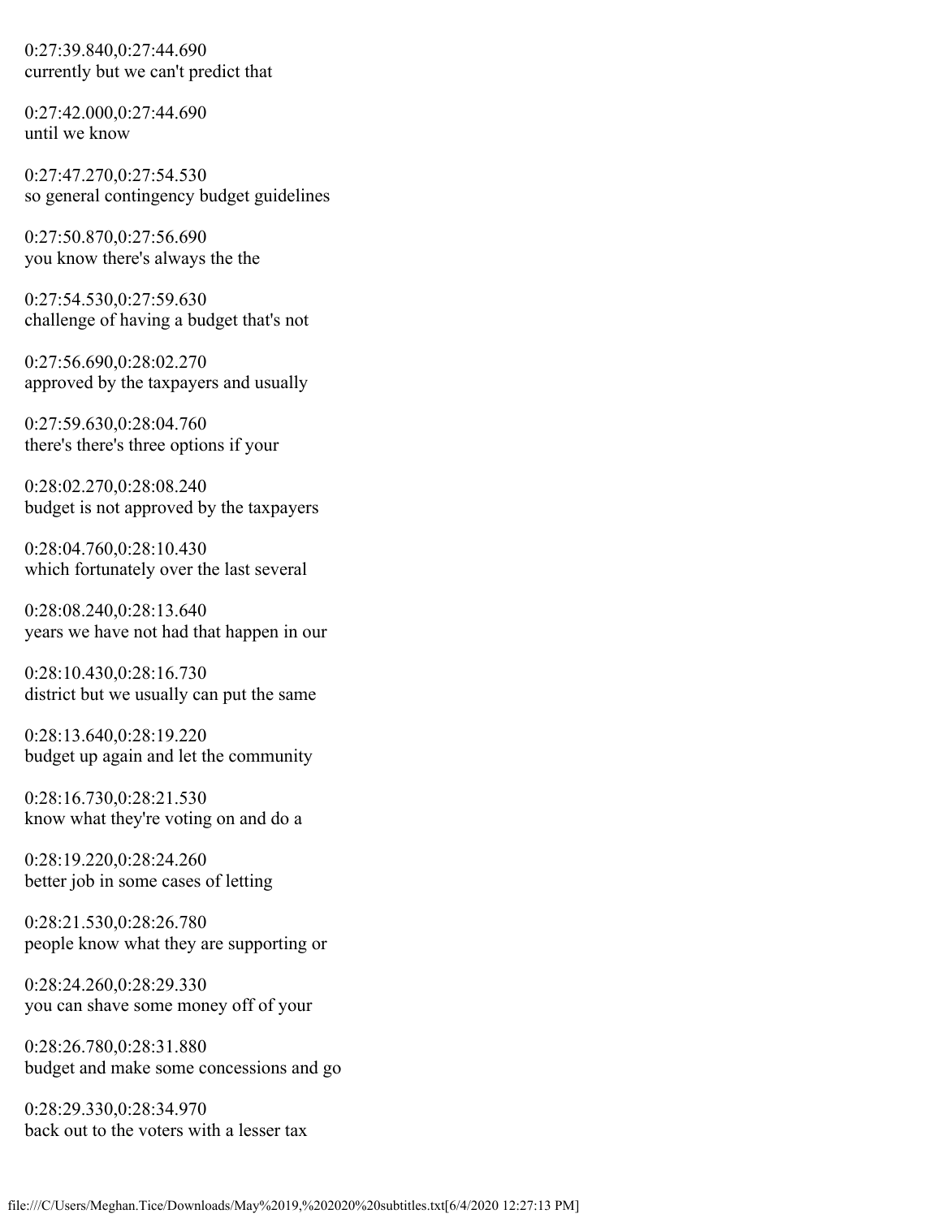0:27:39.840,0:27:44.690
currently but we can't predict that

0:27:42.000,0:27:44.690
until we know

0:27:47.270,0:27:54.530
so general contingency budget guidelines

0:27:50.870,0:27:56.690
you know there's always the the

0:27:54.530,0:27:59.630
challenge of having a budget that's not

0:27:56.690,0:28:02.270
approved by the taxpayers and usually

0:27:59.630,0:28:04.760
there's there's three options if your

0:28:02.270,0:28:08.240
budget is not approved by the taxpayers

0:28:04.760,0:28:10.430
which fortunately over the last several

0:28:08.240,0:28:13.640
years we have not had that happen in our

0:28:10.430,0:28:16.730
district but we usually can put the same

0:28:13.640,0:28:19.220
budget up again and let the community

0:28:16.730,0:28:21.530
know what they're voting on and do a

0:28:19.220,0:28:24.260
better job in some cases of letting

0:28:21.530,0:28:26.780
people know what they are supporting or

0:28:24.260,0:28:29.330
you can shave some money off of your

0:28:26.780,0:28:31.880
budget and make some concessions and go

0:28:29.330,0:28:34.970
back out to the voters with a lesser tax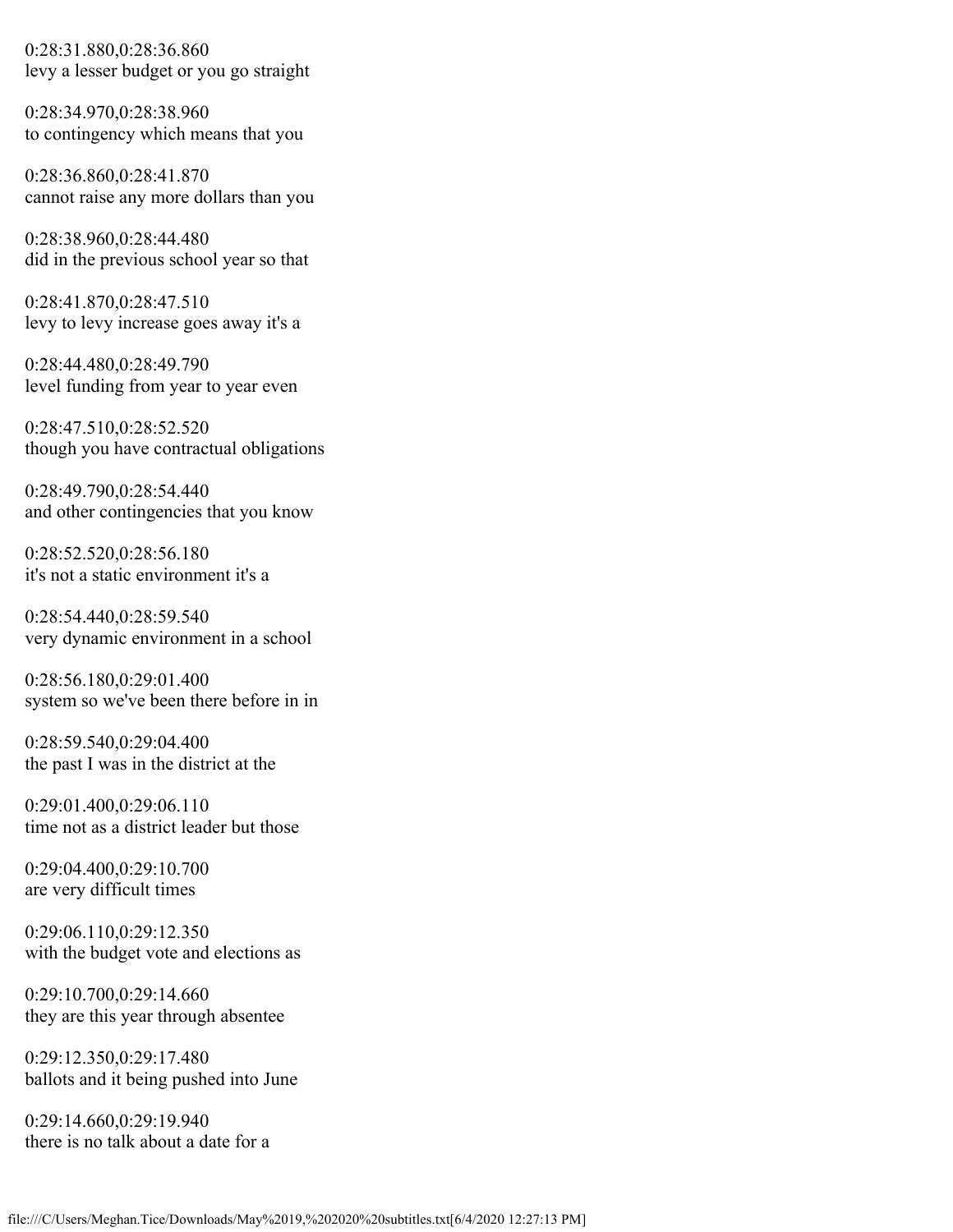0:28:31.880,0:28:36.860
levy a lesser budget or you go straight

0:28:34.970,0:28:38.960
to contingency which means that you

0:28:36.860,0:28:41.870
cannot raise any more dollars than you

0:28:38.960,0:28:44.480
did in the previous school year so that

0:28:41.870,0:28:47.510
levy to levy increase goes away it's a

0:28:44.480,0:28:49.790
level funding from year to year even

0:28:47.510,0:28:52.520
though you have contractual obligations

0:28:49.790,0:28:54.440
and other contingencies that you know

0:28:52.520,0:28:56.180
it's not a static environment it's a

0:28:54.440,0:28:59.540
very dynamic environment in a school

0:28:56.180,0:29:01.400
system so we've been there before in in

0:28:59.540,0:29:04.400
the past I was in the district at the

0:29:01.400,0:29:06.110
time not as a district leader but those

0:29:04.400,0:29:10.700
are very difficult times

0:29:06.110,0:29:12.350
with the budget vote and elections as

0:29:10.700,0:29:14.660
they are this year through absentee

0:29:12.350,0:29:17.480
ballots and it being pushed into June

0:29:14.660,0:29:19.940
there is no talk about a date for a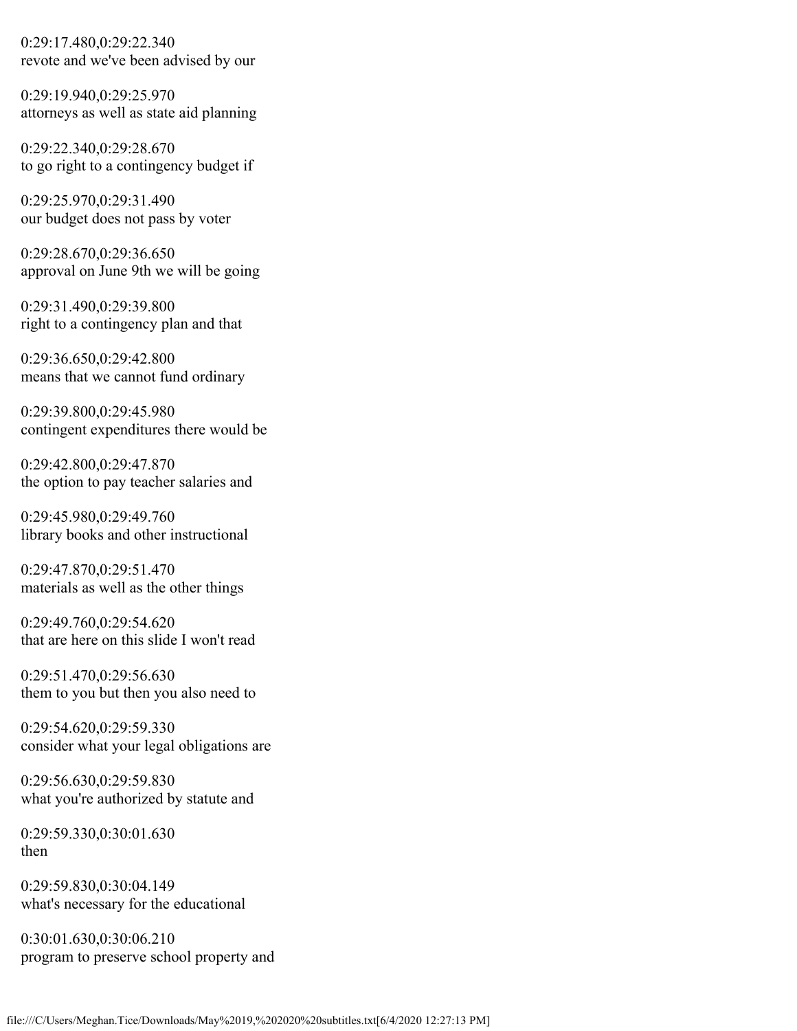0:29:17.480,0:29:22.340
revote and we've been advised by our

0:29:19.940,0:29:25.970
attorneys as well as state aid planning

0:29:22.340,0:29:28.670
to go right to a contingency budget if

0:29:25.970,0:29:31.490
our budget does not pass by voter

0:29:28.670,0:29:36.650
approval on June 9th we will be going

0:29:31.490,0:29:39.800
right to a contingency plan and that

0:29:36.650,0:29:42.800
means that we cannot fund ordinary

0:29:39.800,0:29:45.980
contingent expenditures there would be

0:29:42.800,0:29:47.870
the option to pay teacher salaries and

0:29:45.980,0:29:49.760
library books and other instructional

0:29:47.870,0:29:51.470
materials as well as the other things

0:29:49.760,0:29:54.620
that are here on this slide I won't read

0:29:51.470,0:29:56.630
them to you but then you also need to

0:29:54.620,0:29:59.330
consider what your legal obligations are

0:29:56.630,0:29:59.830
what you're authorized by statute and

0:29:59.330,0:30:01.630
then

0:29:59.830,0:30:04.149
what's necessary for the educational

0:30:01.630,0:30:06.210
program to preserve school property and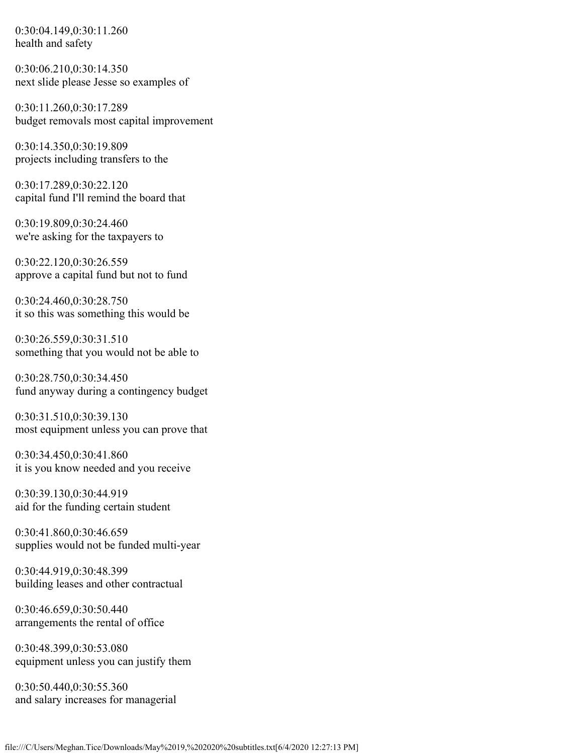0:30:04.149,0:30:11.260
health and safety

0:30:06.210,0:30:14.350
next slide please Jesse so examples of

0:30:11.260,0:30:17.289
budget removals most capital improvement

0:30:14.350,0:30:19.809
projects including transfers to the

0:30:17.289,0:30:22.120
capital fund I'll remind the board that

0:30:19.809,0:30:24.460
we're asking for the taxpayers to

0:30:22.120,0:30:26.559
approve a capital fund but not to fund

0:30:24.460,0:30:28.750
it so this was something this would be

0:30:26.559,0:30:31.510
something that you would not be able to

0:30:28.750,0:30:34.450
fund anyway during a contingency budget

0:30:31.510,0:30:39.130
most equipment unless you can prove that

0:30:34.450,0:30:41.860
it is you know needed and you receive

0:30:39.130,0:30:44.919
aid for the funding certain student

0:30:41.860,0:30:46.659
supplies would not be funded multi-year

0:30:44.919,0:30:48.399
building leases and other contractual

0:30:46.659,0:30:50.440
arrangements the rental of office

0:30:48.399,0:30:53.080
equipment unless you can justify them

0:30:50.440,0:30:55.360
and salary increases for managerial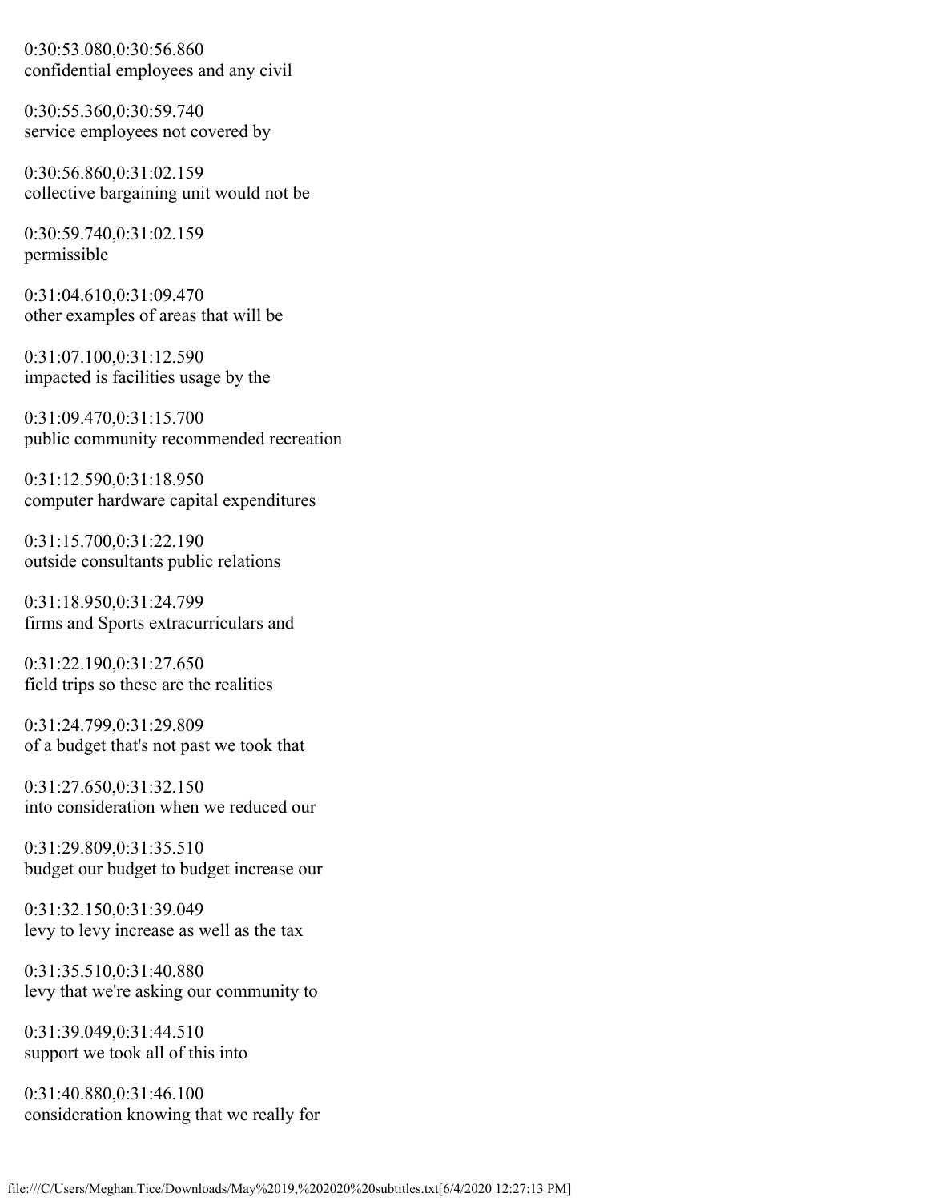0:30:53.080,0:30:56.860
confidential employees and any civil

0:30:55.360,0:30:59.740
service employees not covered by

0:30:56.860,0:31:02.159
collective bargaining unit would not be

0:30:59.740,0:31:02.159
permissible

0:31:04.610,0:31:09.470
other examples of areas that will be

0:31:07.100,0:31:12.590
impacted is facilities usage by the

0:31:09.470,0:31:15.700
public community recommended recreation

0:31:12.590,0:31:18.950
computer hardware capital expenditures

0:31:15.700,0:31:22.190
outside consultants public relations

0:31:18.950,0:31:24.799
firms and Sports extracurriculars and

0:31:22.190,0:31:27.650
field trips so these are the realities

0:31:24.799,0:31:29.809
of a budget that's not past we took that

0:31:27.650,0:31:32.150
into consideration when we reduced our

0:31:29.809,0:31:35.510
budget our budget to budget increase our

0:31:32.150,0:31:39.049
levy to levy increase as well as the tax

0:31:35.510,0:31:40.880
levy that we're asking our community to

0:31:39.049,0:31:44.510
support we took all of this into

0:31:40.880,0:31:46.100
consideration knowing that we really for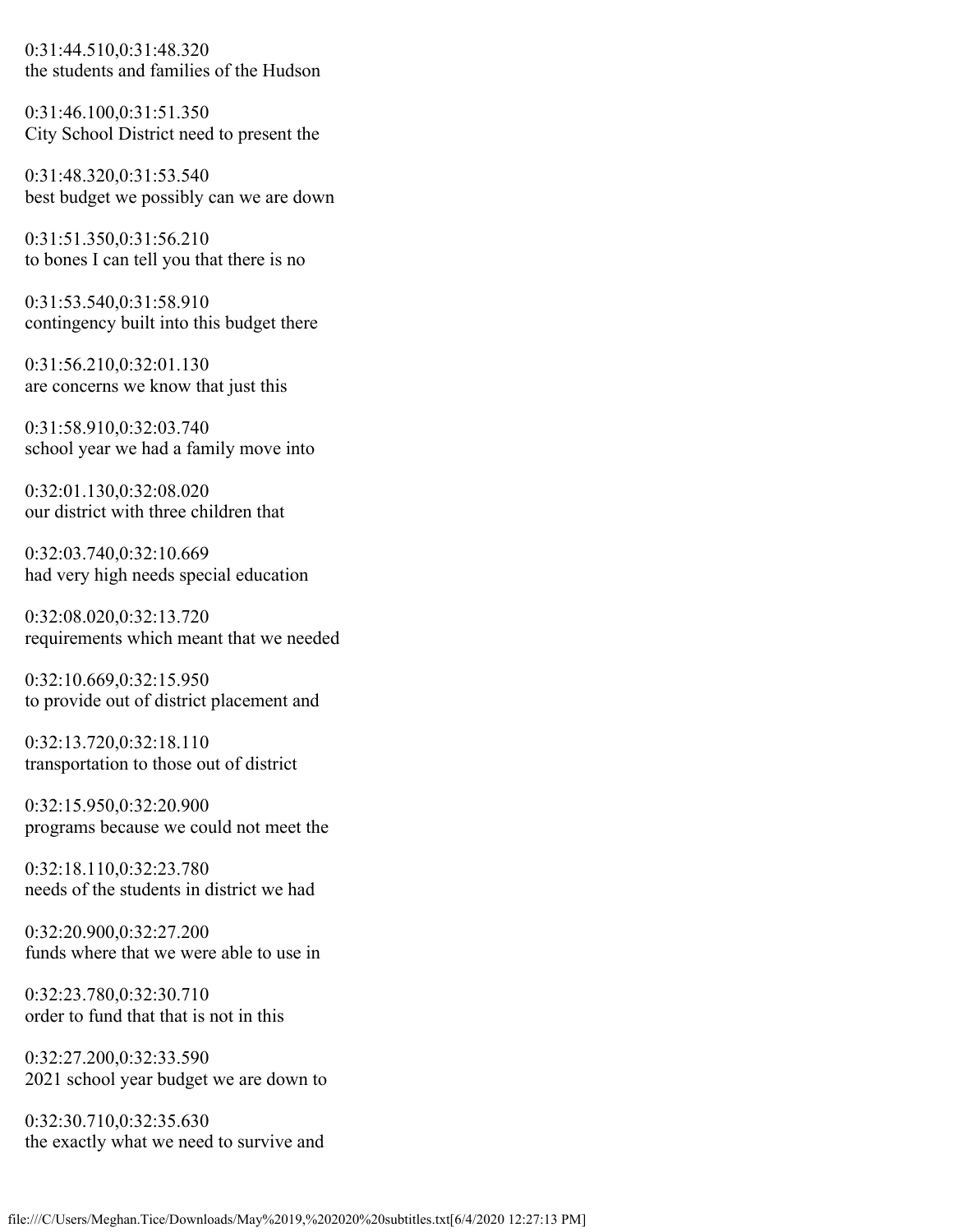0:31:44.510,0:31:48.320
the students and families of the Hudson

0:31:46.100,0:31:51.350
City School District need to present the

0:31:48.320,0:31:53.540
best budget we possibly can we are down

0:31:51.350,0:31:56.210
to bones I can tell you that there is no

0:31:53.540,0:31:58.910
contingency built into this budget there

0:31:56.210,0:32:01.130
are concerns we know that just this

0:31:58.910,0:32:03.740
school year we had a family move into

0:32:01.130,0:32:08.020
our district with three children that

0:32:03.740,0:32:10.669
had very high needs special education

0:32:08.020,0:32:13.720
requirements which meant that we needed

0:32:10.669,0:32:15.950
to provide out of district placement and

0:32:13.720,0:32:18.110
transportation to those out of district

0:32:15.950,0:32:20.900
programs because we could not meet the

0:32:18.110,0:32:23.780
needs of the students in district we had

0:32:20.900,0:32:27.200
funds where that we were able to use in

0:32:23.780,0:32:30.710
order to fund that that is not in this

0:32:27.200,0:32:33.590
2021 school year budget we are down to

0:32:30.710,0:32:35.630
the exactly what we need to survive and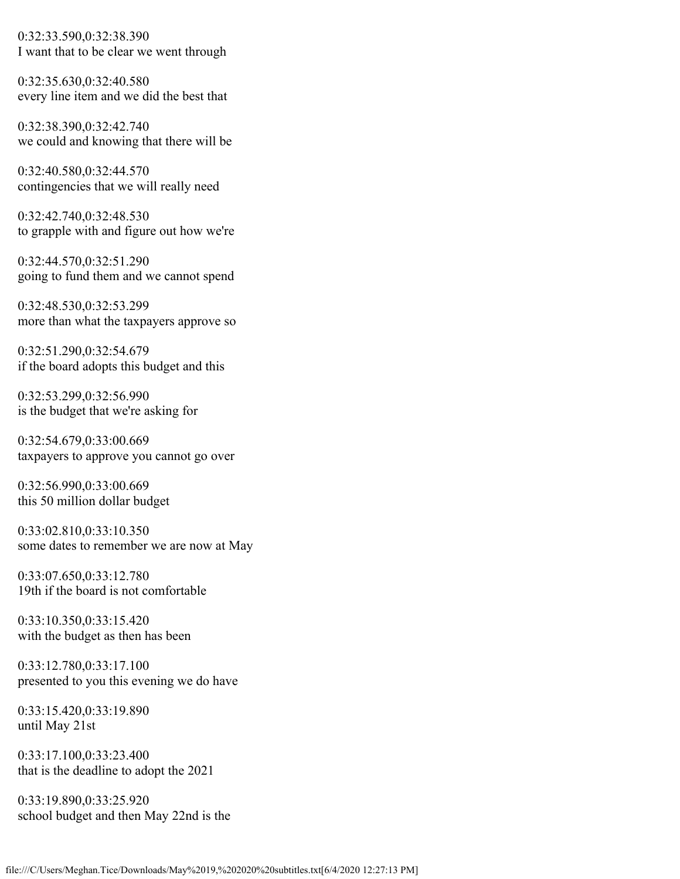0:32:33.590,0:32:38.390
I want that to be clear we went through

0:32:35.630,0:32:40.580
every line item and we did the best that

0:32:38.390,0:32:42.740
we could and knowing that there will be

0:32:40.580,0:32:44.570
contingencies that we will really need

0:32:42.740,0:32:48.530
to grapple with and figure out how we're

0:32:44.570,0:32:51.290
going to fund them and we cannot spend

0:32:48.530,0:32:53.299
more than what the taxpayers approve so

0:32:51.290,0:32:54.679
if the board adopts this budget and this

0:32:53.299,0:32:56.990
is the budget that we're asking for

0:32:54.679,0:33:00.669
taxpayers to approve you cannot go over

0:32:56.990,0:33:00.669
this 50 million dollar budget

0:33:02.810,0:33:10.350
some dates to remember we are now at May

0:33:07.650,0:33:12.780
19th if the board is not comfortable

0:33:10.350,0:33:15.420
with the budget as then has been

0:33:12.780,0:33:17.100
presented to you this evening we do have

0:33:15.420,0:33:19.890
until May 21st

0:33:17.100,0:33:23.400
that is the deadline to adopt the 2021

0:33:19.890,0:33:25.920
school budget and then May 22nd is the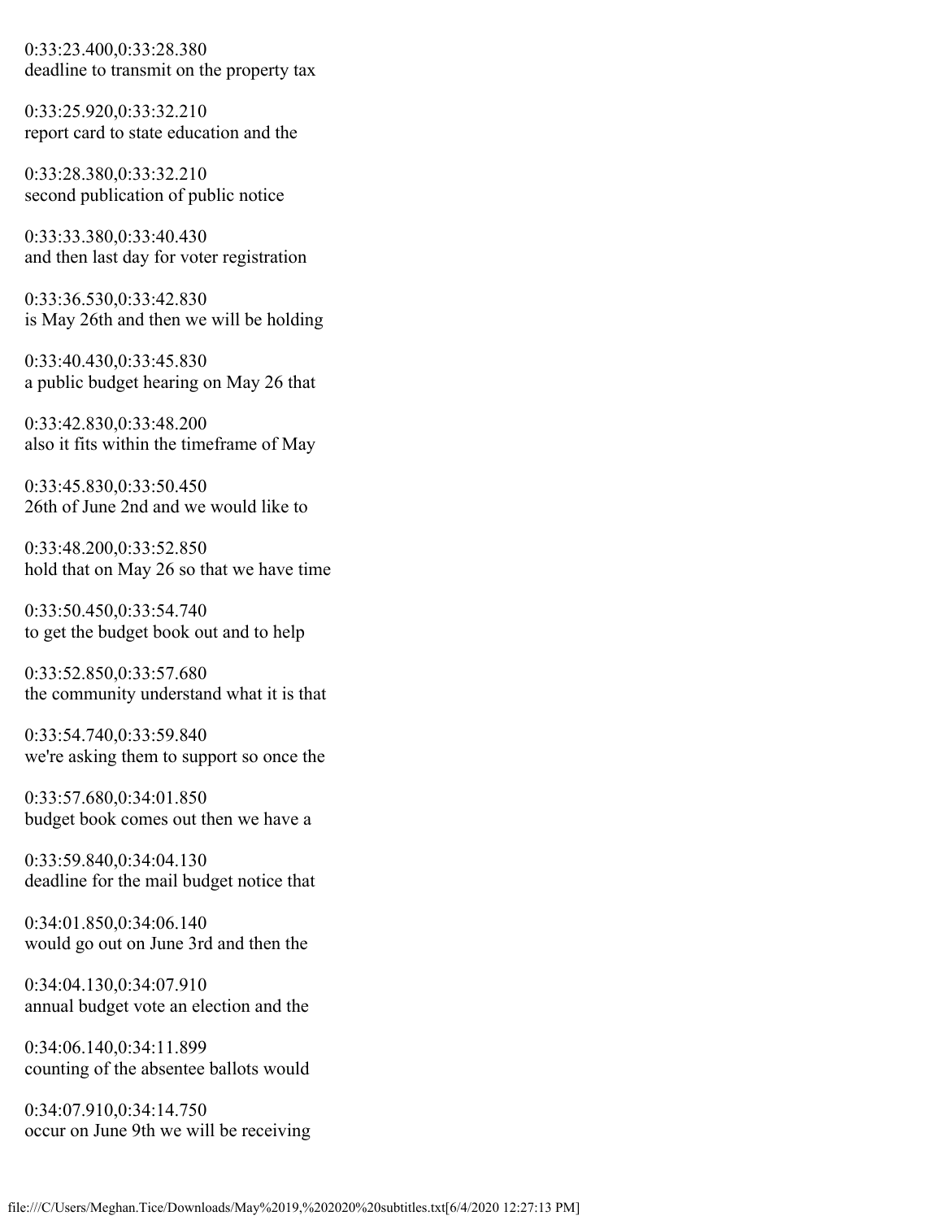0:33:23.400,0:33:28.380
deadline to transmit on the property tax

0:33:25.920,0:33:32.210
report card to state education and the

0:33:28.380,0:33:32.210
second publication of public notice

0:33:33.380,0:33:40.430
and then last day for voter registration

0:33:36.530,0:33:42.830
is May 26th and then we will be holding

0:33:40.430,0:33:45.830
a public budget hearing on May 26 that

0:33:42.830,0:33:48.200
also it fits within the timeframe of May

0:33:45.830,0:33:50.450
26th of June 2nd and we would like to

0:33:48.200,0:33:52.850
hold that on May 26 so that we have time

0:33:50.450,0:33:54.740
to get the budget book out and to help

0:33:52.850,0:33:57.680
the community understand what it is that

0:33:54.740,0:33:59.840
we're asking them to support so once the

0:33:57.680,0:34:01.850
budget book comes out then we have a

0:33:59.840,0:34:04.130
deadline for the mail budget notice that

0:34:01.850,0:34:06.140
would go out on June 3rd and then the

0:34:04.130,0:34:07.910
annual budget vote an election and the

0:34:06.140,0:34:11.899
counting of the absentee ballots would

0:34:07.910,0:34:14.750
occur on June 9th we will be receiving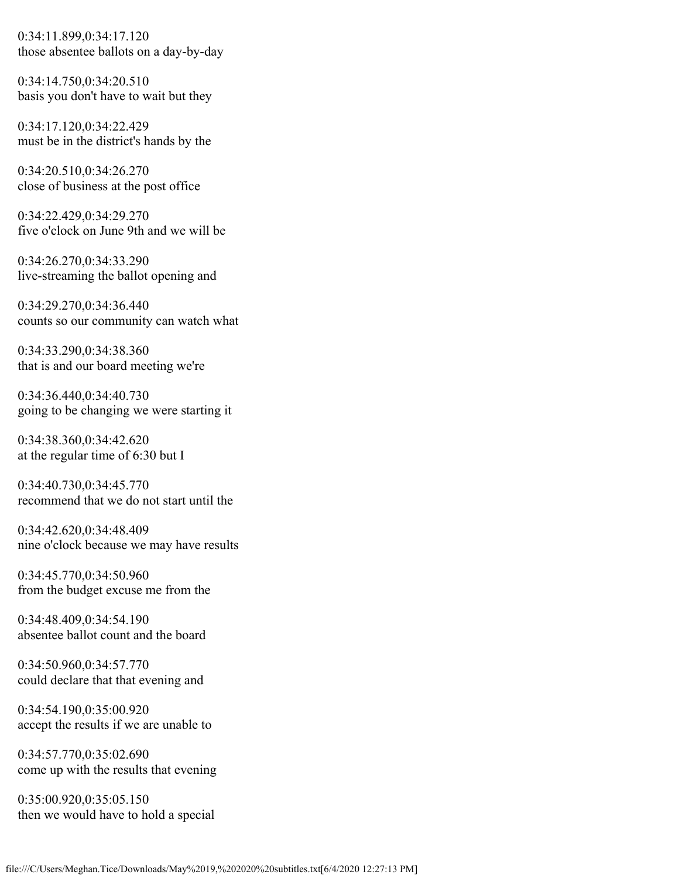0:34:11.899,0:34:17.120
those absentee ballots on a day-by-day

0:34:14.750,0:34:20.510
basis you don't have to wait but they

0:34:17.120,0:34:22.429
must be in the district's hands by the

0:34:20.510,0:34:26.270
close of business at the post office

0:34:22.429,0:34:29.270
five o'clock on June 9th and we will be

0:34:26.270,0:34:33.290
live-streaming the ballot opening and

0:34:29.270,0:34:36.440
counts so our community can watch what

0:34:33.290,0:34:38.360
that is and our board meeting we're

0:34:36.440,0:34:40.730
going to be changing we were starting it

0:34:38.360,0:34:42.620
at the regular time of 6:30 but I

0:34:40.730,0:34:45.770
recommend that we do not start until the

0:34:42.620,0:34:48.409
nine o'clock because we may have results

0:34:45.770,0:34:50.960
from the budget excuse me from the

0:34:48.409,0:34:54.190
absentee ballot count and the board

0:34:50.960,0:34:57.770
could declare that that evening and

0:34:54.190,0:35:00.920
accept the results if we are unable to

0:34:57.770,0:35:02.690
come up with the results that evening

0:35:00.920,0:35:05.150
then we would have to hold a special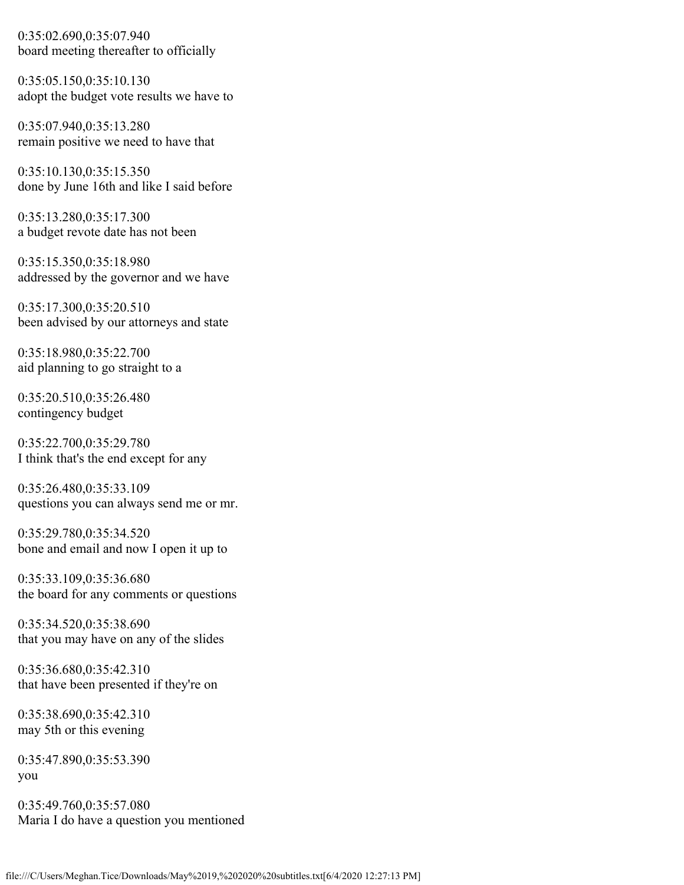0:35:02.690,0:35:07.940
board meeting thereafter to officially

0:35:05.150,0:35:10.130
adopt the budget vote results we have to

0:35:07.940,0:35:13.280
remain positive we need to have that

0:35:10.130,0:35:15.350
done by June 16th and like I said before

0:35:13.280,0:35:17.300
a budget revote date has not been

0:35:15.350,0:35:18.980
addressed by the governor and we have

0:35:17.300,0:35:20.510
been advised by our attorneys and state

0:35:18.980,0:35:22.700
aid planning to go straight to a

0:35:20.510,0:35:26.480
contingency budget

0:35:22.700,0:35:29.780
I think that's the end except for any

0:35:26.480,0:35:33.109
questions you can always send me or mr.

0:35:29.780,0:35:34.520
bone and email and now I open it up to

0:35:33.109,0:35:36.680
the board for any comments or questions

0:35:34.520,0:35:38.690
that you may have on any of the slides

0:35:36.680,0:35:42.310
that have been presented if they're on

0:35:38.690,0:35:42.310
may 5th or this evening

0:35:47.890,0:35:53.390
you

0:35:49.760,0:35:57.080
Maria I do have a question you mentioned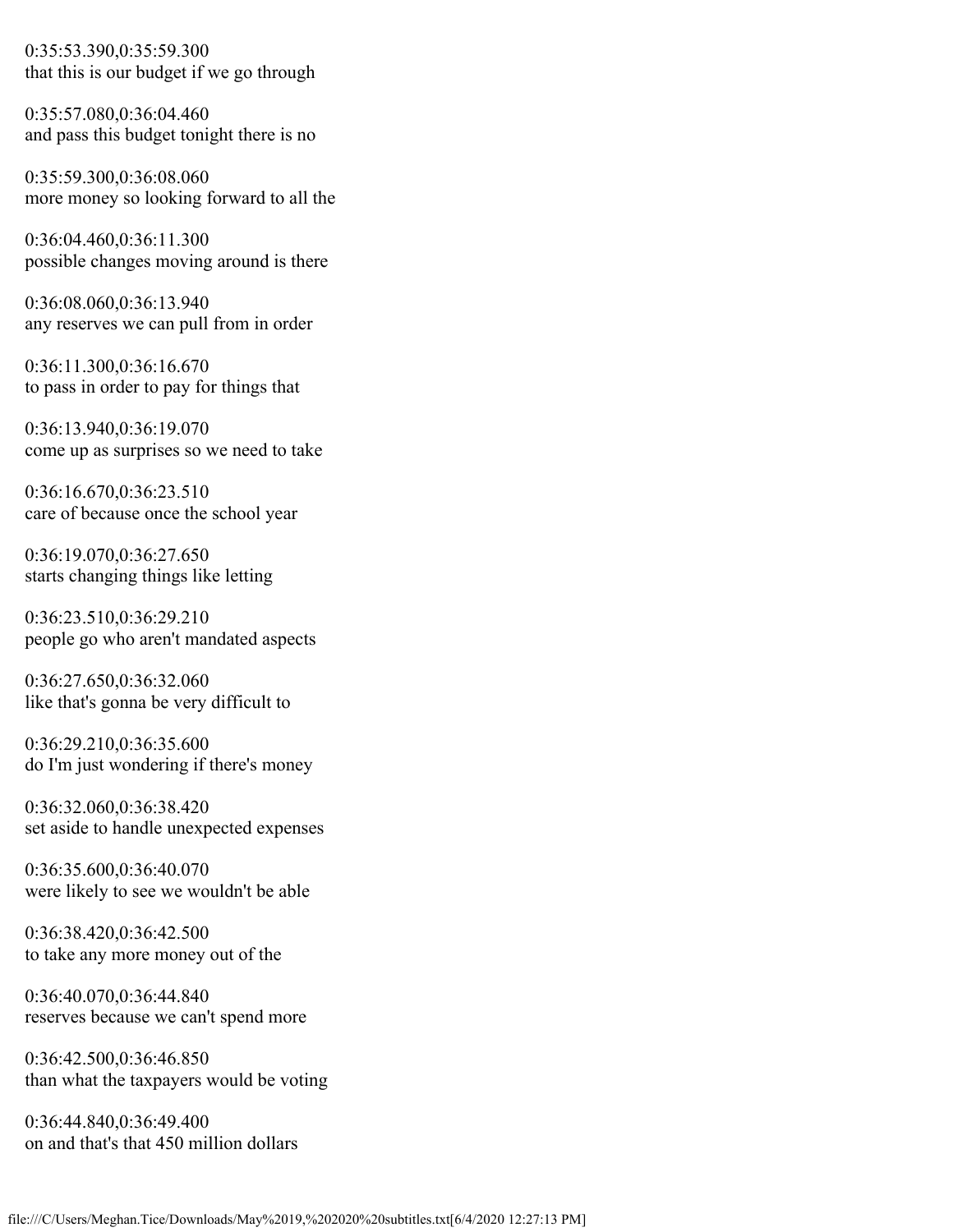0:35:53.390,0:35:59.300
that this is our budget if we go through

0:35:57.080,0:36:04.460
and pass this budget tonight there is no

0:35:59.300,0:36:08.060
more money so looking forward to all the

0:36:04.460,0:36:11.300
possible changes moving around is there

0:36:08.060,0:36:13.940
any reserves we can pull from in order

0:36:11.300,0:36:16.670
to pass in order to pay for things that

0:36:13.940,0:36:19.070
come up as surprises so we need to take

0:36:16.670,0:36:23.510
care of because once the school year

0:36:19.070,0:36:27.650
starts changing things like letting

0:36:23.510,0:36:29.210
people go who aren't mandated aspects

0:36:27.650,0:36:32.060
like that's gonna be very difficult to

0:36:29.210,0:36:35.600
do I'm just wondering if there's money

0:36:32.060,0:36:38.420
set aside to handle unexpected expenses

0:36:35.600,0:36:40.070
were likely to see we wouldn't be able

0:36:38.420,0:36:42.500
to take any more money out of the

0:36:40.070,0:36:44.840
reserves because we can't spend more

0:36:42.500,0:36:46.850
than what the taxpayers would be voting

0:36:44.840,0:36:49.400
on and that's that 450 million dollars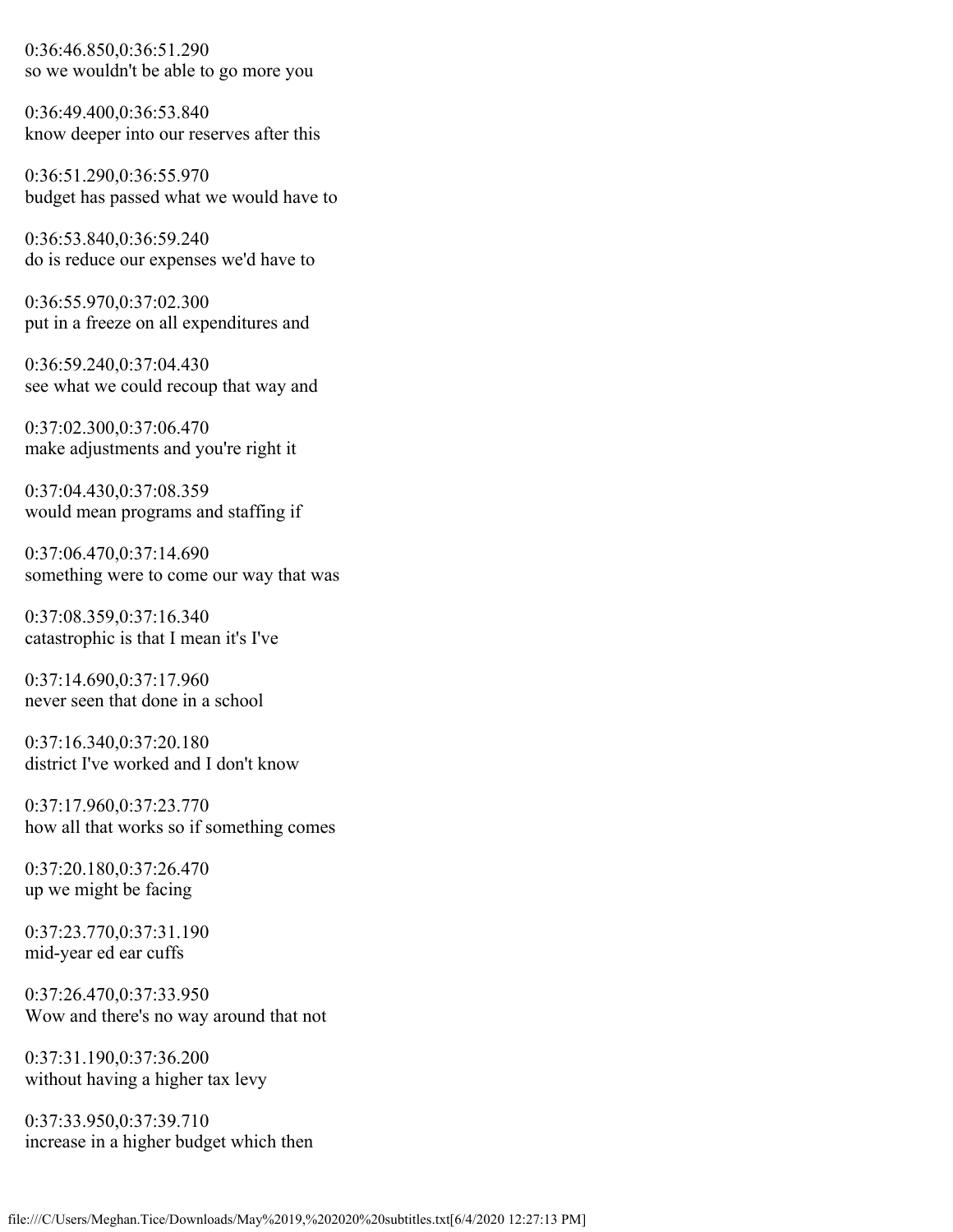0:36:46.850,0:36:51.290
so we wouldn't be able to go more you

0:36:49.400,0:36:53.840
know deeper into our reserves after this

0:36:51.290,0:36:55.970
budget has passed what we would have to

0:36:53.840,0:36:59.240
do is reduce our expenses we'd have to

0:36:55.970,0:37:02.300
put in a freeze on all expenditures and

0:36:59.240,0:37:04.430
see what we could recoup that way and

0:37:02.300,0:37:06.470
make adjustments and you're right it

0:37:04.430,0:37:08.359
would mean programs and staffing if

0:37:06.470,0:37:14.690
something were to come our way that was

0:37:08.359,0:37:16.340
catastrophic is that I mean it's I've

0:37:14.690,0:37:17.960
never seen that done in a school

0:37:16.340,0:37:20.180
district I've worked and I don't know

0:37:17.960,0:37:23.770
how all that works so if something comes

0:37:20.180,0:37:26.470
up we might be facing

0:37:23.770,0:37:31.190
mid-year ed ear cuffs

0:37:26.470,0:37:33.950
Wow and there's no way around that not

0:37:31.190,0:37:36.200
without having a higher tax levy

0:37:33.950,0:37:39.710
increase in a higher budget which then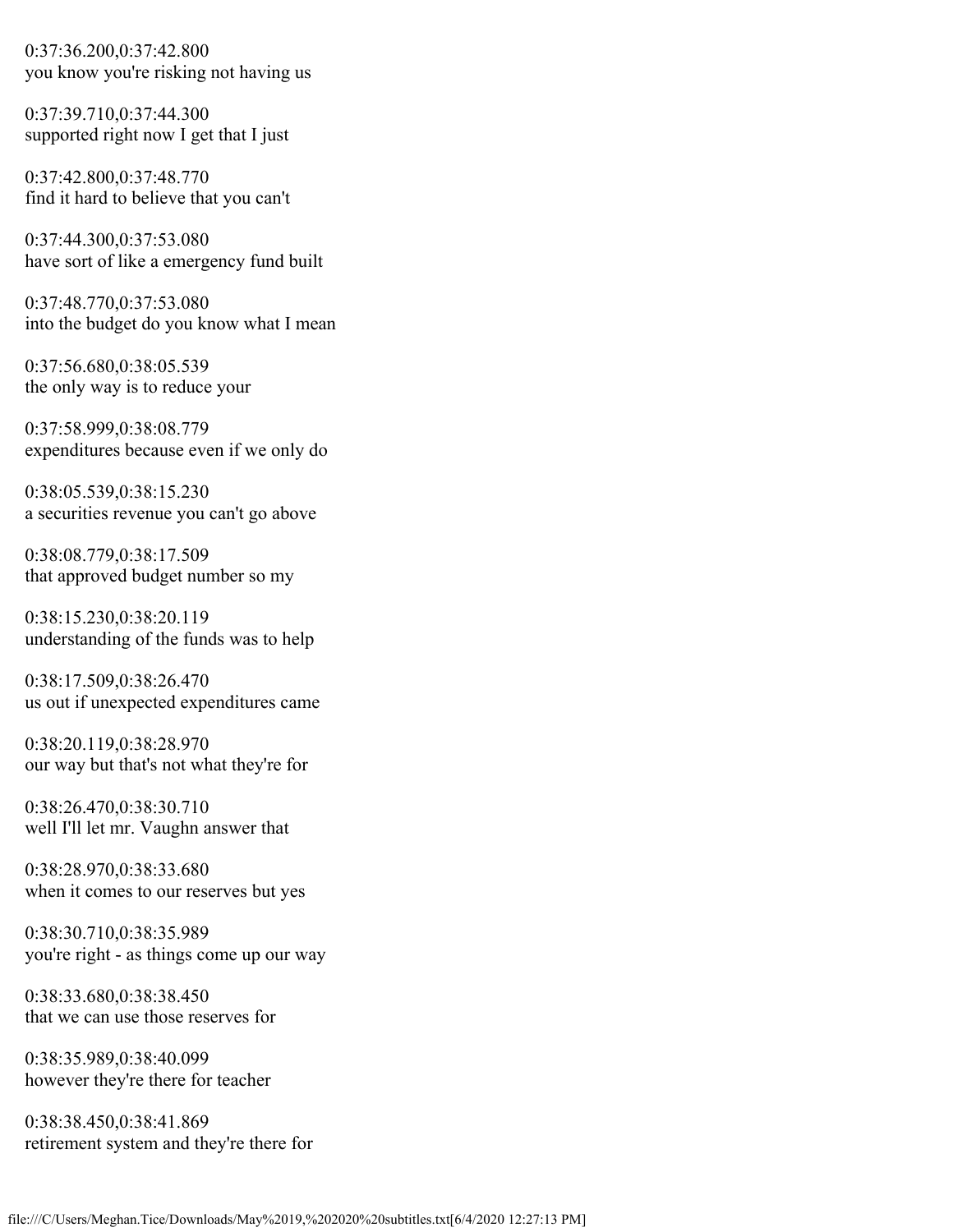0:37:36.200,0:37:42.800
you know you're risking not having us

0:37:39.710,0:37:44.300
supported right now I get that I just

0:37:42.800,0:37:48.770
find it hard to believe that you can't

0:37:44.300,0:37:53.080
have sort of like a emergency fund built

0:37:48.770,0:37:53.080
into the budget do you know what I mean

0:37:56.680,0:38:05.539
the only way is to reduce your

0:37:58.999,0:38:08.779
expenditures because even if we only do

0:38:05.539,0:38:15.230
a securities revenue you can't go above

0:38:08.779,0:38:17.509
that approved budget number so my

0:38:15.230,0:38:20.119
understanding of the funds was to help

0:38:17.509,0:38:26.470
us out if unexpected expenditures came

0:38:20.119,0:38:28.970
our way but that's not what they're for

0:38:26.470,0:38:30.710
well I'll let mr. Vaughn answer that

0:38:28.970,0:38:33.680
when it comes to our reserves but yes

0:38:30.710,0:38:35.989
you're right - as things come up our way

0:38:33.680,0:38:38.450
that we can use those reserves for

0:38:35.989,0:38:40.099
however they're there for teacher

0:38:38.450,0:38:41.869
retirement system and they're there for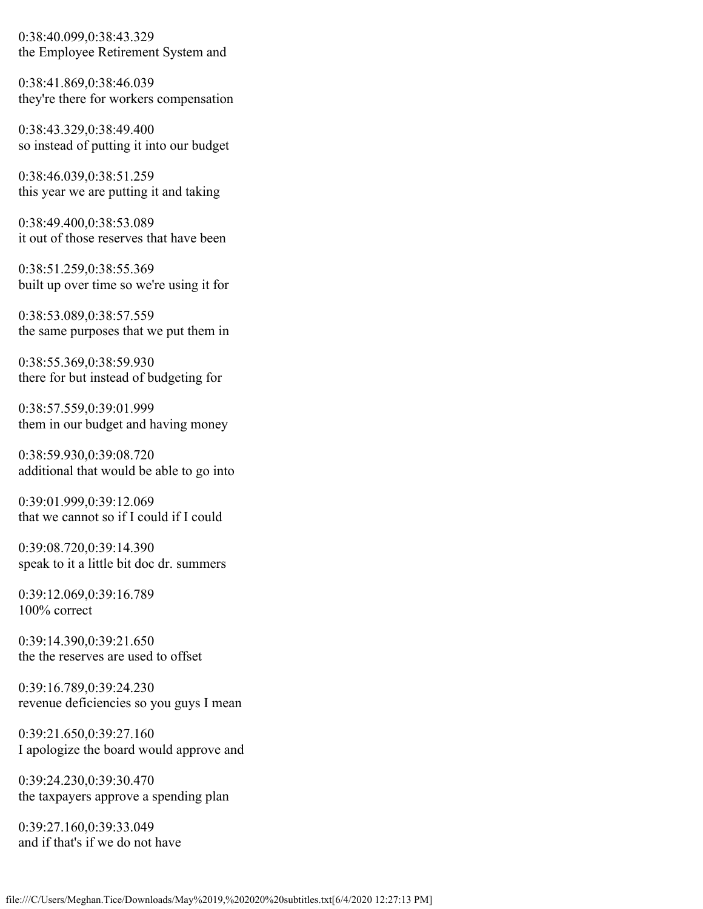0:38:40.099,0:38:43.329
the Employee Retirement System and

0:38:41.869,0:38:46.039
they're there for workers compensation

0:38:43.329,0:38:49.400
so instead of putting it into our budget

0:38:46.039,0:38:51.259
this year we are putting it and taking

0:38:49.400,0:38:53.089
it out of those reserves that have been

0:38:51.259,0:38:55.369
built up over time so we're using it for

0:38:53.089,0:38:57.559
the same purposes that we put them in

0:38:55.369,0:38:59.930
there for but instead of budgeting for

0:38:57.559,0:39:01.999
them in our budget and having money

0:38:59.930,0:39:08.720
additional that would be able to go into

0:39:01.999,0:39:12.069
that we cannot so if I could if I could

0:39:08.720,0:39:14.390
speak to it a little bit doc dr. summers

0:39:12.069,0:39:16.789
100% correct

0:39:14.390,0:39:21.650
the the reserves are used to offset

0:39:16.789,0:39:24.230
revenue deficiencies so you guys I mean

0:39:21.650,0:39:27.160
I apologize the board would approve and

0:39:24.230,0:39:30.470
the taxpayers approve a spending plan

0:39:27.160,0:39:33.049
and if that's if we do not have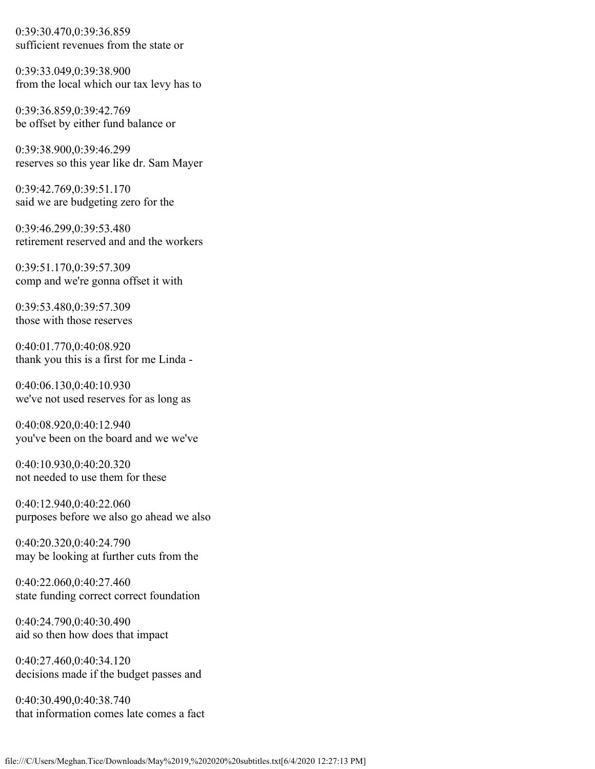0:39:30.470,0:39:36.859
sufficient revenues from the state or

0:39:33.049,0:39:38.900
from the local which our tax levy has to

0:39:36.859,0:39:42.769
be offset by either fund balance or

0:39:38.900,0:39:46.299
reserves so this year like dr. Sam Mayer

0:39:42.769,0:39:51.170
said we are budgeting zero for the

0:39:46.299,0:39:53.480
retirement reserved and and the workers

0:39:51.170,0:39:57.309
comp and we're gonna offset it with

0:39:53.480,0:39:57.309
those with those reserves

0:40:01.770,0:40:08.920
thank you this is a first for me Linda -

0:40:06.130,0:40:10.930
we've not used reserves for as long as

0:40:08.920,0:40:12.940
you've been on the board and we we've

0:40:10.930,0:40:20.320
not needed to use them for these

0:40:12.940,0:40:22.060
purposes before we also go ahead we also

0:40:20.320,0:40:24.790
may be looking at further cuts from the

0:40:22.060,0:40:27.460
state funding correct correct foundation

0:40:24.790,0:40:30.490
aid so then how does that impact

0:40:27.460,0:40:34.120
decisions made if the budget passes and

0:40:30.490,0:40:38.740
that information comes late comes a fact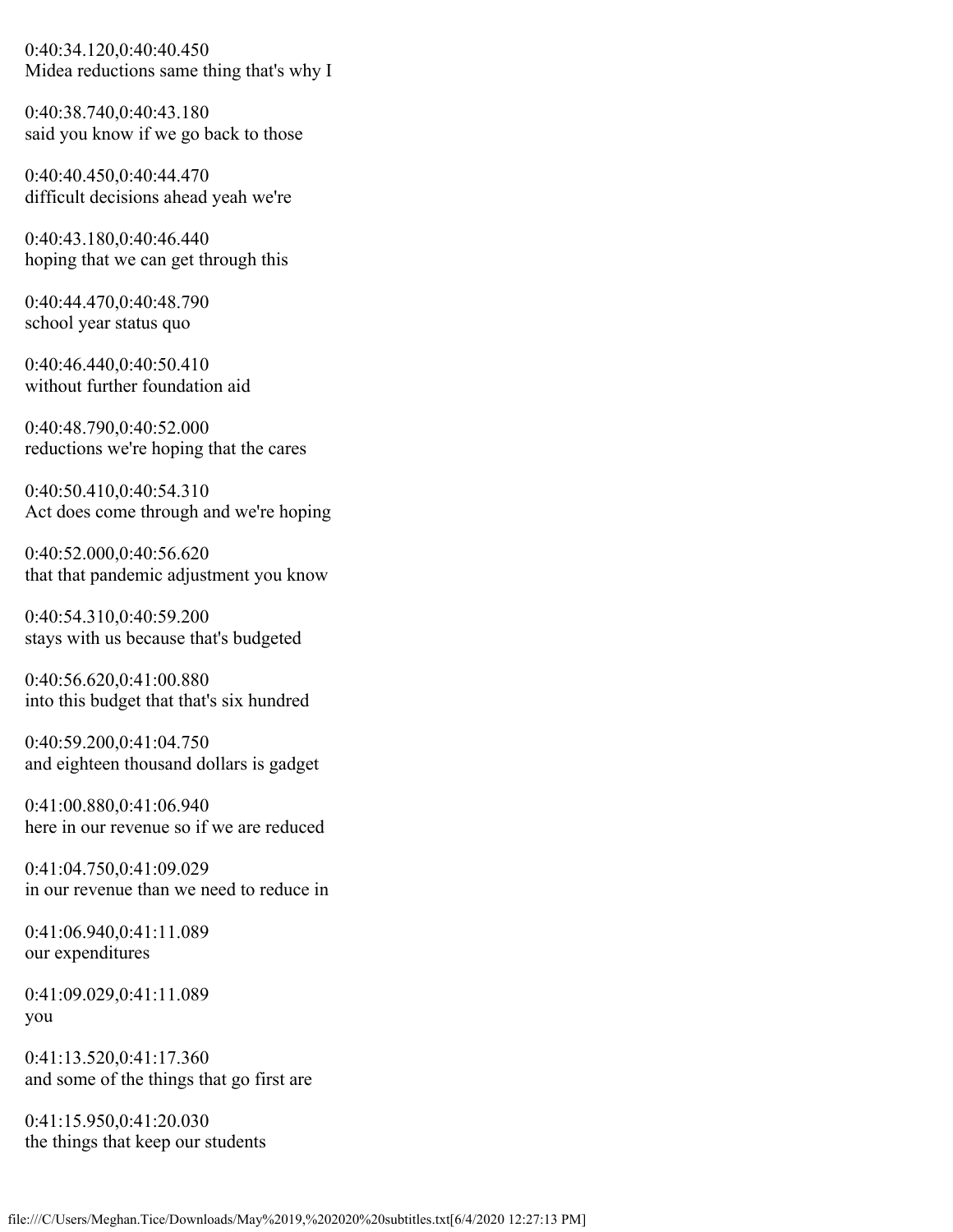0:40:34.120,0:40:40.450
Midea reductions same thing that's why I

0:40:38.740,0:40:43.180
said you know if we go back to those

0:40:40.450,0:40:44.470
difficult decisions ahead yeah we're

0:40:43.180,0:40:46.440
hoping that we can get through this

0:40:44.470,0:40:48.790
school year status quo

0:40:46.440,0:40:50.410
without further foundation aid

0:40:48.790,0:40:52.000
reductions we're hoping that the cares

0:40:50.410,0:40:54.310
Act does come through and we're hoping

0:40:52.000,0:40:56.620
that that pandemic adjustment you know

0:40:54.310,0:40:59.200
stays with us because that's budgeted

0:40:56.620,0:41:00.880
into this budget that that's six hundred

0:40:59.200,0:41:04.750
and eighteen thousand dollars is gadget

0:41:00.880,0:41:06.940
here in our revenue so if we are reduced

0:41:04.750,0:41:09.029
in our revenue than we need to reduce in

0:41:06.940,0:41:11.089
our expenditures

0:41:09.029,0:41:11.089
you

0:41:13.520,0:41:17.360
and some of the things that go first are

0:41:15.950,0:41:20.030
the things that keep our students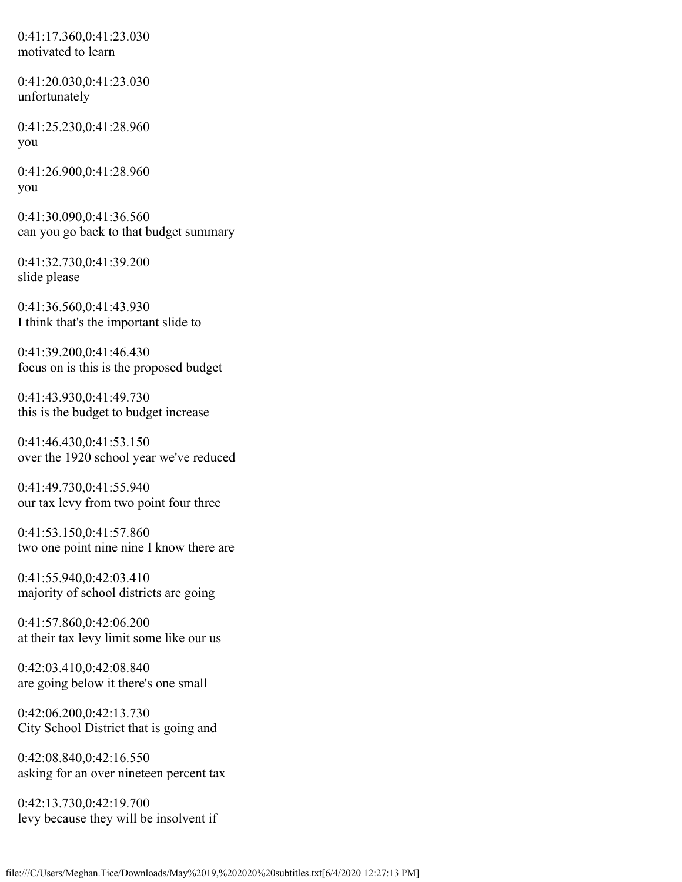0:41:17.360,0:41:23.030
motivated to learn

0:41:20.030,0:41:23.030
unfortunately

0:41:25.230,0:41:28.960
you

0:41:26.900,0:41:28.960
you

0:41:30.090,0:41:36.560
can you go back to that budget summary

0:41:32.730,0:41:39.200
slide please

0:41:36.560,0:41:43.930
I think that's the important slide to

0:41:39.200,0:41:46.430
focus on is this is the proposed budget

0:41:43.930,0:41:49.730
this is the budget to budget increase

0:41:46.430,0:41:53.150
over the 1920 school year we've reduced

0:41:49.730,0:41:55.940
our tax levy from two point four three

0:41:53.150,0:41:57.860
two one point nine nine I know there are

0:41:55.940,0:42:03.410
majority of school districts are going

0:41:57.860,0:42:06.200
at their tax levy limit some like our us

0:42:03.410,0:42:08.840
are going below it there's one small

0:42:06.200,0:42:13.730
City School District that is going and

0:42:08.840,0:42:16.550
asking for an over nineteen percent tax

0:42:13.730,0:42:19.700
levy because they will be insolvent if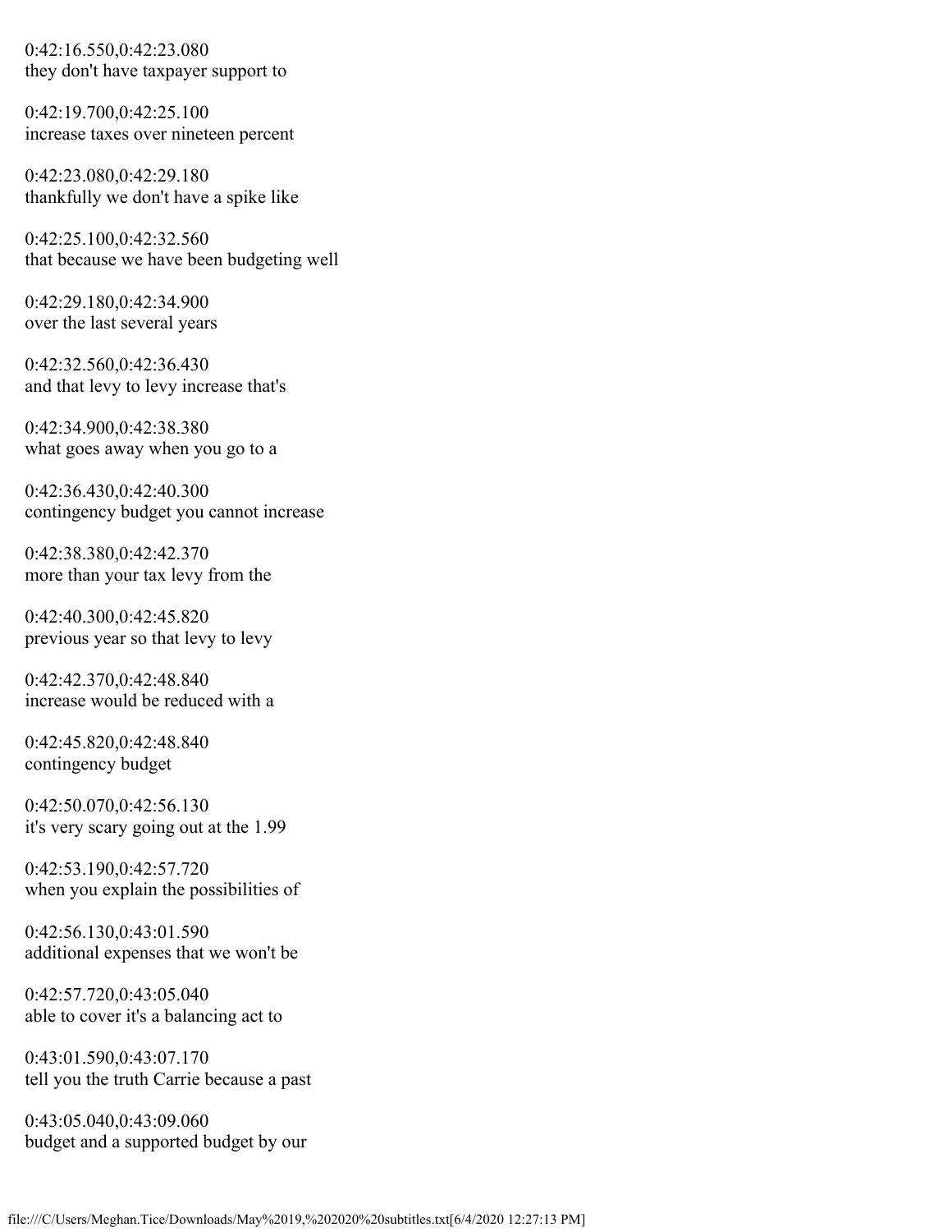0:42:16.550,0:42:23.080
they don't have taxpayer support to

0:42:19.700,0:42:25.100
increase taxes over nineteen percent

0:42:23.080,0:42:29.180
thankfully we don't have a spike like

0:42:25.100,0:42:32.560
that because we have been budgeting well

0:42:29.180,0:42:34.900
over the last several years

0:42:32.560,0:42:36.430
and that levy to levy increase that's

0:42:34.900,0:42:38.380
what goes away when you go to a

0:42:36.430,0:42:40.300
contingency budget you cannot increase

0:42:38.380,0:42:42.370
more than your tax levy from the

0:42:40.300,0:42:45.820
previous year so that levy to levy

0:42:42.370,0:42:48.840
increase would be reduced with a

0:42:45.820,0:42:48.840
contingency budget

0:42:50.070,0:42:56.130
it's very scary going out at the 1.99

0:42:53.190,0:42:57.720
when you explain the possibilities of

0:42:56.130,0:43:01.590
additional expenses that we won't be

0:42:57.720,0:43:05.040
able to cover it's a balancing act to

0:43:01.590,0:43:07.170
tell you the truth Carrie because a past

0:43:05.040,0:43:09.060
budget and a supported budget by our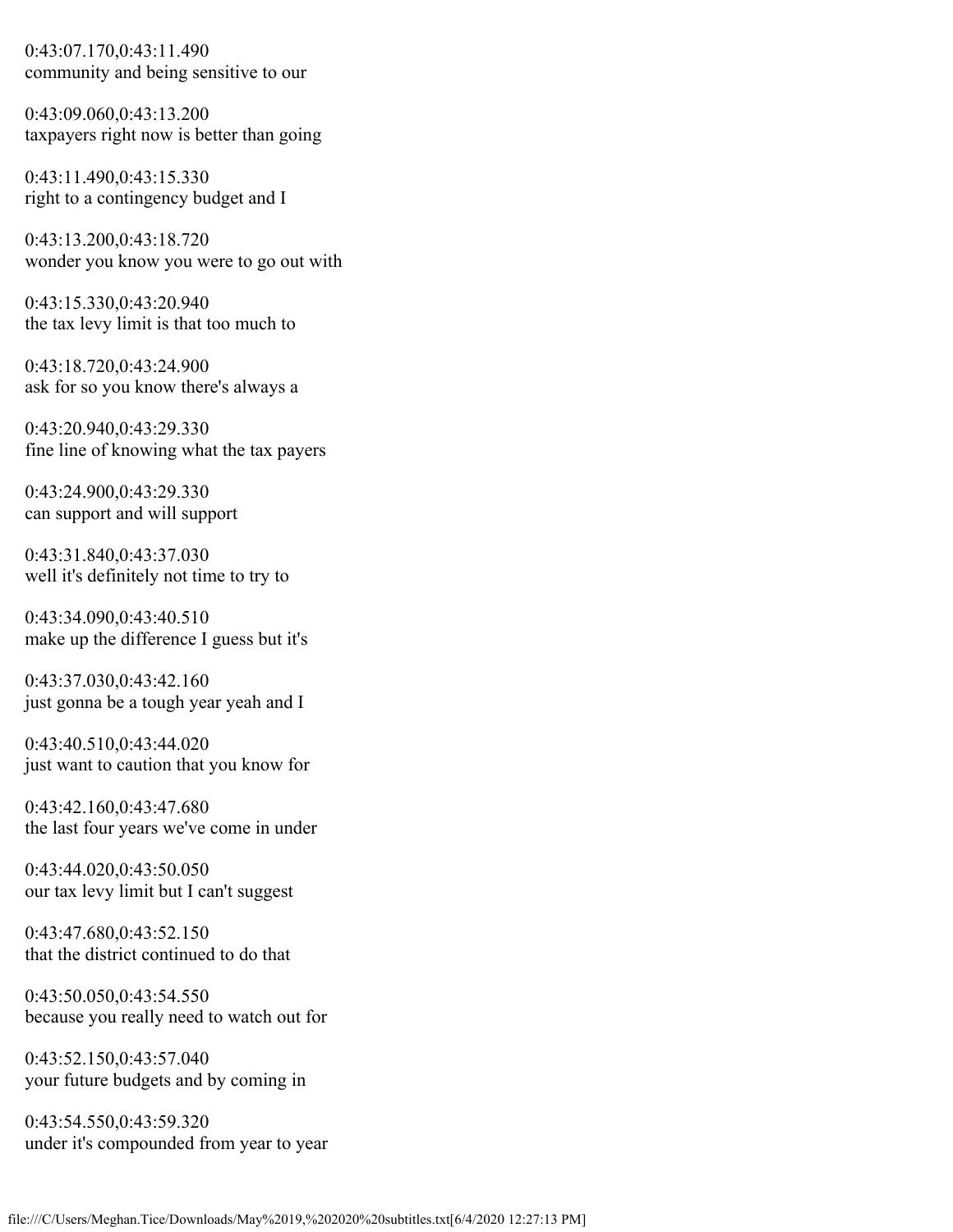0:43:07.170,0:43:11.490
community and being sensitive to our

0:43:09.060,0:43:13.200
taxpayers right now is better than going

0:43:11.490,0:43:15.330
right to a contingency budget and I

0:43:13.200,0:43:18.720
wonder you know you were to go out with

0:43:15.330,0:43:20.940
the tax levy limit is that too much to

0:43:18.720,0:43:24.900
ask for so you know there's always a

0:43:20.940,0:43:29.330
fine line of knowing what the tax payers

0:43:24.900,0:43:29.330
can support and will support

0:43:31.840,0:43:37.030
well it's definitely not time to try to

0:43:34.090,0:43:40.510
make up the difference I guess but it's

0:43:37.030,0:43:42.160
just gonna be a tough year yeah and I

0:43:40.510,0:43:44.020
just want to caution that you know for

0:43:42.160,0:43:47.680
the last four years we've come in under

0:43:44.020,0:43:50.050
our tax levy limit but I can't suggest

0:43:47.680,0:43:52.150
that the district continued to do that

0:43:50.050,0:43:54.550
because you really need to watch out for

0:43:52.150,0:43:57.040
your future budgets and by coming in

0:43:54.550,0:43:59.320
under it's compounded from year to year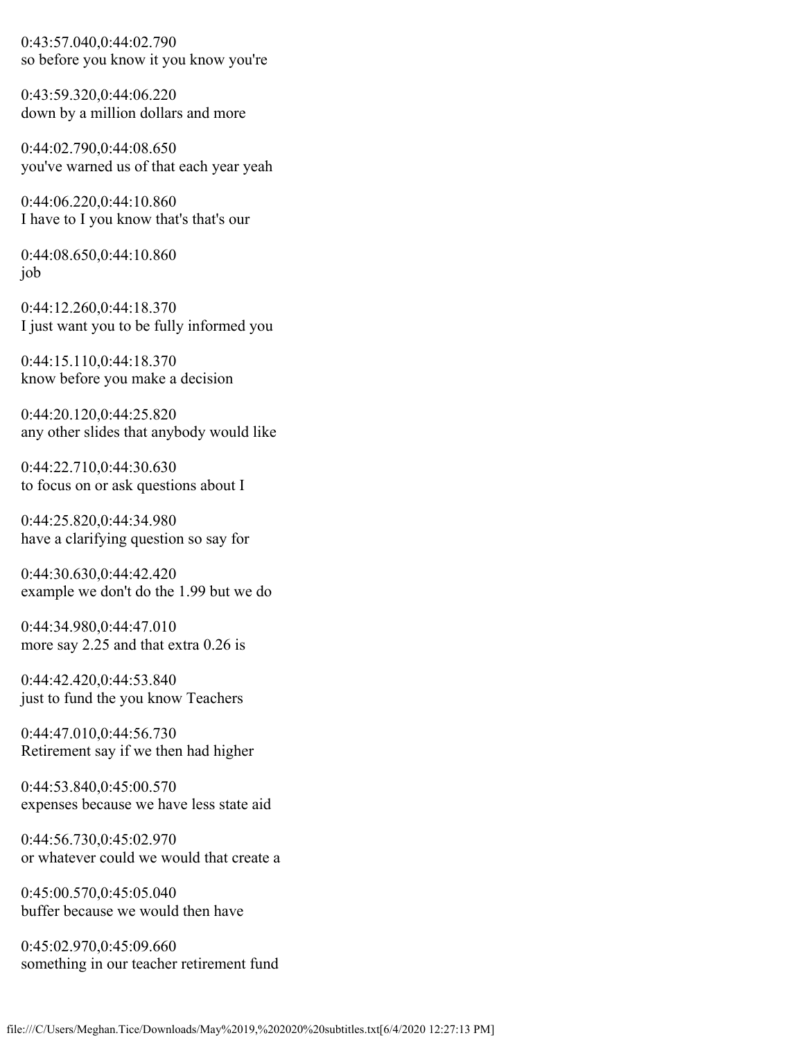0:43:57.040,0:44:02.790
so before you know it you know you're

0:43:59.320,0:44:06.220
down by a million dollars and more

0:44:02.790,0:44:08.650
you've warned us of that each year yeah

0:44:06.220,0:44:10.860
I have to I you know that's that's our

0:44:08.650,0:44:10.860
job

0:44:12.260,0:44:18.370
I just want you to be fully informed you

0:44:15.110,0:44:18.370
know before you make a decision

0:44:20.120,0:44:25.820
any other slides that anybody would like

0:44:22.710,0:44:30.630
to focus on or ask questions about I

0:44:25.820,0:44:34.980
have a clarifying question so say for

0:44:30.630,0:44:42.420
example we don't do the 1.99 but we do

0:44:34.980,0:44:47.010
more say 2.25 and that extra 0.26 is

0:44:42.420,0:44:53.840
just to fund the you know Teachers

0:44:47.010,0:44:56.730
Retirement say if we then had higher

0:44:53.840,0:45:00.570
expenses because we have less state aid

0:44:56.730,0:45:02.970
or whatever could we would that create a

0:45:00.570,0:45:05.040
buffer because we would then have

0:45:02.970,0:45:09.660
something in our teacher retirement fund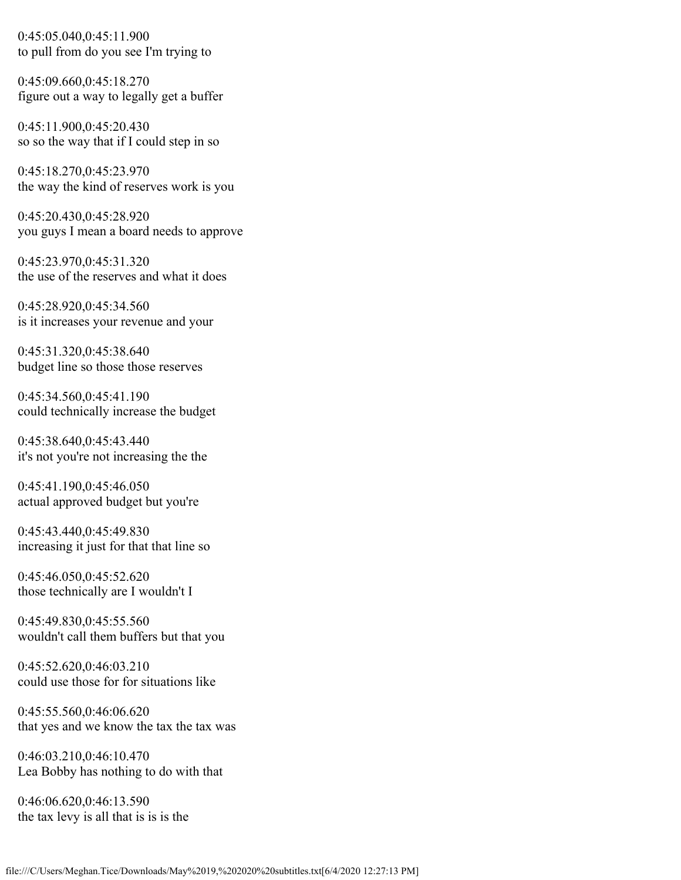0:45:05.040,0:45:11.900
to pull from do you see I'm trying to

0:45:09.660,0:45:18.270
figure out a way to legally get a buffer

0:45:11.900,0:45:20.430
so so the way that if I could step in so

0:45:18.270,0:45:23.970
the way the kind of reserves work is you

0:45:20.430,0:45:28.920
you guys I mean a board needs to approve

0:45:23.970,0:45:31.320
the use of the reserves and what it does

0:45:28.920,0:45:34.560
is it increases your revenue and your

0:45:31.320,0:45:38.640
budget line so those those reserves

0:45:34.560,0:45:41.190
could technically increase the budget

0:45:38.640,0:45:43.440
it's not you're not increasing the the

0:45:41.190,0:45:46.050
actual approved budget but you're

0:45:43.440,0:45:49.830
increasing it just for that that line so

0:45:46.050,0:45:52.620
those technically are I wouldn't I

0:45:49.830,0:45:55.560
wouldn't call them buffers but that you

0:45:52.620,0:46:03.210
could use those for for situations like

0:45:55.560,0:46:06.620
that yes and we know the tax the tax was

0:46:03.210,0:46:10.470
Lea Bobby has nothing to do with that

0:46:06.620,0:46:13.590
the tax levy is all that is is is the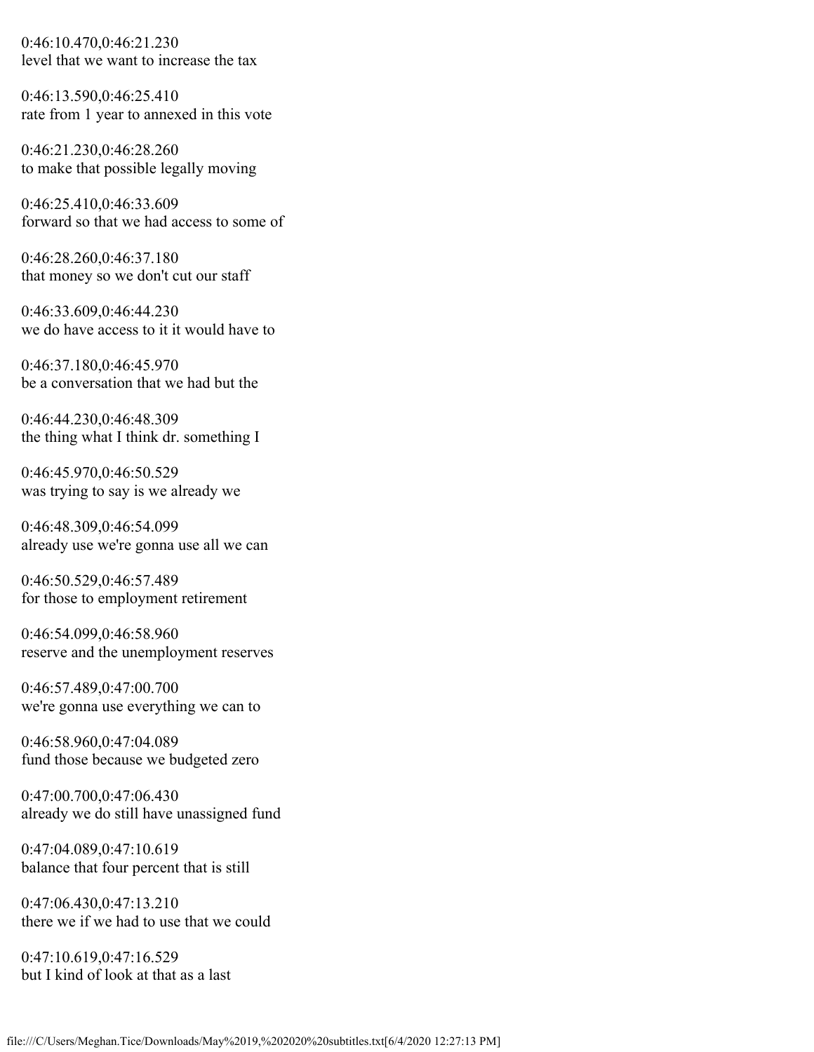0:46:10.470,0:46:21.230
level that we want to increase the tax

0:46:13.590,0:46:25.410
rate from 1 year to annexed in this vote

0:46:21.230,0:46:28.260
to make that possible legally moving

0:46:25.410,0:46:33.609
forward so that we had access to some of

0:46:28.260,0:46:37.180
that money so we don't cut our staff

0:46:33.609,0:46:44.230
we do have access to it it would have to

0:46:37.180,0:46:45.970
be a conversation that we had but the

0:46:44.230,0:46:48.309
the thing what I think dr. something I

0:46:45.970,0:46:50.529
was trying to say is we already we

0:46:48.309,0:46:54.099
already use we're gonna use all we can

0:46:50.529,0:46:57.489
for those to employment retirement

0:46:54.099,0:46:58.960
reserve and the unemployment reserves

0:46:57.489,0:47:00.700
we're gonna use everything we can to

0:46:58.960,0:47:04.089
fund those because we budgeted zero

0:47:00.700,0:47:06.430
already we do still have unassigned fund

0:47:04.089,0:47:10.619
balance that four percent that is still

0:47:06.430,0:47:13.210
there we if we had to use that we could

0:47:10.619,0:47:16.529
but I kind of look at that as a last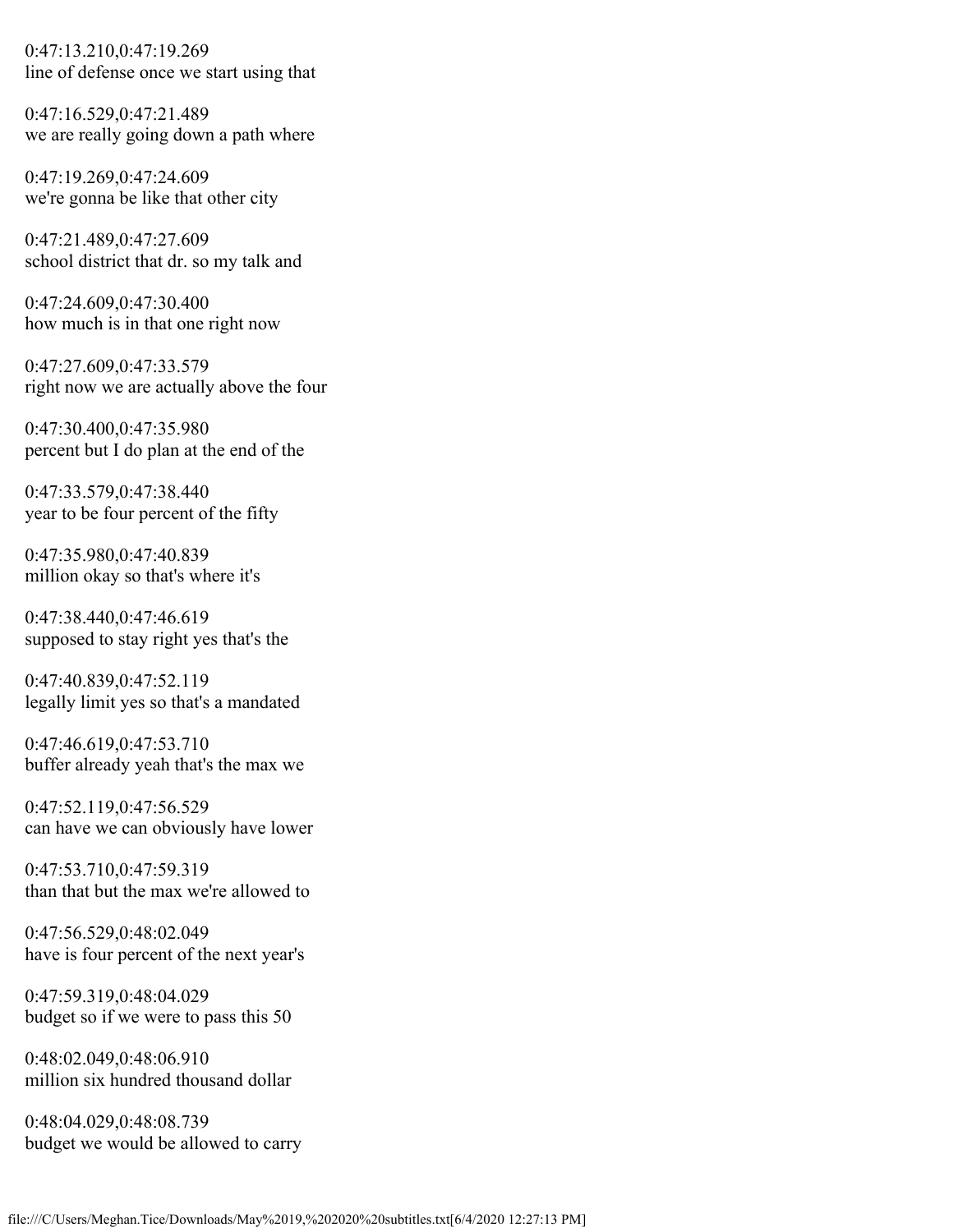0:47:13.210,0:47:19.269
line of defense once we start using that

0:47:16.529,0:47:21.489
we are really going down a path where

0:47:19.269,0:47:24.609
we're gonna be like that other city

0:47:21.489,0:47:27.609
school district that dr. so my talk and

0:47:24.609,0:47:30.400
how much is in that one right now

0:47:27.609,0:47:33.579
right now we are actually above the four

0:47:30.400,0:47:35.980
percent but I do plan at the end of the

0:47:33.579,0:47:38.440
year to be four percent of the fifty

0:47:35.980,0:47:40.839
million okay so that's where it's

0:47:38.440,0:47:46.619
supposed to stay right yes that's the

0:47:40.839,0:47:52.119
legally limit yes so that's a mandated

0:47:46.619,0:47:53.710
buffer already yeah that's the max we

0:47:52.119,0:47:56.529
can have we can obviously have lower

0:47:53.710,0:47:59.319
than that but the max we're allowed to

0:47:56.529,0:48:02.049
have is four percent of the next year's

0:47:59.319,0:48:04.029
budget so if we were to pass this 50

0:48:02.049,0:48:06.910
million six hundred thousand dollar

0:48:04.029,0:48:08.739
budget we would be allowed to carry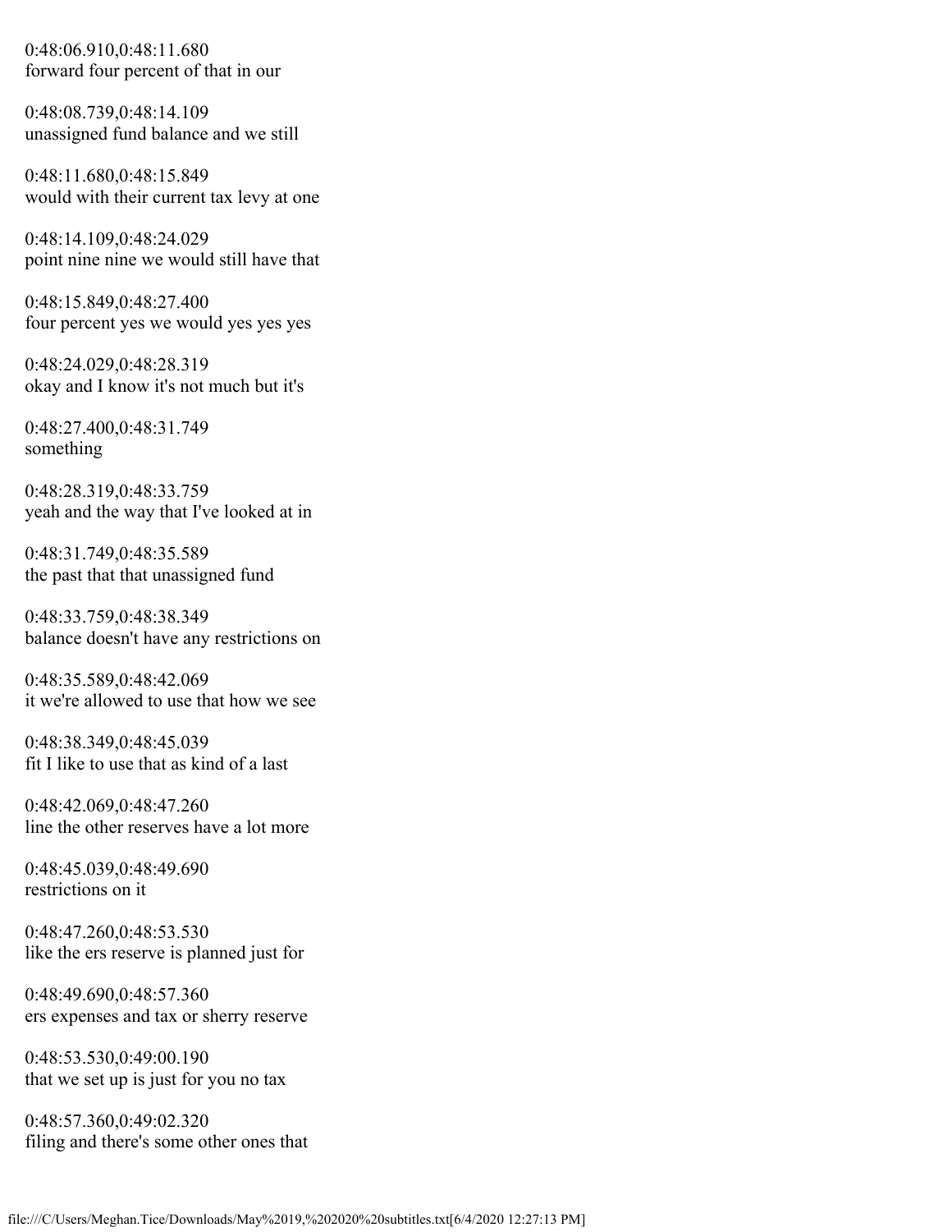0:48:06.910,0:48:11.680
forward four percent of that in our

0:48:08.739,0:48:14.109
unassigned fund balance and we still

0:48:11.680,0:48:15.849
would with their current tax levy at one

0:48:14.109,0:48:24.029
point nine nine we would still have that

0:48:15.849,0:48:27.400
four percent yes we would yes yes yes

0:48:24.029,0:48:28.319
okay and I know it's not much but it's

0:48:27.400,0:48:31.749
something

0:48:28.319,0:48:33.759
yeah and the way that I've looked at in

0:48:31.749,0:48:35.589
the past that that unassigned fund

0:48:33.759,0:48:38.349
balance doesn't have any restrictions on

0:48:35.589,0:48:42.069
it we're allowed to use that how we see

0:48:38.349,0:48:45.039
fit I like to use that as kind of a last

0:48:42.069,0:48:47.260
line the other reserves have a lot more

0:48:45.039,0:48:49.690
restrictions on it

0:48:47.260,0:48:53.530
like the ers reserve is planned just for

0:48:49.690,0:48:57.360
ers expenses and tax or sherry reserve

0:48:53.530,0:49:00.190
that we set up is just for you no tax

0:48:57.360,0:49:02.320
filing and there's some other ones that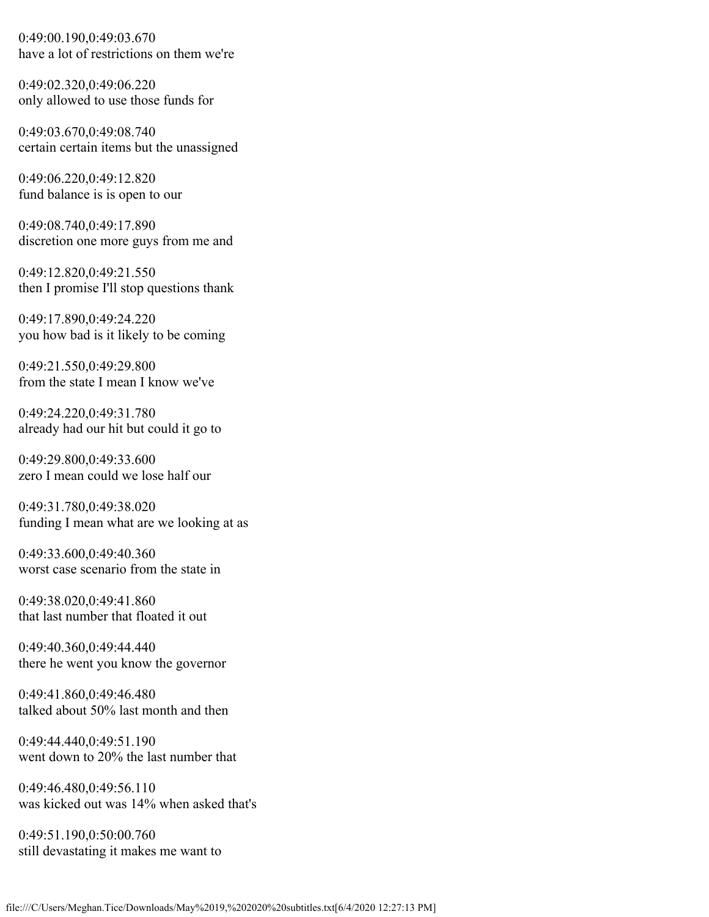0:49:00.190,0:49:03.670
have a lot of restrictions on them we're

0:49:02.320,0:49:06.220
only allowed to use those funds for

0:49:03.670,0:49:08.740
certain certain items but the unassigned

0:49:06.220,0:49:12.820
fund balance is is open to our

0:49:08.740,0:49:17.890
discretion one more guys from me and

0:49:12.820,0:49:21.550
then I promise I'll stop questions thank

0:49:17.890,0:49:24.220
you how bad is it likely to be coming

0:49:21.550,0:49:29.800
from the state I mean I know we've

0:49:24.220,0:49:31.780
already had our hit but could it go to

0:49:29.800,0:49:33.600
zero I mean could we lose half our

0:49:31.780,0:49:38.020
funding I mean what are we looking at as

0:49:33.600,0:49:40.360
worst case scenario from the state in

0:49:38.020,0:49:41.860
that last number that floated it out

0:49:40.360,0:49:44.440
there he went you know the governor

0:49:41.860,0:49:46.480
talked about 50% last month and then

0:49:44.440,0:49:51.190
went down to 20% the last number that

0:49:46.480,0:49:56.110
was kicked out was 14% when asked that's

0:49:51.190,0:50:00.760
still devastating it makes me want to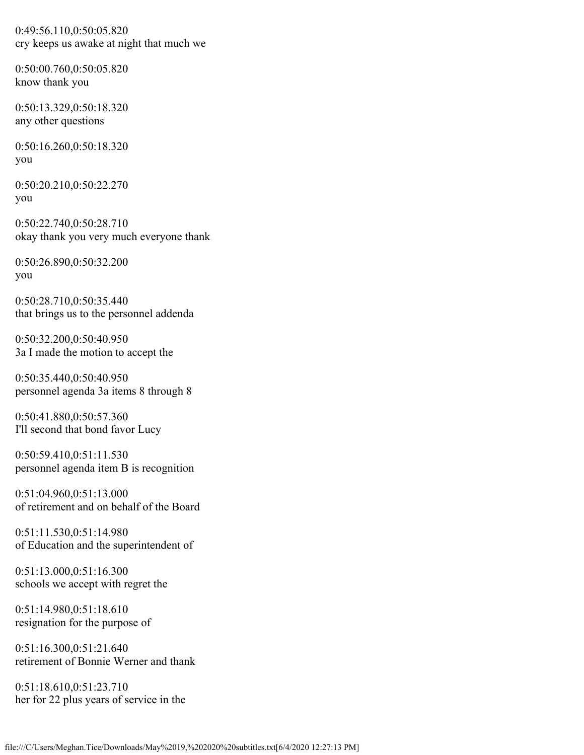0:49:56.110,0:50:05.820
cry keeps us awake at night that much we

0:50:00.760,0:50:05.820
know thank you

0:50:13.329,0:50:18.320
any other questions

0:50:16.260,0:50:18.320
you

0:50:20.210,0:50:22.270
you

0:50:22.740,0:50:28.710
okay thank you very much everyone thank

0:50:26.890,0:50:32.200
you

0:50:28.710,0:50:35.440
that brings us to the personnel addenda

0:50:32.200,0:50:40.950
3a I made the motion to accept the

0:50:35.440,0:50:40.950
personnel agenda 3a items 8 through 8

0:50:41.880,0:50:57.360
I'll second that bond favor Lucy

0:50:59.410,0:51:11.530
personnel agenda item B is recognition

0:51:04.960,0:51:13.000
of retirement and on behalf of the Board

0:51:11.530,0:51:14.980
of Education and the superintendent of

0:51:13.000,0:51:16.300
schools we accept with regret the

0:51:14.980,0:51:18.610
resignation for the purpose of

0:51:16.300,0:51:21.640
retirement of Bonnie Werner and thank

0:51:18.610,0:51:23.710
her for 22 plus years of service in the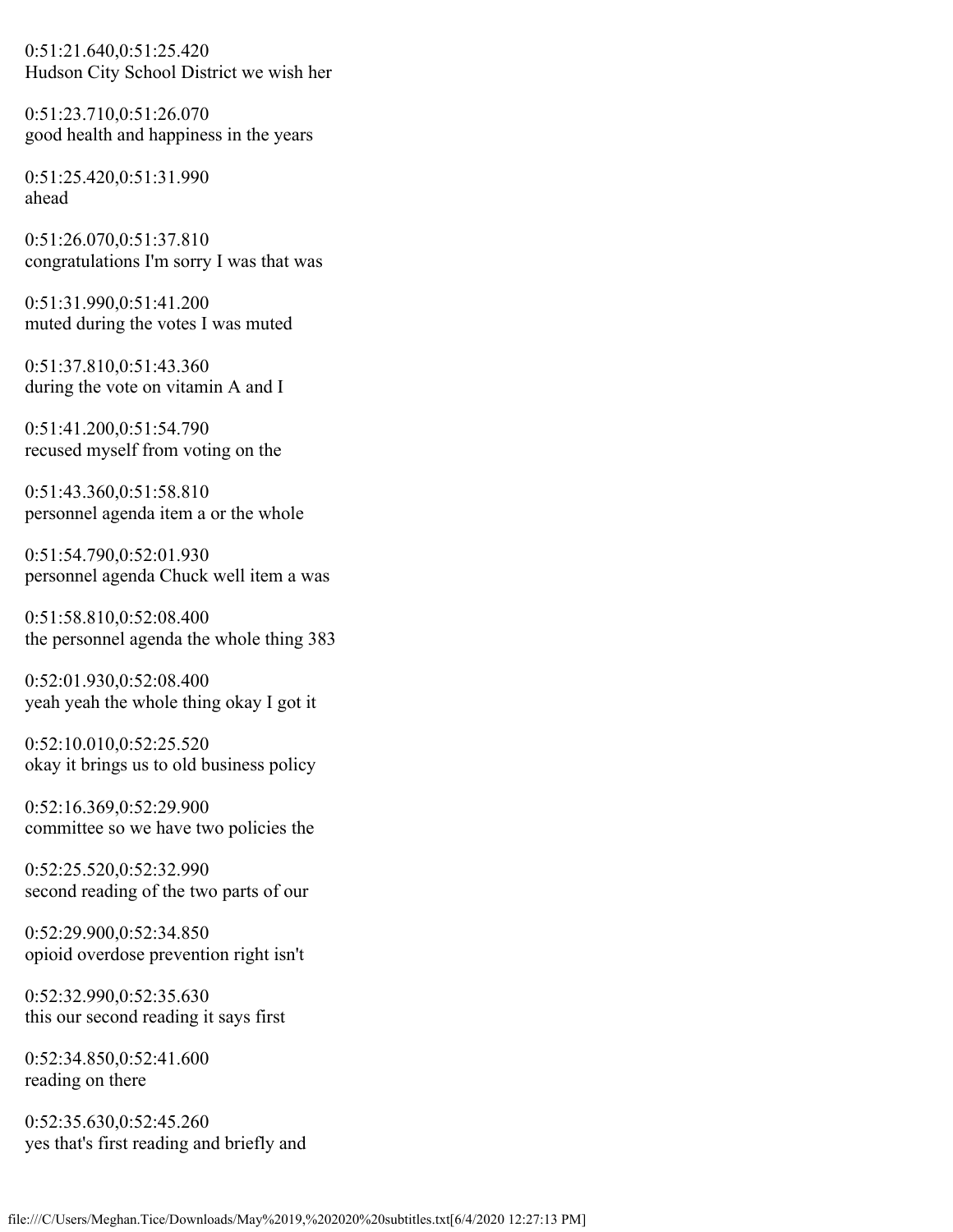0:51:21.640,0:51:25.420
Hudson City School District we wish her

0:51:23.710,0:51:26.070
good health and happiness in the years

0:51:25.420,0:51:31.990
ahead

0:51:26.070,0:51:37.810
congratulations I'm sorry I was that was

0:51:31.990,0:51:41.200
muted during the votes I was muted

0:51:37.810,0:51:43.360
during the vote on vitamin A and I

0:51:41.200,0:51:54.790
recused myself from voting on the

0:51:43.360,0:51:58.810
personnel agenda item a or the whole

0:51:54.790,0:52:01.930
personnel agenda Chuck well item a was

0:51:58.810,0:52:08.400
the personnel agenda the whole thing 383

0:52:01.930,0:52:08.400
yeah yeah the whole thing okay I got it

0:52:10.010,0:52:25.520
okay it brings us to old business policy

0:52:16.369,0:52:29.900
committee so we have two policies the

0:52:25.520,0:52:32.990
second reading of the two parts of our

0:52:29.900,0:52:34.850
opioid overdose prevention right isn't

0:52:32.990,0:52:35.630
this our second reading it says first

0:52:34.850,0:52:41.600
reading on there

0:52:35.630,0:52:45.260
yes that's first reading and briefly and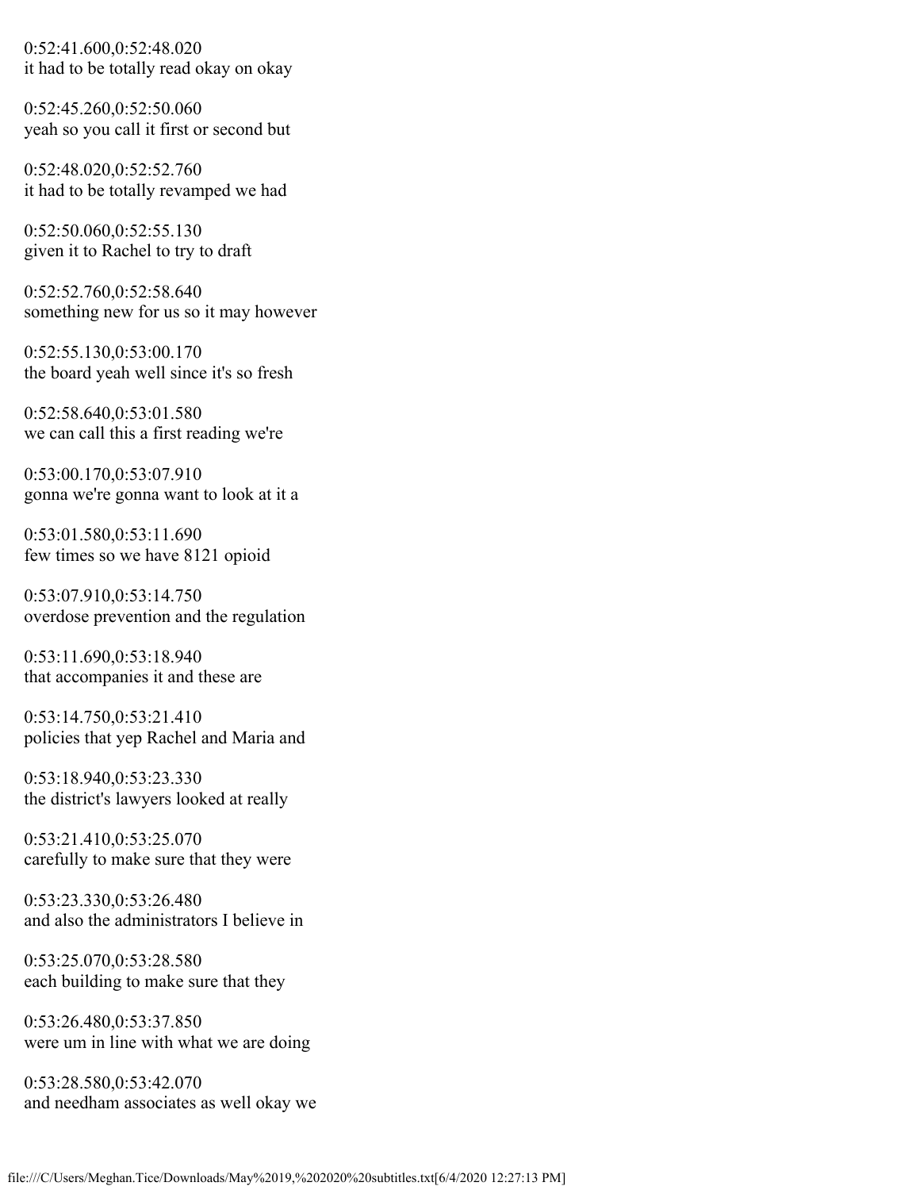0:52:41.600,0:52:48.020
it had to be totally read okay on okay

0:52:45.260,0:52:50.060
yeah so you call it first or second but

0:52:48.020,0:52:52.760
it had to be totally revamped we had

0:52:50.060,0:52:55.130
given it to Rachel to try to draft

0:52:52.760,0:52:58.640
something new for us so it may however

0:52:55.130,0:53:00.170
the board yeah well since it's so fresh

0:52:58.640,0:53:01.580
we can call this a first reading we're

0:53:00.170,0:53:07.910
gonna we're gonna want to look at it a

0:53:01.580,0:53:11.690
few times so we have 8121 opioid

0:53:07.910,0:53:14.750
overdose prevention and the regulation

0:53:11.690,0:53:18.940
that accompanies it and these are

0:53:14.750,0:53:21.410
policies that yep Rachel and Maria and

0:53:18.940,0:53:23.330
the district's lawyers looked at really

0:53:21.410,0:53:25.070
carefully to make sure that they were

0:53:23.330,0:53:26.480
and also the administrators I believe in

0:53:25.070,0:53:28.580
each building to make sure that they

0:53:26.480,0:53:37.850
were um in line with what we are doing

0:53:28.580,0:53:42.070
and needham associates as well okay we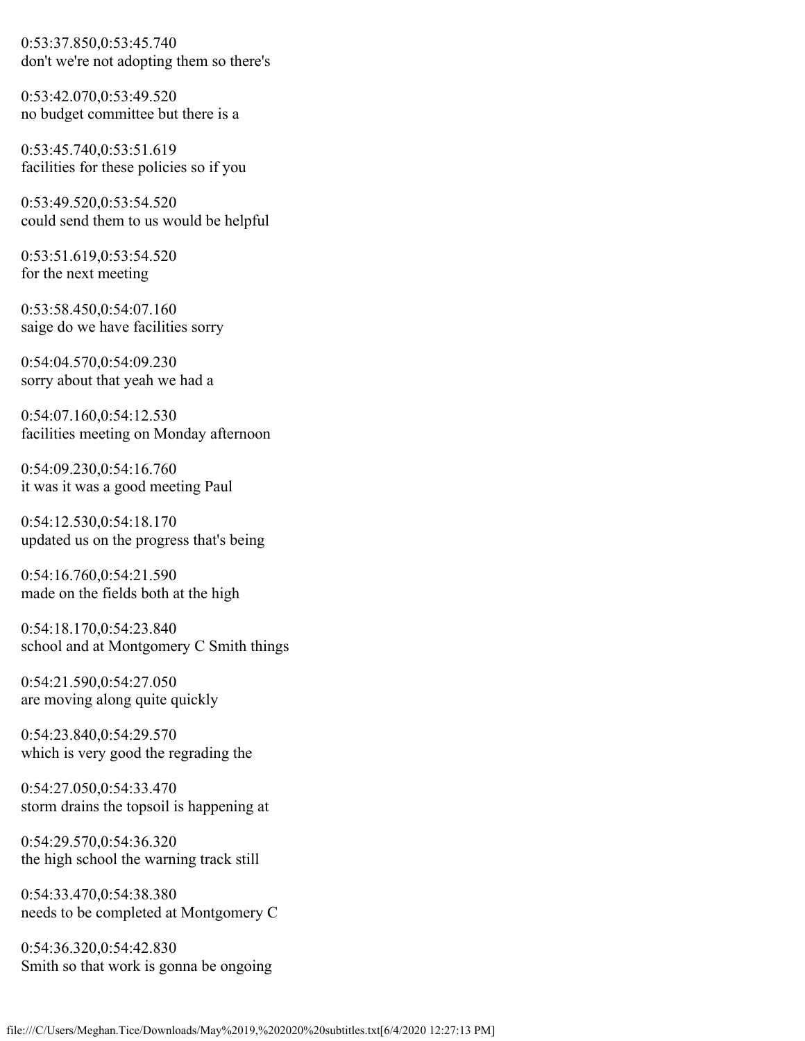0:53:37.850,0:53:45.740
don't we're not adopting them so there's

0:53:42.070,0:53:49.520
no budget committee but there is a

0:53:45.740,0:53:51.619
facilities for these policies so if you

0:53:49.520,0:53:54.520
could send them to us would be helpful

0:53:51.619,0:53:54.520
for the next meeting

0:53:58.450,0:54:07.160
saige do we have facilities sorry

0:54:04.570,0:54:09.230
sorry about that yeah we had a

0:54:07.160,0:54:12.530
facilities meeting on Monday afternoon

0:54:09.230,0:54:16.760
it was it was a good meeting Paul

0:54:12.530,0:54:18.170
updated us on the progress that's being

0:54:16.760,0:54:21.590
made on the fields both at the high

0:54:18.170,0:54:23.840
school and at Montgomery C Smith things

0:54:21.590,0:54:27.050
are moving along quite quickly

0:54:23.840,0:54:29.570
which is very good the regrading the

0:54:27.050,0:54:33.470
storm drains the topsoil is happening at

0:54:29.570,0:54:36.320
the high school the warning track still

0:54:33.470,0:54:38.380
needs to be completed at Montgomery C

0:54:36.320,0:54:42.830
Smith so that work is gonna be ongoing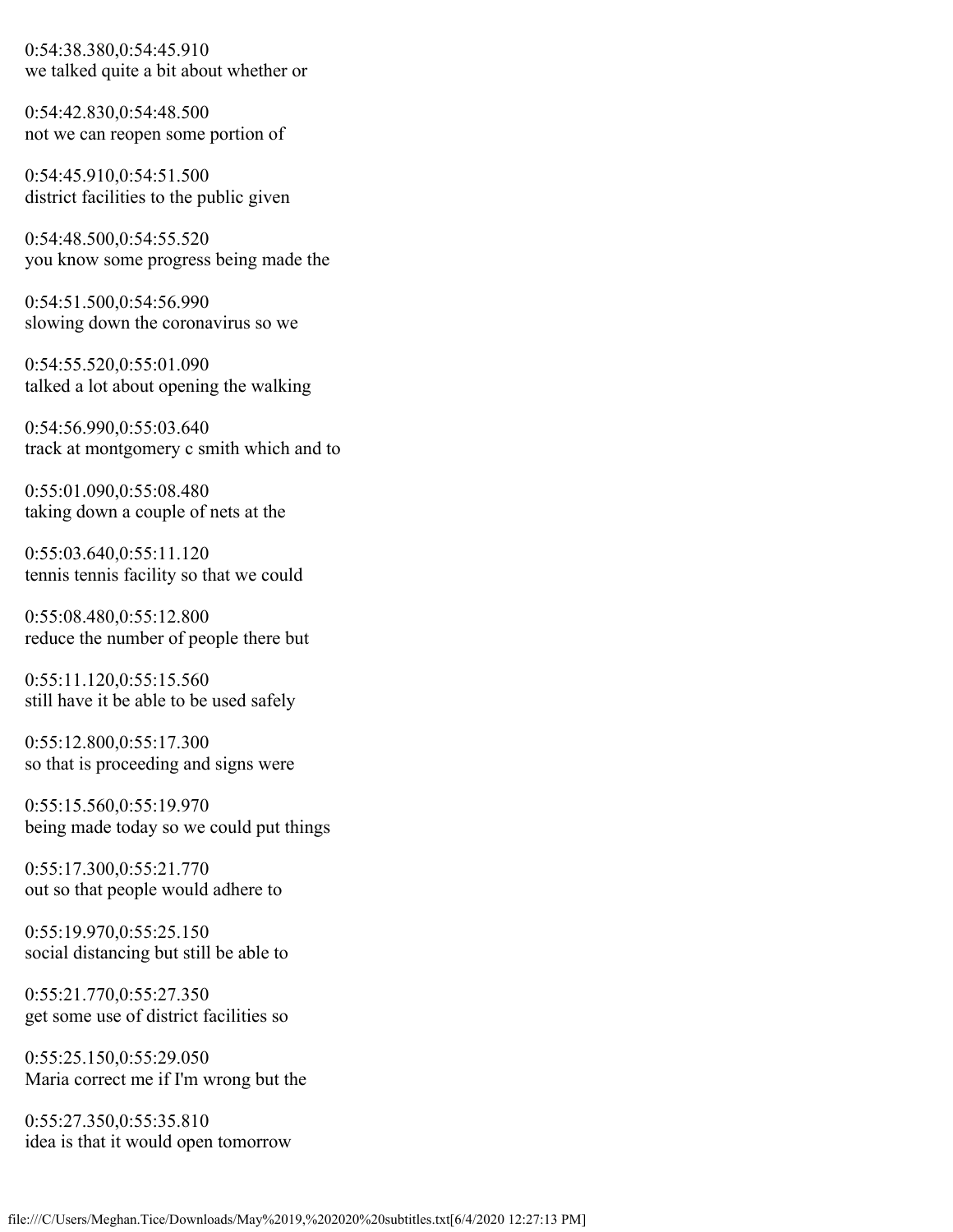0:54:38.380,0:54:45.910
we talked quite a bit about whether or

0:54:42.830,0:54:48.500
not we can reopen some portion of

0:54:45.910,0:54:51.500
district facilities to the public given

0:54:48.500,0:54:55.520
you know some progress being made the

0:54:51.500,0:54:56.990
slowing down the coronavirus so we

0:54:55.520,0:55:01.090
talked a lot about opening the walking

0:54:56.990,0:55:03.640
track at montgomery c smith which and to

0:55:01.090,0:55:08.480
taking down a couple of nets at the

0:55:03.640,0:55:11.120
tennis tennis facility so that we could

0:55:08.480,0:55:12.800
reduce the number of people there but

0:55:11.120,0:55:15.560
still have it be able to be used safely

0:55:12.800,0:55:17.300
so that is proceeding and signs were

0:55:15.560,0:55:19.970
being made today so we could put things

0:55:17.300,0:55:21.770
out so that people would adhere to

0:55:19.970,0:55:25.150
social distancing but still be able to

0:55:21.770,0:55:27.350
get some use of district facilities so

0:55:25.150,0:55:29.050
Maria correct me if I'm wrong but the

0:55:27.350,0:55:35.810
idea is that it would open tomorrow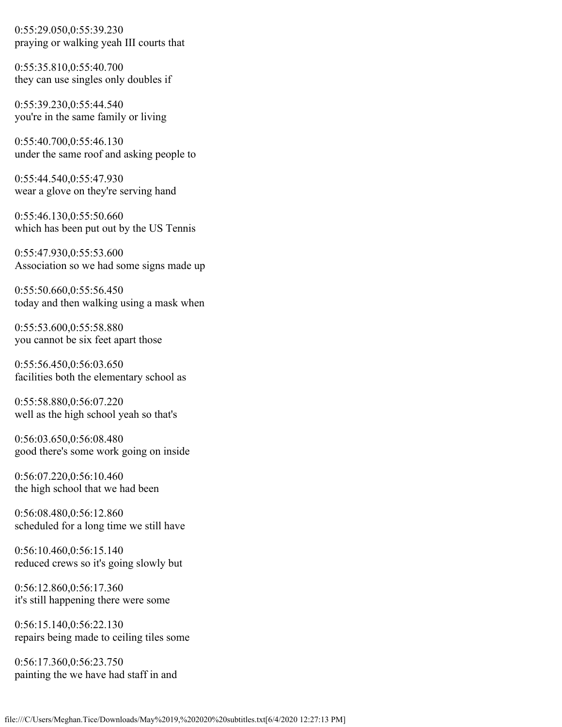0:55:29.050,0:55:39.230
praying or walking yeah III courts that

0:55:35.810,0:55:40.700
they can use singles only doubles if

0:55:39.230,0:55:44.540
you're in the same family or living

0:55:40.700,0:55:46.130
under the same roof and asking people to

0:55:44.540,0:55:47.930
wear a glove on they're serving hand

0:55:46.130,0:55:50.660
which has been put out by the US Tennis

0:55:47.930,0:55:53.600
Association so we had some signs made up

0:55:50.660,0:55:56.450
today and then walking using a mask when

0:55:53.600,0:55:58.880
you cannot be six feet apart those

0:55:56.450,0:56:03.650
facilities both the elementary school as

0:55:58.880,0:56:07.220
well as the high school yeah so that's

0:56:03.650,0:56:08.480
good there's some work going on inside

0:56:07.220,0:56:10.460
the high school that we had been

0:56:08.480,0:56:12.860
scheduled for a long time we still have

0:56:10.460,0:56:15.140
reduced crews so it's going slowly but

0:56:12.860,0:56:17.360
it's still happening there were some

0:56:15.140,0:56:22.130
repairs being made to ceiling tiles some

0:56:17.360,0:56:23.750
painting the we have had staff in and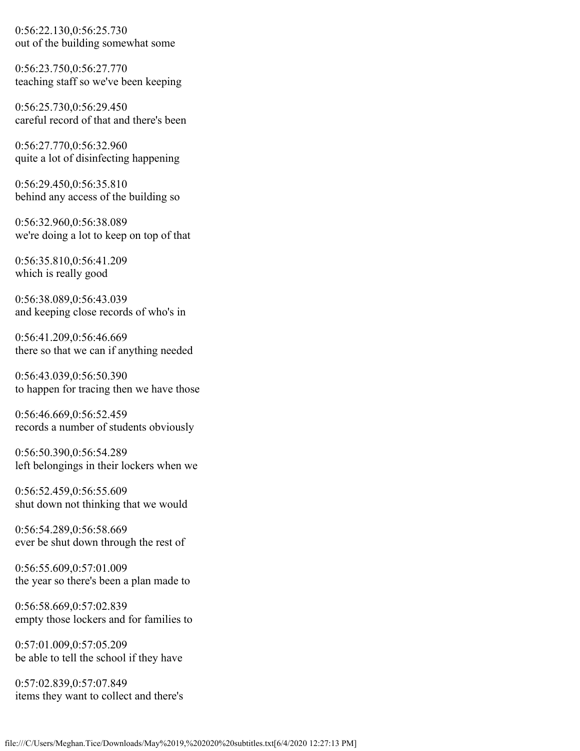0:56:22.130,0:56:25.730
out of the building somewhat some

0:56:23.750,0:56:27.770
teaching staff so we've been keeping

0:56:25.730,0:56:29.450
careful record of that and there's been

0:56:27.770,0:56:32.960
quite a lot of disinfecting happening

0:56:29.450,0:56:35.810
behind any access of the building so

0:56:32.960,0:56:38.089
we're doing a lot to keep on top of that

0:56:35.810,0:56:41.209
which is really good

0:56:38.089,0:56:43.039
and keeping close records of who's in

0:56:41.209,0:56:46.669
there so that we can if anything needed

0:56:43.039,0:56:50.390
to happen for tracing then we have those

0:56:46.669,0:56:52.459
records a number of students obviously

0:56:50.390,0:56:54.289
left belongings in their lockers when we

0:56:52.459,0:56:55.609
shut down not thinking that we would

0:56:54.289,0:56:58.669
ever be shut down through the rest of

0:56:55.609,0:57:01.009
the year so there's been a plan made to

0:56:58.669,0:57:02.839
empty those lockers and for families to

0:57:01.009,0:57:05.209
be able to tell the school if they have

0:57:02.839,0:57:07.849
items they want to collect and there's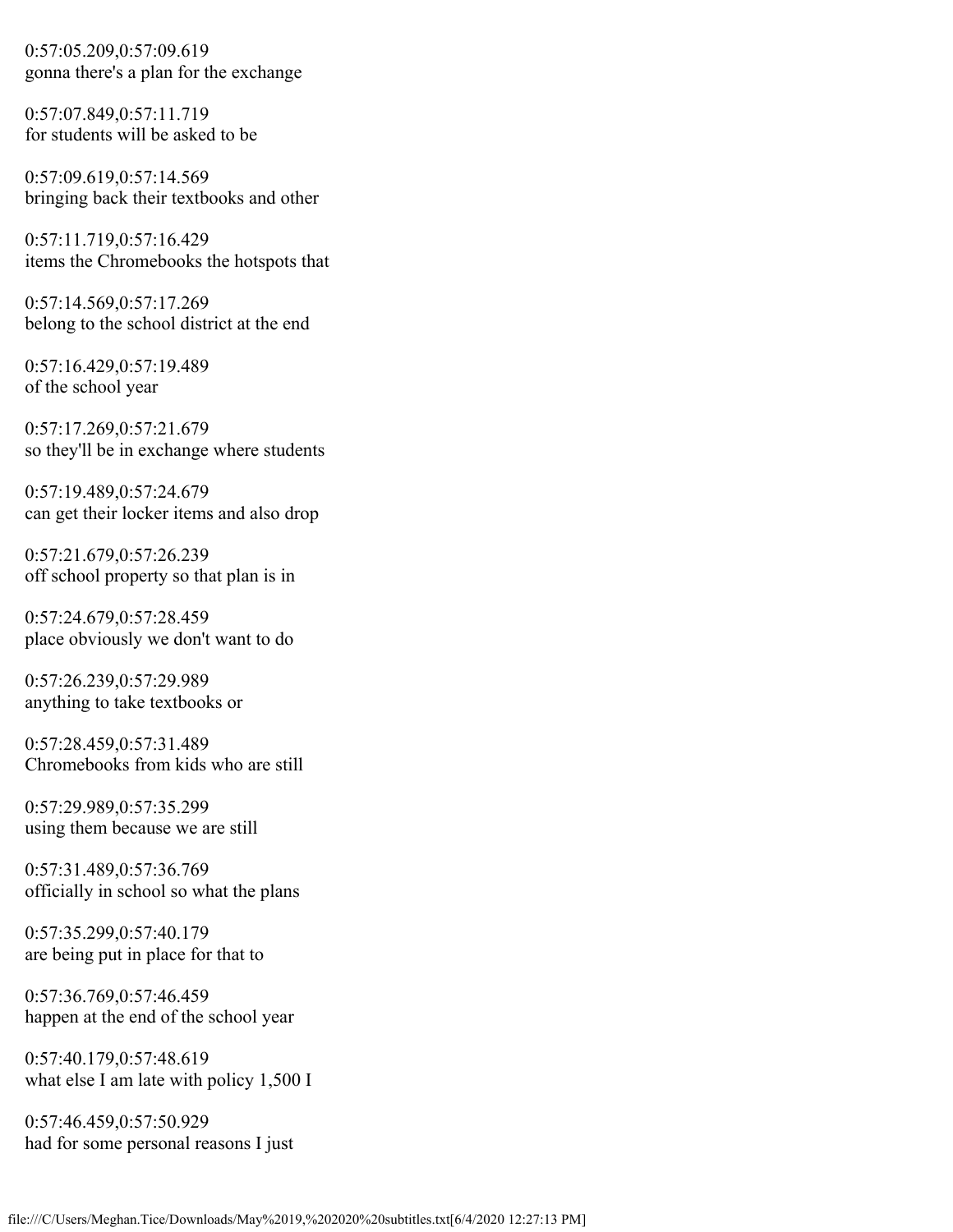0:57:05.209,0:57:09.619
gonna there's a plan for the exchange

0:57:07.849,0:57:11.719
for students will be asked to be

0:57:09.619,0:57:14.569
bringing back their textbooks and other

0:57:11.719,0:57:16.429
items the Chromebooks the hotspots that

0:57:14.569,0:57:17.269
belong to the school district at the end

0:57:16.429,0:57:19.489
of the school year

0:57:17.269,0:57:21.679
so they'll be in exchange where students

0:57:19.489,0:57:24.679
can get their locker items and also drop

0:57:21.679,0:57:26.239
off school property so that plan is in

0:57:24.679,0:57:28.459
place obviously we don't want to do

0:57:26.239,0:57:29.989
anything to take textbooks or

0:57:28.459,0:57:31.489
Chromebooks from kids who are still

0:57:29.989,0:57:35.299
using them because we are still

0:57:31.489,0:57:36.769
officially in school so what the plans

0:57:35.299,0:57:40.179
are being put in place for that to

0:57:36.769,0:57:46.459
happen at the end of the school year

0:57:40.179,0:57:48.619
what else I am late with policy 1,500 I

0:57:46.459,0:57:50.929
had for some personal reasons I just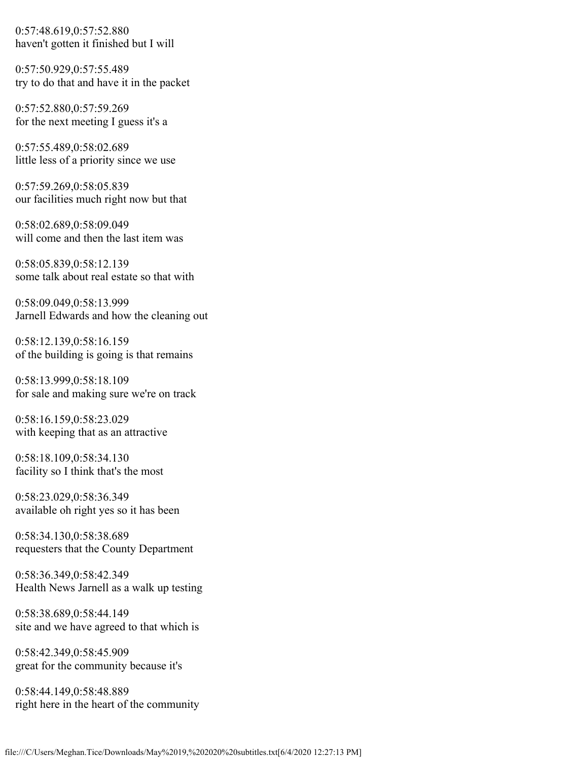0:57:48.619,0:57:52.880
haven't gotten it finished but I will

0:57:50.929,0:57:55.489
try to do that and have it in the packet

0:57:52.880,0:57:59.269
for the next meeting I guess it's a

0:57:55.489,0:58:02.689
little less of a priority since we use

0:57:59.269,0:58:05.839
our facilities much right now but that

0:58:02.689,0:58:09.049
will come and then the last item was

0:58:05.839,0:58:12.139
some talk about real estate so that with

0:58:09.049,0:58:13.999
Jarnell Edwards and how the cleaning out

0:58:12.139,0:58:16.159
of the building is going is that remains

0:58:13.999,0:58:18.109
for sale and making sure we're on track

0:58:16.159,0:58:23.029
with keeping that as an attractive

0:58:18.109,0:58:34.130
facility so I think that's the most

0:58:23.029,0:58:36.349
available oh right yes so it has been

0:58:34.130,0:58:38.689
requesters that the County Department

0:58:36.349,0:58:42.349
Health News Jarnell as a walk up testing

0:58:38.689,0:58:44.149
site and we have agreed to that which is

0:58:42.349,0:58:45.909
great for the community because it's

0:58:44.149,0:58:48.889
right here in the heart of the community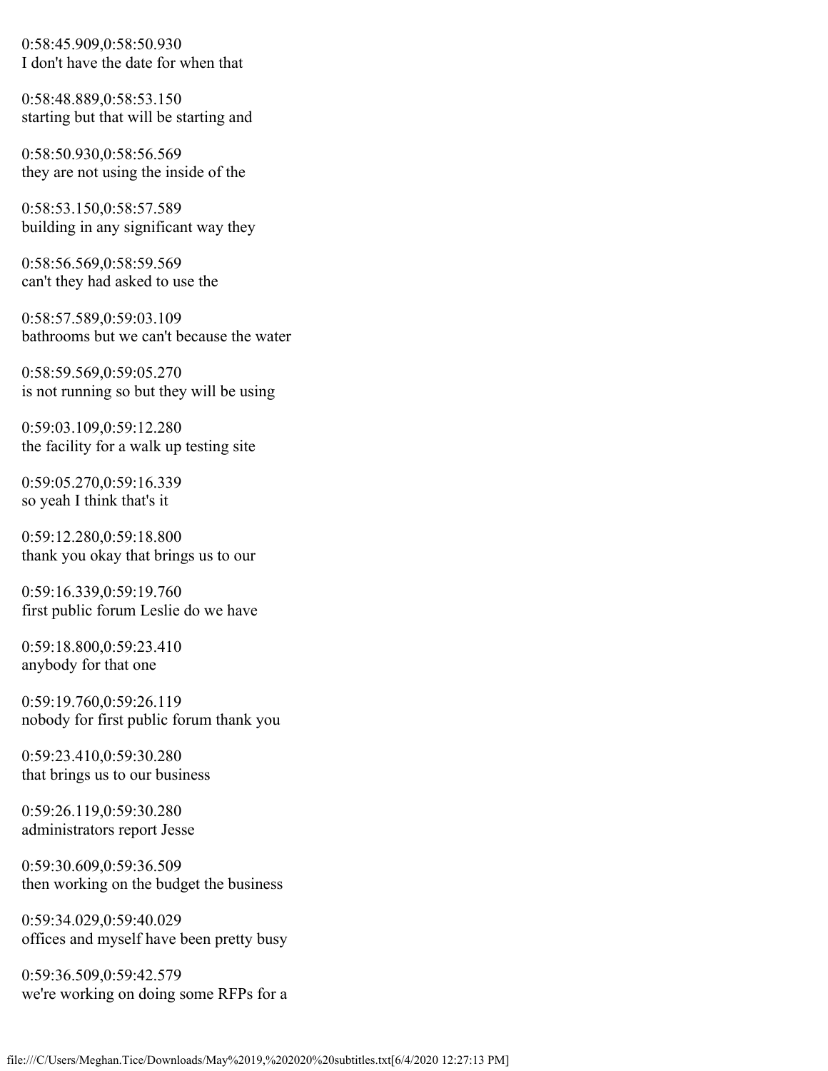0:58:45.909,0:58:50.930
I don't have the date for when that

0:58:48.889,0:58:53.150
starting but that will be starting and

0:58:50.930,0:58:56.569
they are not using the inside of the

0:58:53.150,0:58:57.589
building in any significant way they

0:58:56.569,0:58:59.569
can't they had asked to use the

0:58:57.589,0:59:03.109
bathrooms but we can't because the water

0:58:59.569,0:59:05.270
is not running so but they will be using

0:59:03.109,0:59:12.280
the facility for a walk up testing site

0:59:05.270,0:59:16.339
so yeah I think that's it

0:59:12.280,0:59:18.800
thank you okay that brings us to our

0:59:16.339,0:59:19.760
first public forum Leslie do we have

0:59:18.800,0:59:23.410
anybody for that one

0:59:19.760,0:59:26.119
nobody for first public forum thank you

0:59:23.410,0:59:30.280
that brings us to our business

0:59:26.119,0:59:30.280
administrators report Jesse

0:59:30.609,0:59:36.509
then working on the budget the business

0:59:34.029,0:59:40.029
offices and myself have been pretty busy

0:59:36.509,0:59:42.579
we're working on doing some RFPs for a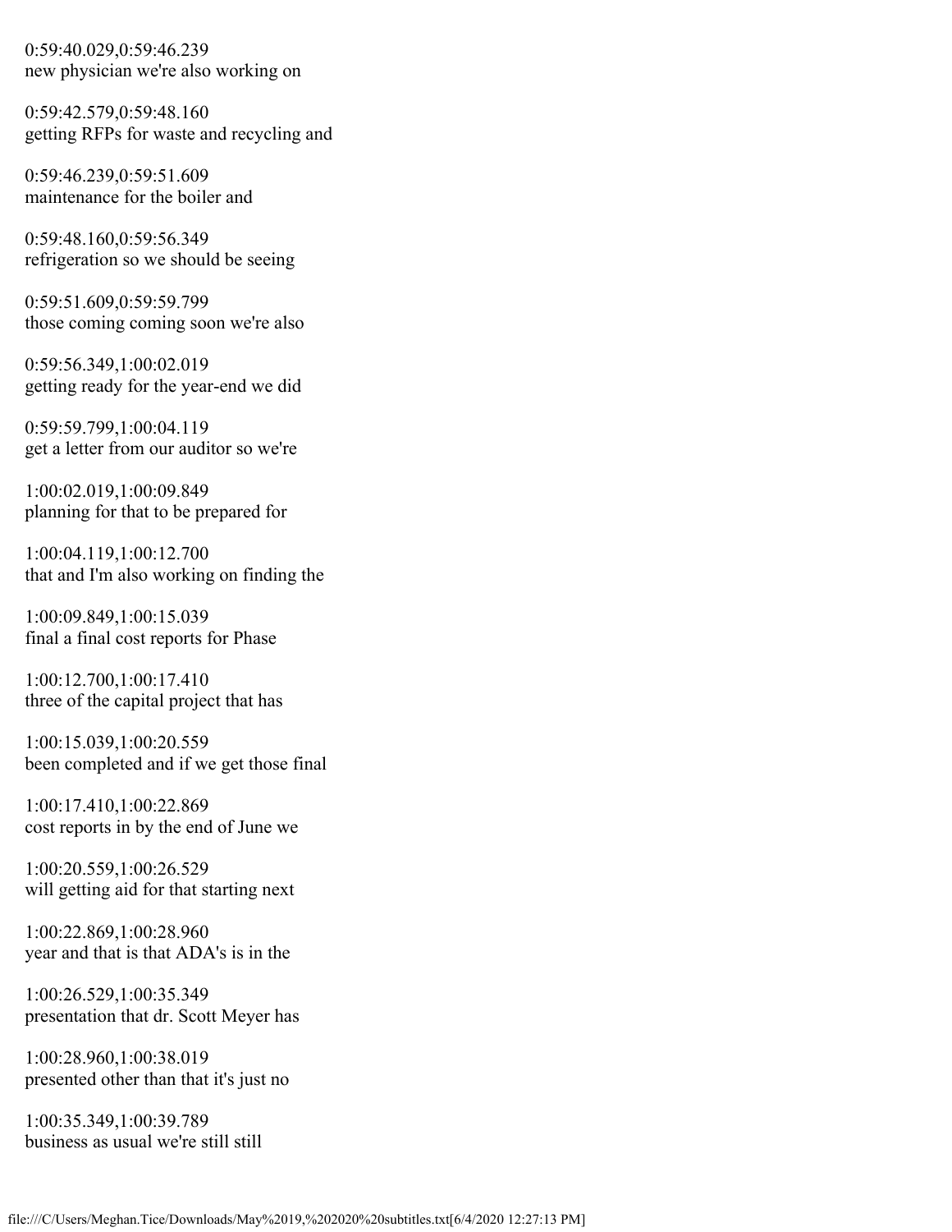0:59:40.029,0:59:46.239
new physician we're also working on

0:59:42.579,0:59:48.160
getting RFPs for waste and recycling and

0:59:46.239,0:59:51.609
maintenance for the boiler and

0:59:48.160,0:59:56.349
refrigeration so we should be seeing

0:59:51.609,0:59:59.799
those coming coming soon we're also

0:59:56.349,1:00:02.019
getting ready for the year-end we did

0:59:59.799,1:00:04.119
get a letter from our auditor so we're

1:00:02.019,1:00:09.849
planning for that to be prepared for

1:00:04.119,1:00:12.700
that and I'm also working on finding the

1:00:09.849,1:00:15.039
final a final cost reports for Phase

1:00:12.700,1:00:17.410
three of the capital project that has

1:00:15.039,1:00:20.559
been completed and if we get those final

1:00:17.410,1:00:22.869
cost reports in by the end of June we

1:00:20.559,1:00:26.529
will getting aid for that starting next

1:00:22.869,1:00:28.960
year and that is that ADA's is in the

1:00:26.529,1:00:35.349
presentation that dr. Scott Meyer has

1:00:28.960,1:00:38.019
presented other than that it's just no

1:00:35.349,1:00:39.789
business as usual we're still still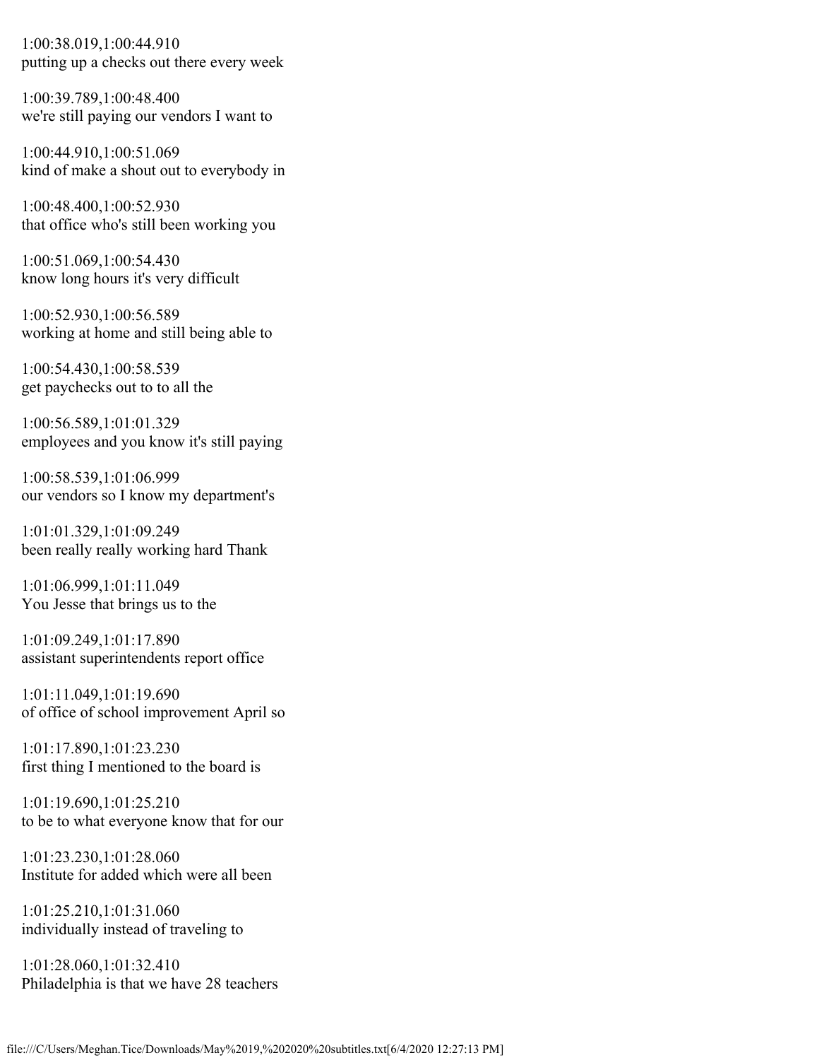1:00:38.019,1:00:44.910
putting up a checks out there every week

1:00:39.789,1:00:48.400
we're still paying our vendors I want to

1:00:44.910,1:00:51.069
kind of make a shout out to everybody in

1:00:48.400,1:00:52.930
that office who's still been working you

1:00:51.069,1:00:54.430
know long hours it's very difficult

1:00:52.930,1:00:56.589
working at home and still being able to

1:00:54.430,1:00:58.539
get paychecks out to to all the

1:00:56.589,1:01:01.329
employees and you know it's still paying

1:00:58.539,1:01:06.999
our vendors so I know my department's

1:01:01.329,1:01:09.249
been really really working hard Thank

1:01:06.999,1:01:11.049
You Jesse that brings us to the

1:01:09.249,1:01:17.890
assistant superintendents report office

1:01:11.049,1:01:19.690
of office of school improvement April so

1:01:17.890,1:01:23.230
first thing I mentioned to the board is

1:01:19.690,1:01:25.210
to be to what everyone know that for our

1:01:23.230,1:01:28.060
Institute for added which were all been

1:01:25.210,1:01:31.060
individually instead of traveling to

1:01:28.060,1:01:32.410
Philadelphia is that we have 28 teachers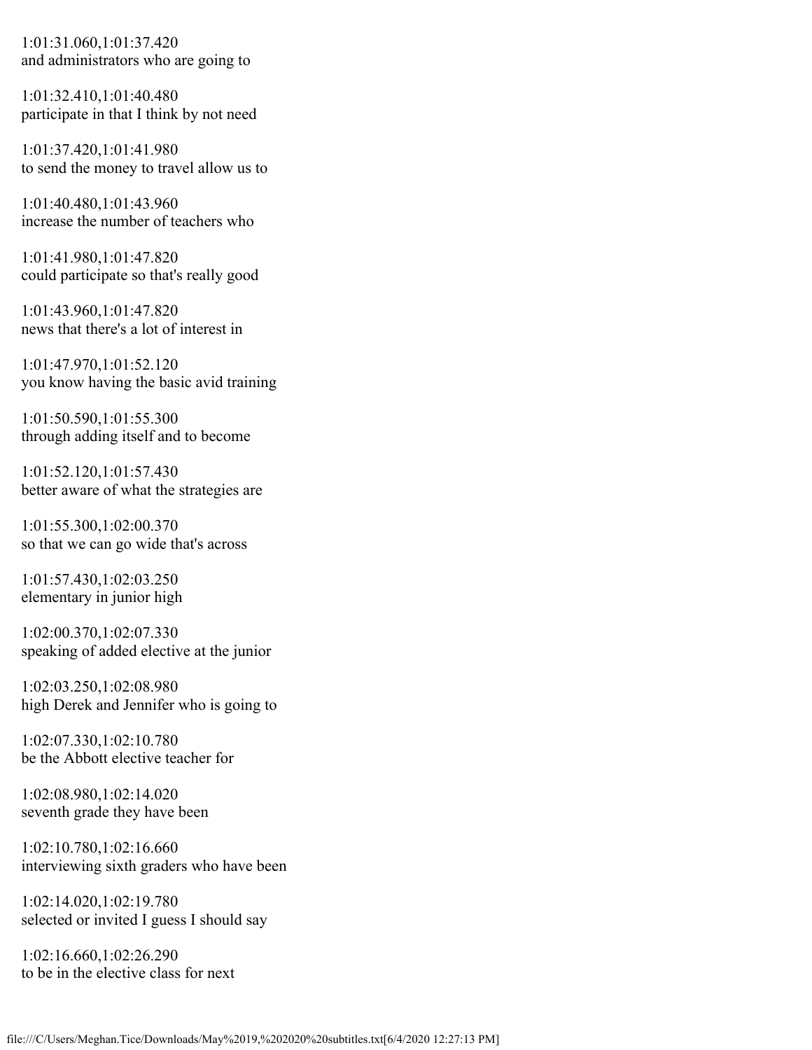1:01:31.060,1:01:37.420
and administrators who are going to

1:01:32.410,1:01:40.480
participate in that I think by not need

1:01:37.420,1:01:41.980
to send the money to travel allow us to

1:01:40.480,1:01:43.960
increase the number of teachers who

1:01:41.980,1:01:47.820
could participate so that's really good

1:01:43.960,1:01:47.820
news that there's a lot of interest in

1:01:47.970,1:01:52.120
you know having the basic avid training

1:01:50.590,1:01:55.300
through adding itself and to become

1:01:52.120,1:01:57.430
better aware of what the strategies are

1:01:55.300,1:02:00.370
so that we can go wide that's across

1:01:57.430,1:02:03.250
elementary in junior high

1:02:00.370,1:02:07.330
speaking of added elective at the junior

1:02:03.250,1:02:08.980
high Derek and Jennifer who is going to

1:02:07.330,1:02:10.780
be the Abbott elective teacher for

1:02:08.980,1:02:14.020
seventh grade they have been

1:02:10.780,1:02:16.660
interviewing sixth graders who have been

1:02:14.020,1:02:19.780
selected or invited I guess I should say

1:02:16.660,1:02:26.290
to be in the elective class for next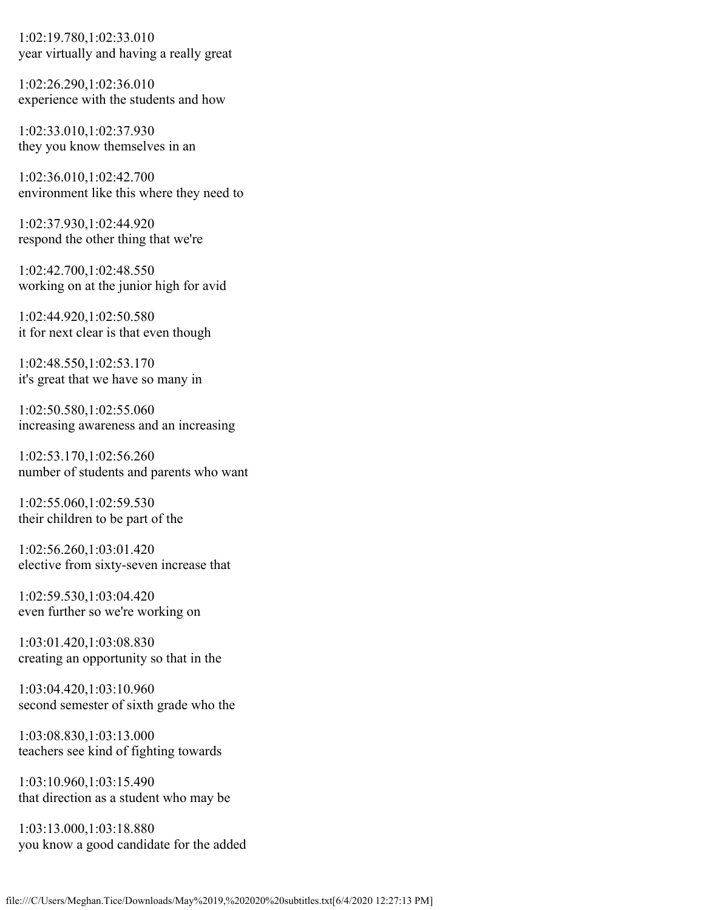1:02:19.780,1:02:33.010
year virtually and having a really great

1:02:26.290,1:02:36.010
experience with the students and how

1:02:33.010,1:02:37.930
they you know themselves in an

1:02:36.010,1:02:42.700
environment like this where they need to

1:02:37.930,1:02:44.920
respond the other thing that we're

1:02:42.700,1:02:48.550
working on at the junior high for avid

1:02:44.920,1:02:50.580
it for next clear is that even though

1:02:48.550,1:02:53.170
it's great that we have so many in

1:02:50.580,1:02:55.060
increasing awareness and an increasing

1:02:53.170,1:02:56.260
number of students and parents who want

1:02:55.060,1:02:59.530
their children to be part of the

1:02:56.260,1:03:01.420
elective from sixty-seven increase that

1:02:59.530,1:03:04.420
even further so we're working on

1:03:01.420,1:03:08.830
creating an opportunity so that in the

1:03:04.420,1:03:10.960
second semester of sixth grade who the

1:03:08.830,1:03:13.000
teachers see kind of fighting towards

1:03:10.960,1:03:15.490
that direction as a student who may be

1:03:13.000,1:03:18.880
you know a good candidate for the added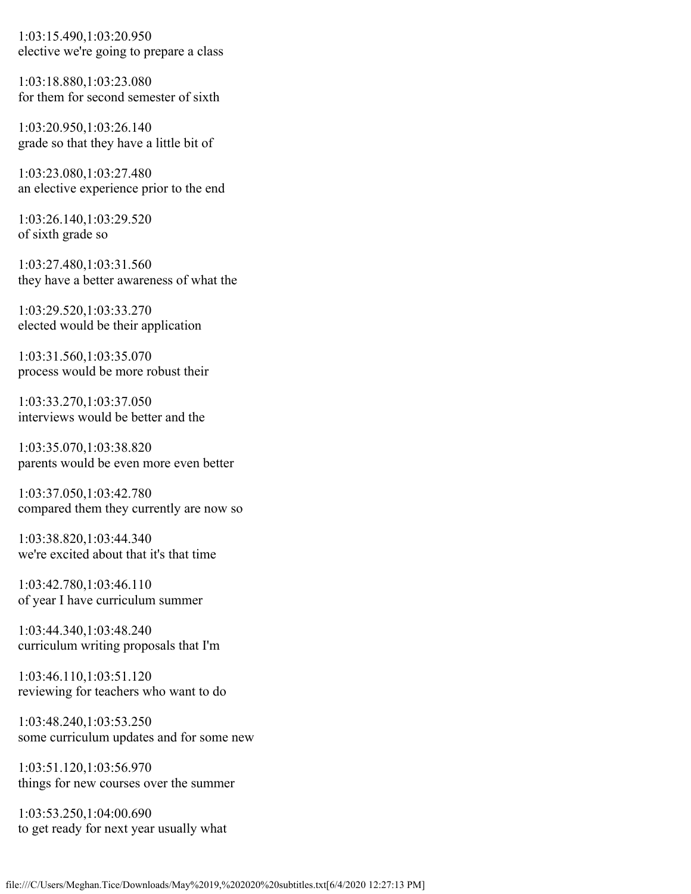1:03:15.490,1:03:20.950
elective we're going to prepare a class

1:03:18.880,1:03:23.080
for them for second semester of sixth

1:03:20.950,1:03:26.140
grade so that they have a little bit of

1:03:23.080,1:03:27.480
an elective experience prior to the end

1:03:26.140,1:03:29.520
of sixth grade so

1:03:27.480,1:03:31.560
they have a better awareness of what the

1:03:29.520,1:03:33.270
elected would be their application

1:03:31.560,1:03:35.070
process would be more robust their

1:03:33.270,1:03:37.050
interviews would be better and the

1:03:35.070,1:03:38.820
parents would be even more even better

1:03:37.050,1:03:42.780
compared them they currently are now so

1:03:38.820,1:03:44.340
we're excited about that it's that time

1:03:42.780,1:03:46.110
of year I have curriculum summer

1:03:44.340,1:03:48.240
curriculum writing proposals that I'm

1:03:46.110,1:03:51.120
reviewing for teachers who want to do

1:03:48.240,1:03:53.250
some curriculum updates and for some new

1:03:51.120,1:03:56.970
things for new courses over the summer

1:03:53.250,1:04:00.690
to get ready for next year usually what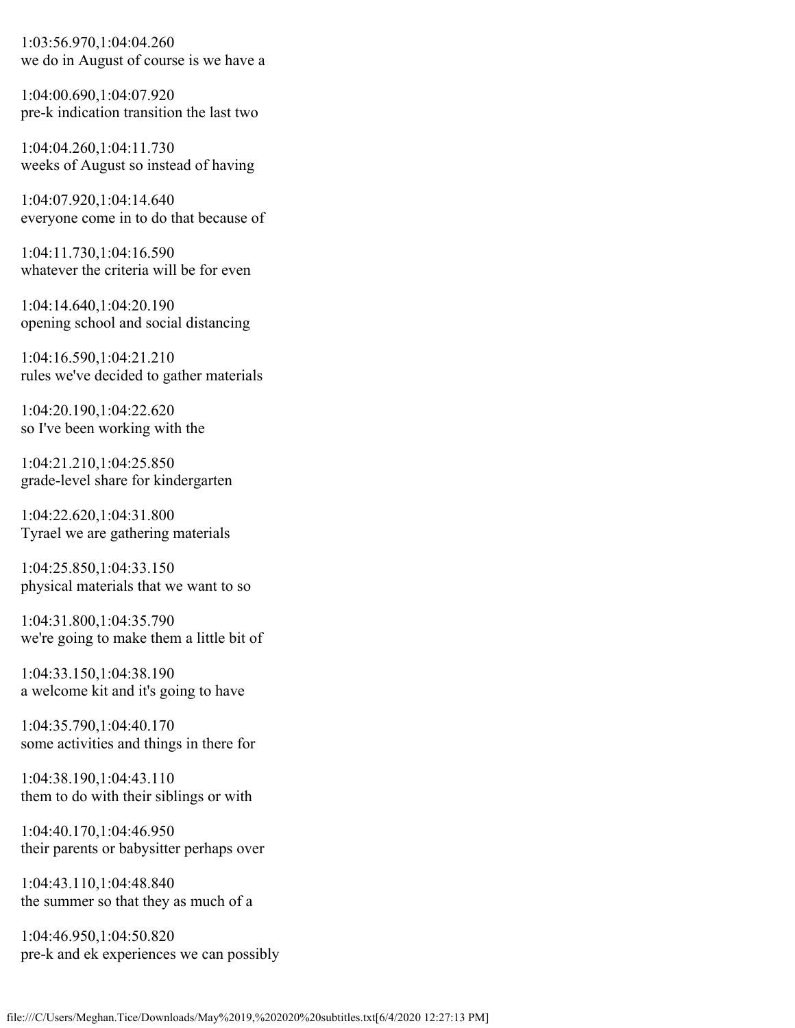1:03:56.970,1:04:04.260
we do in August of course is we have a

1:04:00.690,1:04:07.920
pre-k indication transition the last two

1:04:04.260,1:04:11.730
weeks of August so instead of having

1:04:07.920,1:04:14.640
everyone come in to do that because of

1:04:11.730,1:04:16.590
whatever the criteria will be for even

1:04:14.640,1:04:20.190
opening school and social distancing

1:04:16.590,1:04:21.210
rules we've decided to gather materials

1:04:20.190,1:04:22.620
so I've been working with the

1:04:21.210,1:04:25.850
grade-level share for kindergarten

1:04:22.620,1:04:31.800
Tyrael we are gathering materials

1:04:25.850,1:04:33.150
physical materials that we want to so

1:04:31.800,1:04:35.790
we're going to make them a little bit of

1:04:33.150,1:04:38.190
a welcome kit and it's going to have

1:04:35.790,1:04:40.170
some activities and things in there for

1:04:38.190,1:04:43.110
them to do with their siblings or with

1:04:40.170,1:04:46.950
their parents or babysitter perhaps over

1:04:43.110,1:04:48.840
the summer so that they as much of a

1:04:46.950,1:04:50.820
pre-k and ek experiences we can possibly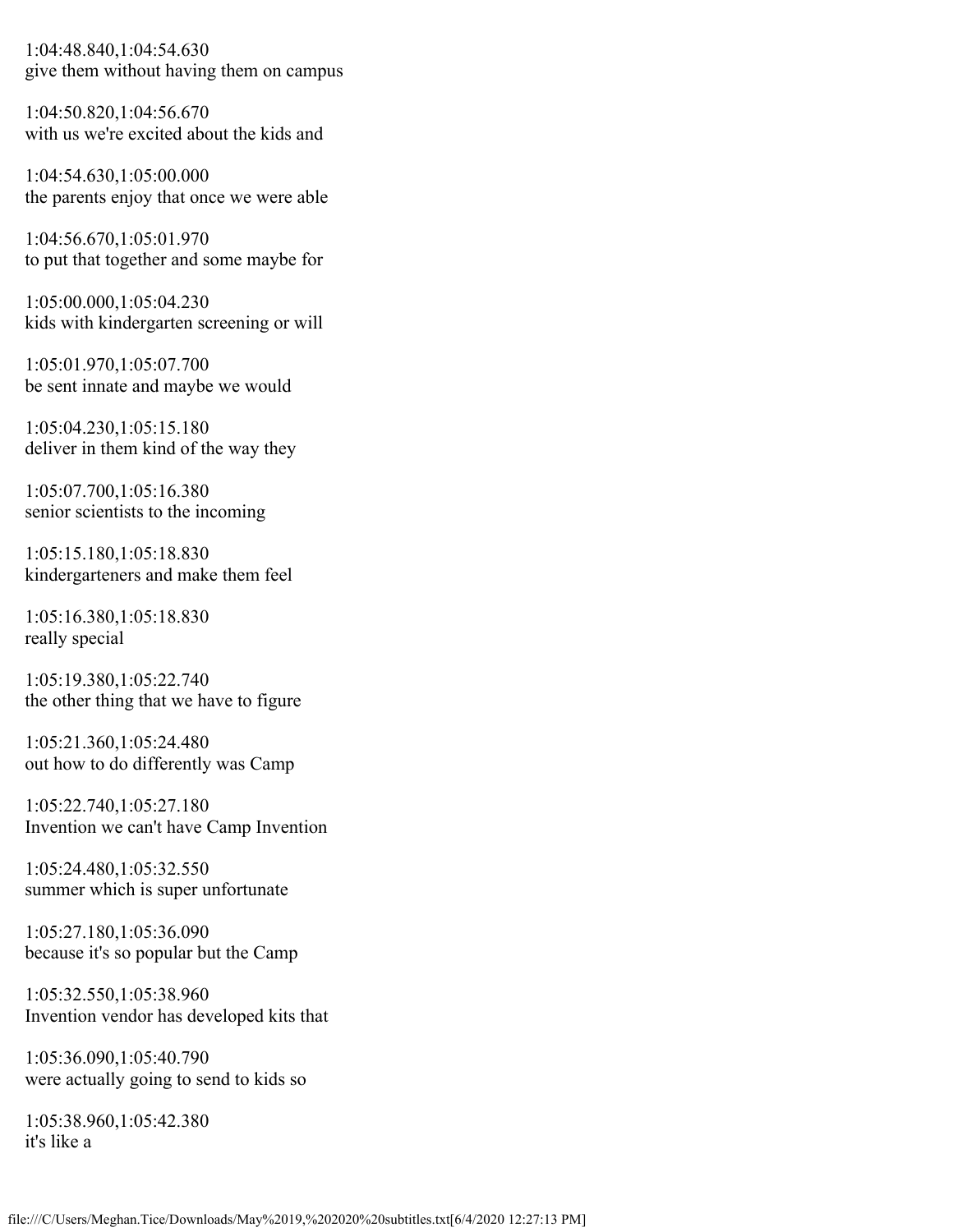1:04:48.840,1:04:54.630
give them without having them on campus

1:04:50.820,1:04:56.670
with us we're excited about the kids and

1:04:54.630,1:05:00.000
the parents enjoy that once we were able

1:04:56.670,1:05:01.970
to put that together and some maybe for

1:05:00.000,1:05:04.230
kids with kindergarten screening or will

1:05:01.970,1:05:07.700
be sent innate and maybe we would

1:05:04.230,1:05:15.180
deliver in them kind of the way they

1:05:07.700,1:05:16.380
senior scientists to the incoming

1:05:15.180,1:05:18.830
kindergarteners and make them feel

1:05:16.380,1:05:18.830
really special

1:05:19.380,1:05:22.740
the other thing that we have to figure

1:05:21.360,1:05:24.480
out how to do differently was Camp

1:05:22.740,1:05:27.180
Invention we can't have Camp Invention

1:05:24.480,1:05:32.550
summer which is super unfortunate

1:05:27.180,1:05:36.090
because it's so popular but the Camp

1:05:32.550,1:05:38.960
Invention vendor has developed kits that

1:05:36.090,1:05:40.790
were actually going to send to kids so

1:05:38.960,1:05:42.380
it's like a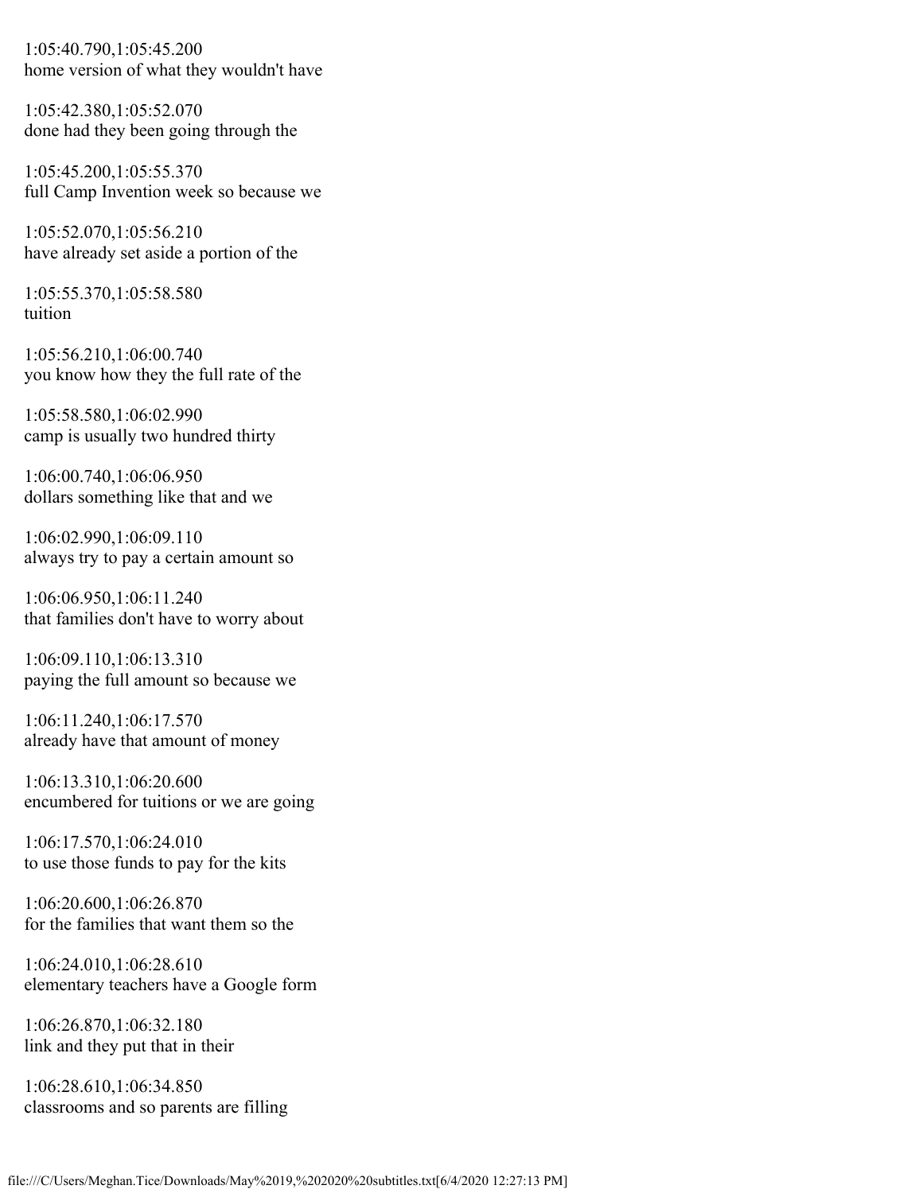1:05:40.790,1:05:45.200
home version of what they wouldn't have

1:05:42.380,1:05:52.070
done had they been going through the

1:05:45.200,1:05:55.370
full Camp Invention week so because we

1:05:52.070,1:05:56.210
have already set aside a portion of the

1:05:55.370,1:05:58.580
tuition

1:05:56.210,1:06:00.740
you know how they the full rate of the

1:05:58.580,1:06:02.990
camp is usually two hundred thirty

1:06:00.740,1:06:06.950
dollars something like that and we

1:06:02.990,1:06:09.110
always try to pay a certain amount so

1:06:06.950,1:06:11.240
that families don't have to worry about

1:06:09.110,1:06:13.310
paying the full amount so because we

1:06:11.240,1:06:17.570
already have that amount of money

1:06:13.310,1:06:20.600
encumbered for tuitions or we are going

1:06:17.570,1:06:24.010
to use those funds to pay for the kits

1:06:20.600,1:06:26.870
for the families that want them so the

1:06:24.010,1:06:28.610
elementary teachers have a Google form

1:06:26.870,1:06:32.180
link and they put that in their

1:06:28.610,1:06:34.850
classrooms and so parents are filling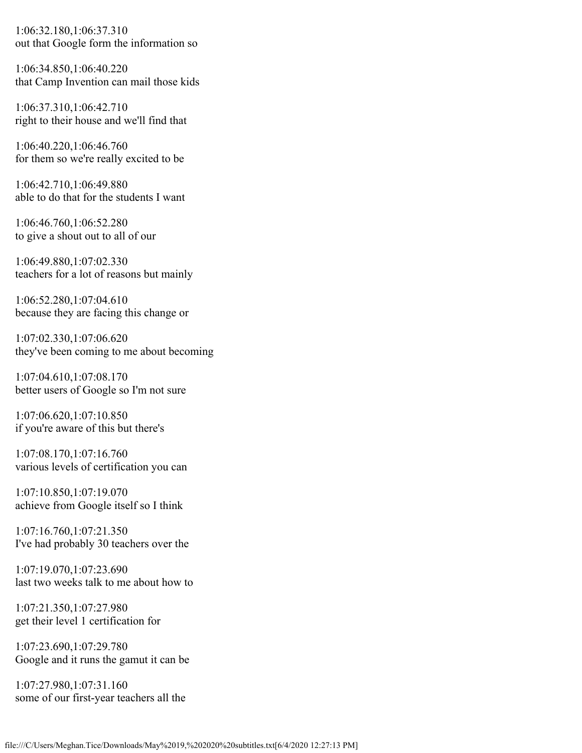1:06:32.180,1:06:37.310
out that Google form the information so

1:06:34.850,1:06:40.220
that Camp Invention can mail those kids

1:06:37.310,1:06:42.710
right to their house and we'll find that

1:06:40.220,1:06:46.760
for them so we're really excited to be

1:06:42.710,1:06:49.880
able to do that for the students I want

1:06:46.760,1:06:52.280
to give a shout out to all of our

1:06:49.880,1:07:02.330
teachers for a lot of reasons but mainly

1:06:52.280,1:07:04.610
because they are facing this change or

1:07:02.330,1:07:06.620
they've been coming to me about becoming

1:07:04.610,1:07:08.170
better users of Google so I'm not sure

1:07:06.620,1:07:10.850
if you're aware of this but there's

1:07:08.170,1:07:16.760
various levels of certification you can

1:07:10.850,1:07:19.070
achieve from Google itself so I think

1:07:16.760,1:07:21.350
I've had probably 30 teachers over the

1:07:19.070,1:07:23.690
last two weeks talk to me about how to

1:07:21.350,1:07:27.980
get their level 1 certification for

1:07:23.690,1:07:29.780
Google and it runs the gamut it can be

1:07:27.980,1:07:31.160
some of our first-year teachers all the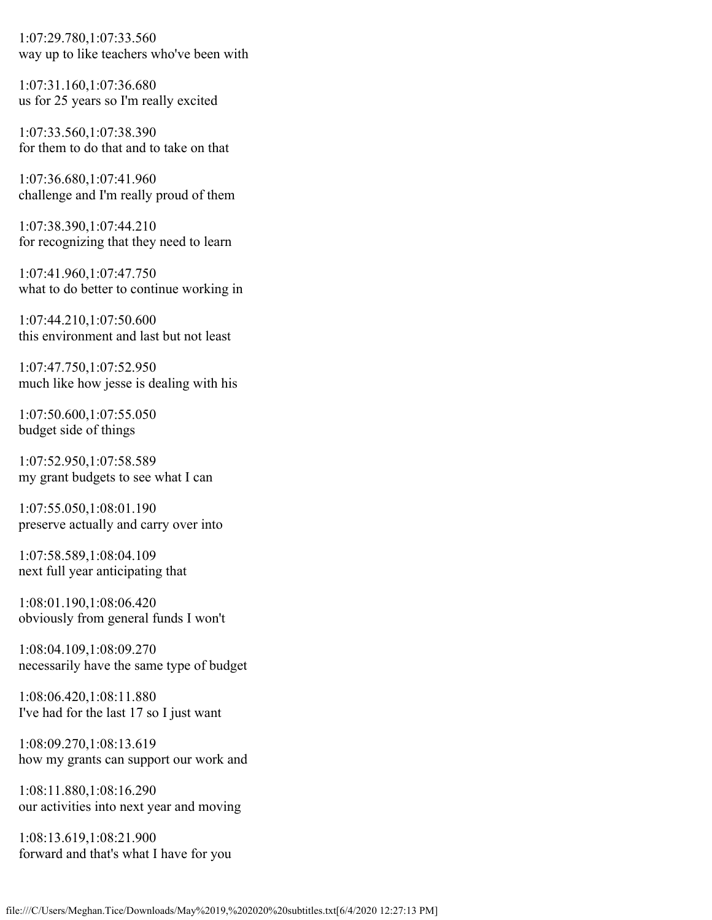1:07:29.780,1:07:33.560
way up to like teachers who've been with

1:07:31.160,1:07:36.680
us for 25 years so I'm really excited

1:07:33.560,1:07:38.390
for them to do that and to take on that

1:07:36.680,1:07:41.960
challenge and I'm really proud of them

1:07:38.390,1:07:44.210
for recognizing that they need to learn

1:07:41.960,1:07:47.750
what to do better to continue working in

1:07:44.210,1:07:50.600
this environment and last but not least

1:07:47.750,1:07:52.950
much like how jesse is dealing with his

1:07:50.600,1:07:55.050
budget side of things

1:07:52.950,1:07:58.589
my grant budgets to see what I can

1:07:55.050,1:08:01.190
preserve actually and carry over into

1:07:58.589,1:08:04.109
next full year anticipating that

1:08:01.190,1:08:06.420
obviously from general funds I won't

1:08:04.109,1:08:09.270
necessarily have the same type of budget

1:08:06.420,1:08:11.880
I've had for the last 17 so I just want

1:08:09.270,1:08:13.619
how my grants can support our work and

1:08:11.880,1:08:16.290
our activities into next year and moving

1:08:13.619,1:08:21.900
forward and that's what I have for you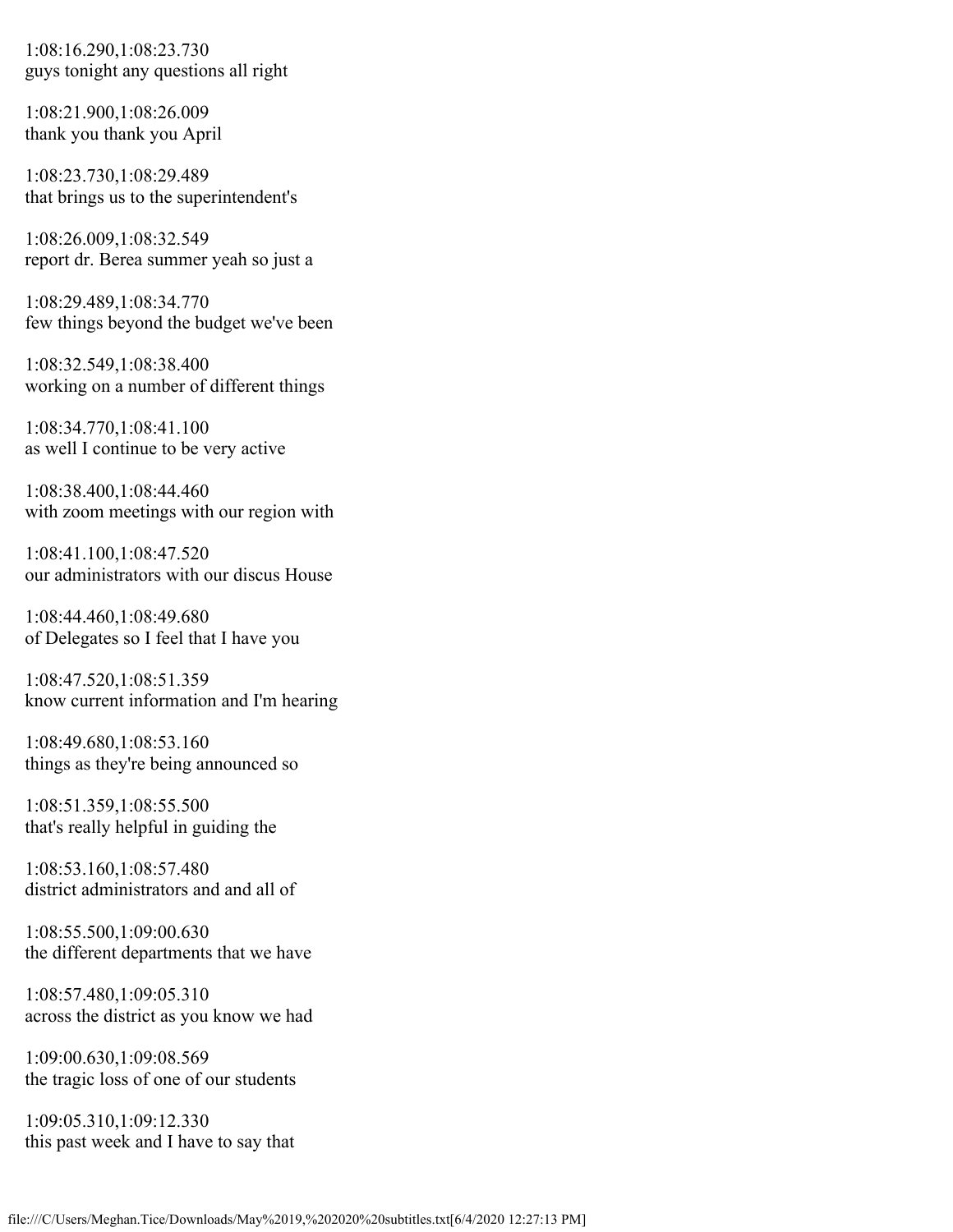1:08:16.290,1:08:23.730
guys tonight any questions all right

1:08:21.900,1:08:26.009
thank you thank you April

1:08:23.730,1:08:29.489
that brings us to the superintendent's

1:08:26.009,1:08:32.549
report dr. Berea summer yeah so just a

1:08:29.489,1:08:34.770
few things beyond the budget we've been

1:08:32.549,1:08:38.400
working on a number of different things

1:08:34.770,1:08:41.100
as well I continue to be very active

1:08:38.400,1:08:44.460
with zoom meetings with our region with

1:08:41.100,1:08:47.520
our administrators with our discus House

1:08:44.460,1:08:49.680
of Delegates so I feel that I have you

1:08:47.520,1:08:51.359
know current information and I'm hearing

1:08:49.680,1:08:53.160
things as they're being announced so

1:08:51.359,1:08:55.500
that's really helpful in guiding the

1:08:53.160,1:08:57.480
district administrators and and all of

1:08:55.500,1:09:00.630
the different departments that we have

1:08:57.480,1:09:05.310
across the district as you know we had

1:09:00.630,1:09:08.569
the tragic loss of one of our students

1:09:05.310,1:09:12.330
this past week and I have to say that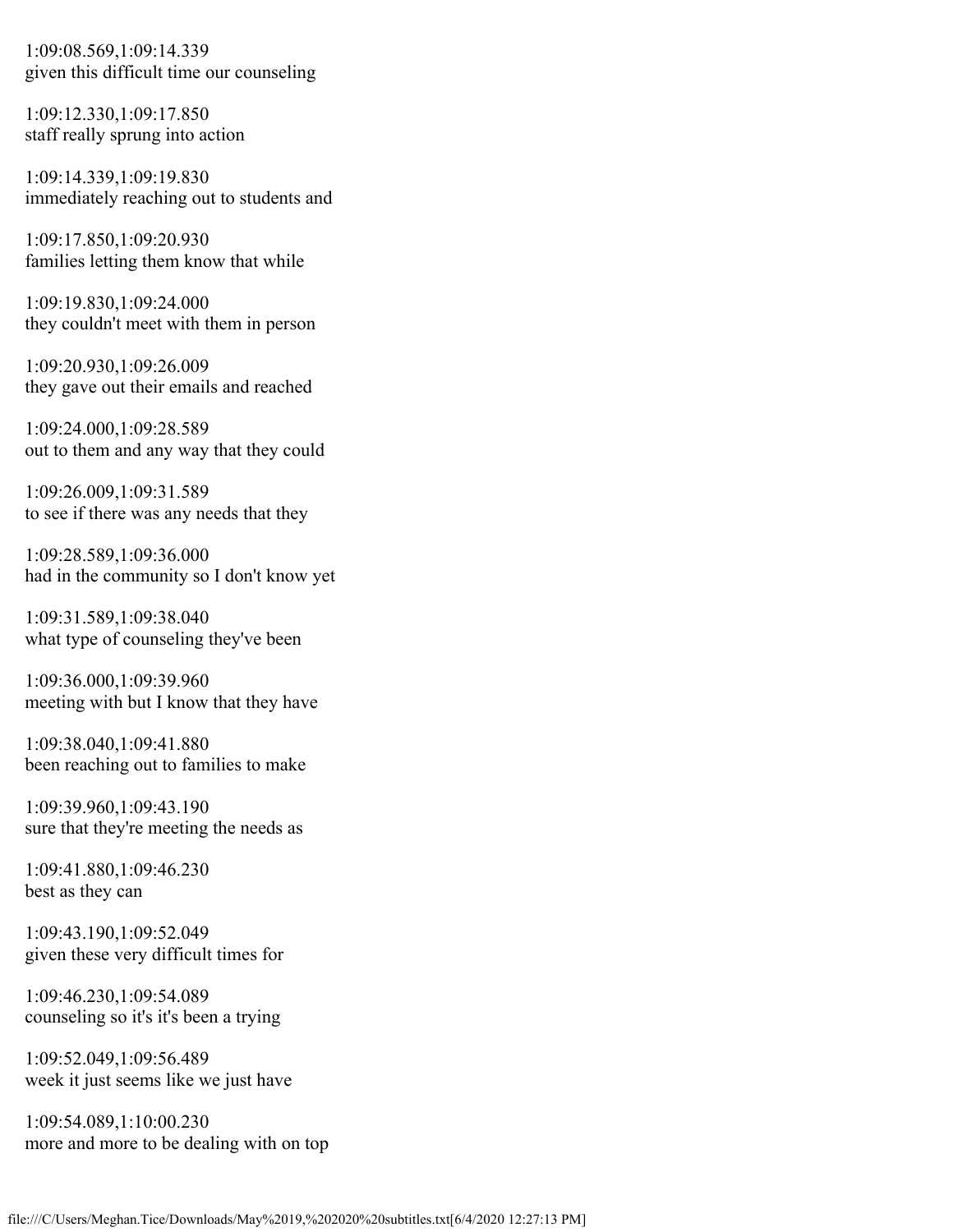1:09:08.569,1:09:14.339
given this difficult time our counseling

1:09:12.330,1:09:17.850
staff really sprung into action

1:09:14.339,1:09:19.830
immediately reaching out to students and

1:09:17.850,1:09:20.930
families letting them know that while

1:09:19.830,1:09:24.000
they couldn't meet with them in person

1:09:20.930,1:09:26.009
they gave out their emails and reached

1:09:24.000,1:09:28.589
out to them and any way that they could

1:09:26.009,1:09:31.589
to see if there was any needs that they

1:09:28.589,1:09:36.000
had in the community so I don't know yet

1:09:31.589,1:09:38.040
what type of counseling they've been

1:09:36.000,1:09:39.960
meeting with but I know that they have

1:09:38.040,1:09:41.880
been reaching out to families to make

1:09:39.960,1:09:43.190
sure that they're meeting the needs as

1:09:41.880,1:09:46.230
best as they can

1:09:43.190,1:09:52.049
given these very difficult times for

1:09:46.230,1:09:54.089
counseling so it's it's been a trying

1:09:52.049,1:09:56.489
week it just seems like we just have

1:09:54.089,1:10:00.230
more and more to be dealing with on top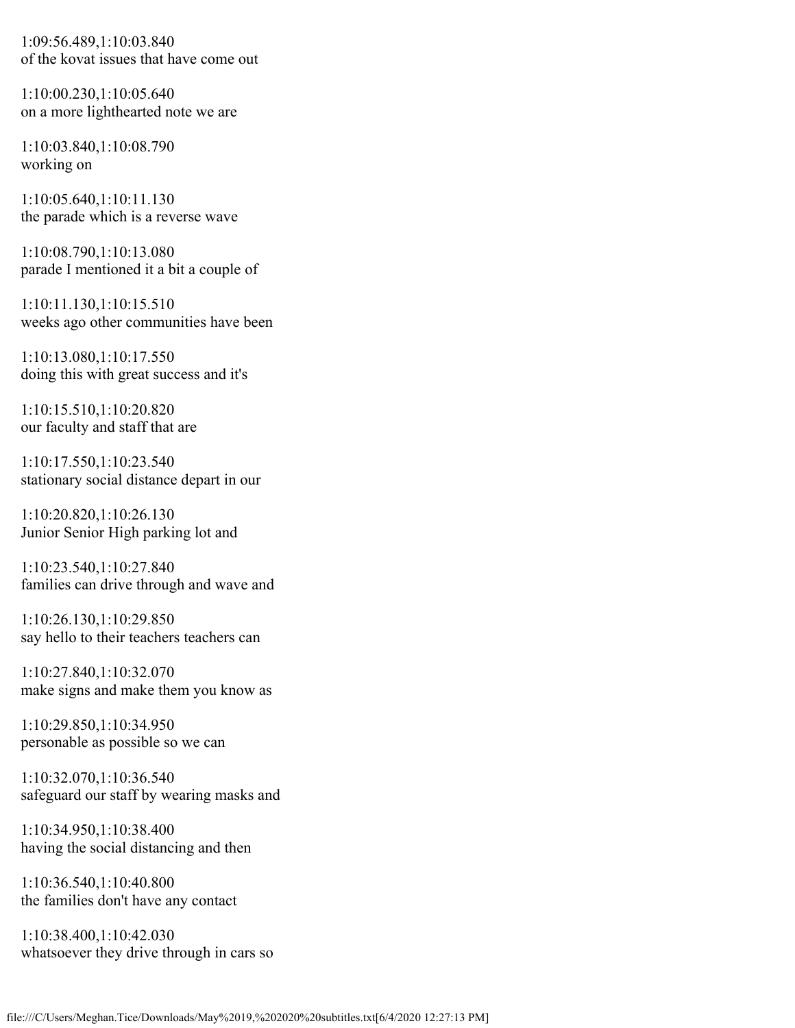1:09:56.489,1:10:03.840
of the kovat issues that have come out

1:10:00.230,1:10:05.640
on a more lighthearted note we are

1:10:03.840,1:10:08.790
working on

1:10:05.640,1:10:11.130
the parade which is a reverse wave

1:10:08.790,1:10:13.080
parade I mentioned it a bit a couple of

1:10:11.130,1:10:15.510
weeks ago other communities have been

1:10:13.080,1:10:17.550
doing this with great success and it's

1:10:15.510,1:10:20.820
our faculty and staff that are

1:10:17.550,1:10:23.540
stationary social distance depart in our

1:10:20.820,1:10:26.130
Junior Senior High parking lot and

1:10:23.540,1:10:27.840
families can drive through and wave and

1:10:26.130,1:10:29.850
say hello to their teachers teachers can

1:10:27.840,1:10:32.070
make signs and make them you know as

1:10:29.850,1:10:34.950
personable as possible so we can

1:10:32.070,1:10:36.540
safeguard our staff by wearing masks and

1:10:34.950,1:10:38.400
having the social distancing and then

1:10:36.540,1:10:40.800
the families don't have any contact

1:10:38.400,1:10:42.030
whatsoever they drive through in cars so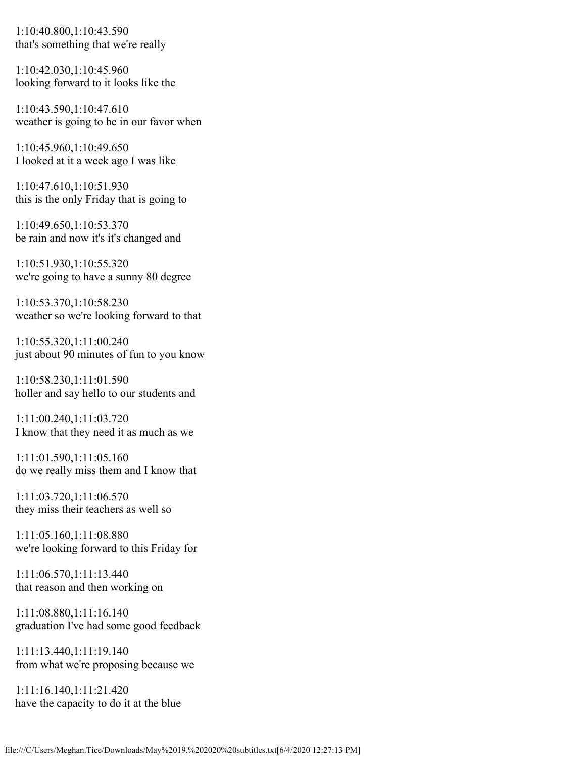1:10:40.800,1:10:43.590
that's something that we're really

1:10:42.030,1:10:45.960
looking forward to it looks like the

1:10:43.590,1:10:47.610
weather is going to be in our favor when

1:10:45.960,1:10:49.650
I looked at it a week ago I was like

1:10:47.610,1:10:51.930
this is the only Friday that is going to

1:10:49.650,1:10:53.370
be rain and now it's it's changed and

1:10:51.930,1:10:55.320
we're going to have a sunny 80 degree

1:10:53.370,1:10:58.230
weather so we're looking forward to that

1:10:55.320,1:11:00.240
just about 90 minutes of fun to you know

1:10:58.230,1:11:01.590
holler and say hello to our students and

1:11:00.240,1:11:03.720
I know that they need it as much as we

1:11:01.590,1:11:05.160
do we really miss them and I know that

1:11:03.720,1:11:06.570
they miss their teachers as well so

1:11:05.160,1:11:08.880
we're looking forward to this Friday for

1:11:06.570,1:11:13.440
that reason and then working on

1:11:08.880,1:11:16.140
graduation I've had some good feedback

1:11:13.440,1:11:19.140
from what we're proposing because we

1:11:16.140,1:11:21.420
have the capacity to do it at the blue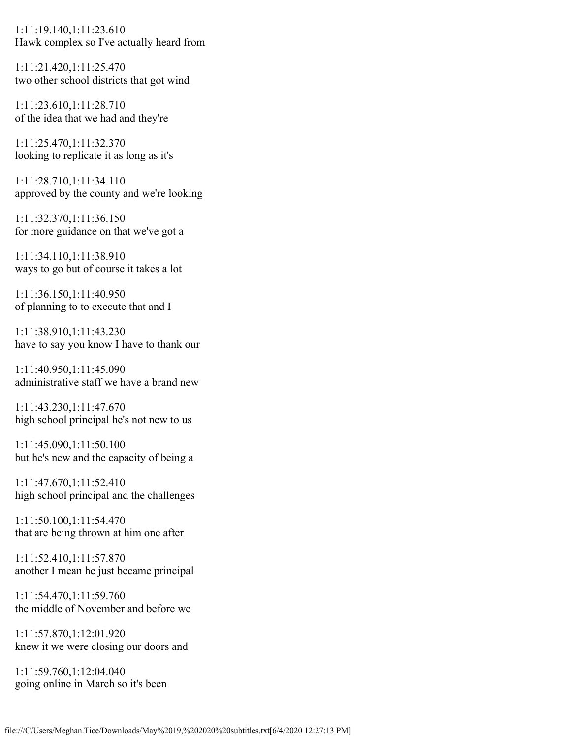1:11:19.140,1:11:23.610
Hawk complex so I've actually heard from

1:11:21.420,1:11:25.470
two other school districts that got wind

1:11:23.610,1:11:28.710
of the idea that we had and they're

1:11:25.470,1:11:32.370
looking to replicate it as long as it's

1:11:28.710,1:11:34.110
approved by the county and we're looking

1:11:32.370,1:11:36.150
for more guidance on that we've got a

1:11:34.110,1:11:38.910
ways to go but of course it takes a lot

1:11:36.150,1:11:40.950
of planning to to execute that and I

1:11:38.910,1:11:43.230
have to say you know I have to thank our

1:11:40.950,1:11:45.090
administrative staff we have a brand new

1:11:43.230,1:11:47.670
high school principal he's not new to us

1:11:45.090,1:11:50.100
but he's new and the capacity of being a

1:11:47.670,1:11:52.410
high school principal and the challenges

1:11:50.100,1:11:54.470
that are being thrown at him one after

1:11:52.410,1:11:57.870
another I mean he just became principal

1:11:54.470,1:11:59.760
the middle of November and before we

1:11:57.870,1:12:01.920
knew it we were closing our doors and

1:11:59.760,1:12:04.040
going online in March so it's been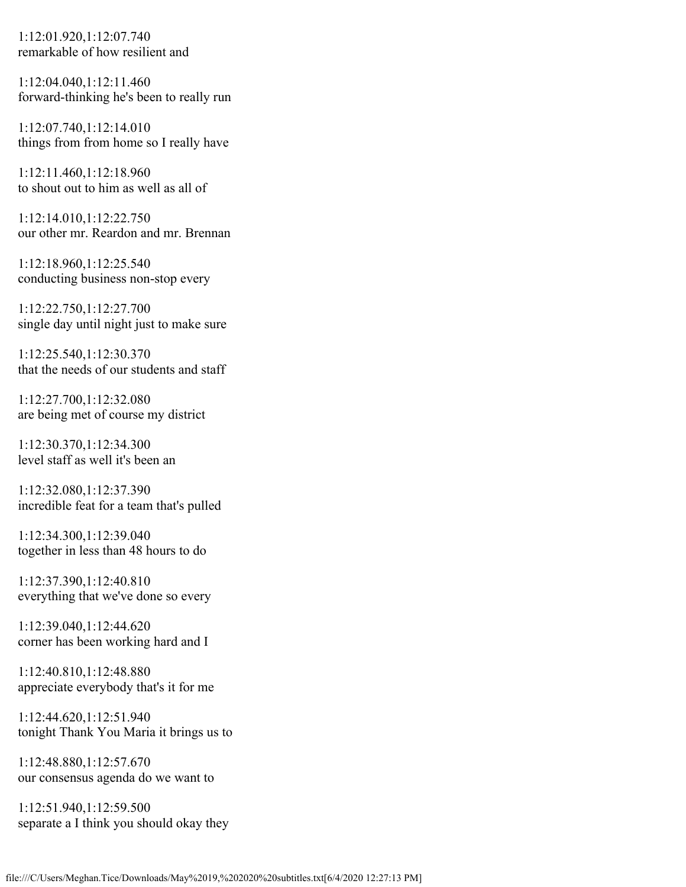1:12:01.920,1:12:07.740
remarkable of how resilient and

1:12:04.040,1:12:11.460
forward-thinking he's been to really run

1:12:07.740,1:12:14.010
things from from home so I really have

1:12:11.460,1:12:18.960
to shout out to him as well as all of

1:12:14.010,1:12:22.750
our other mr. Reardon and mr. Brennan

1:12:18.960,1:12:25.540
conducting business non-stop every

1:12:22.750,1:12:27.700
single day until night just to make sure

1:12:25.540,1:12:30.370
that the needs of our students and staff

1:12:27.700,1:12:32.080
are being met of course my district

1:12:30.370,1:12:34.300
level staff as well it's been an

1:12:32.080,1:12:37.390
incredible feat for a team that's pulled

1:12:34.300,1:12:39.040
together in less than 48 hours to do

1:12:37.390,1:12:40.810
everything that we've done so every

1:12:39.040,1:12:44.620
corner has been working hard and I

1:12:40.810,1:12:48.880
appreciate everybody that's it for me

1:12:44.620,1:12:51.940
tonight Thank You Maria it brings us to

1:12:48.880,1:12:57.670
our consensus agenda do we want to

1:12:51.940,1:12:59.500
separate a I think you should okay they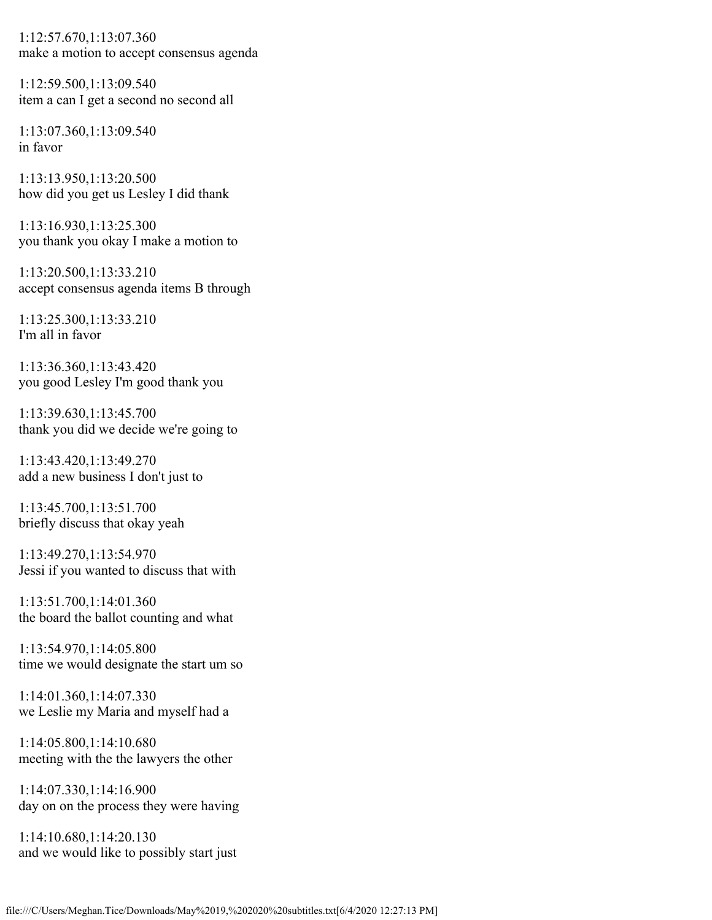1:12:57.670,1:13:07.360
make a motion to accept consensus agenda

1:12:59.500,1:13:09.540
item a can I get a second no second all

1:13:07.360,1:13:09.540
in favor

1:13:13.950,1:13:20.500
how did you get us Lesley I did thank

1:13:16.930,1:13:25.300
you thank you okay I make a motion to

1:13:20.500,1:13:33.210
accept consensus agenda items B through

1:13:25.300,1:13:33.210
I'm all in favor

1:13:36.360,1:13:43.420
you good Lesley I'm good thank you

1:13:39.630,1:13:45.700
thank you did we decide we're going to

1:13:43.420,1:13:49.270
add a new business I don't just to

1:13:45.700,1:13:51.700
briefly discuss that okay yeah

1:13:49.270,1:13:54.970
Jessi if you wanted to discuss that with

1:13:51.700,1:14:01.360
the board the ballot counting and what

1:13:54.970,1:14:05.800
time we would designate the start um so

1:14:01.360,1:14:07.330
we Leslie my Maria and myself had a

1:14:05.800,1:14:10.680
meeting with the the lawyers the other

1:14:07.330,1:14:16.900
day on on the process they were having

1:14:10.680,1:14:20.130
and we would like to possibly start just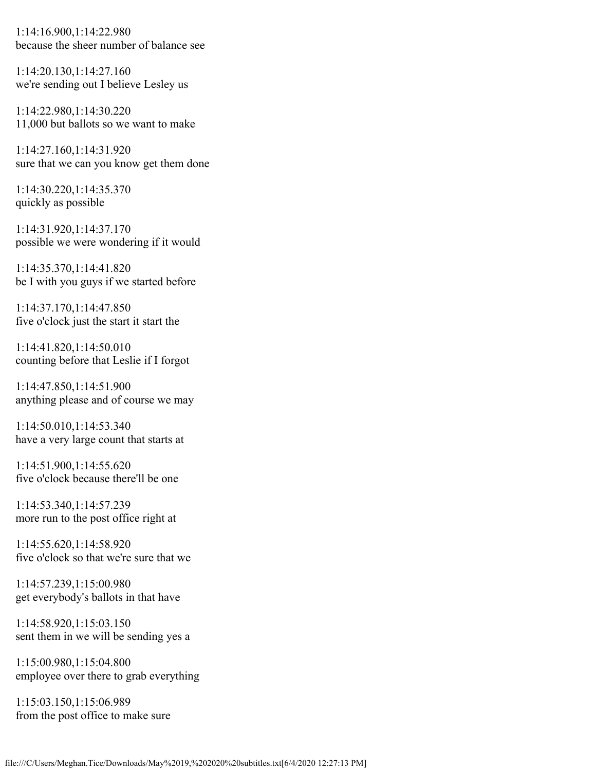1:14:16.900,1:14:22.980
because the sheer number of balance see

1:14:20.130,1:14:27.160
we're sending out I believe Lesley us

1:14:22.980,1:14:30.220
11,000 but ballots so we want to make

1:14:27.160,1:14:31.920
sure that we can you know get them done

1:14:30.220,1:14:35.370
quickly as possible

1:14:31.920,1:14:37.170
possible we were wondering if it would

1:14:35.370,1:14:41.820
be I with you guys if we started before

1:14:37.170,1:14:47.850
five o'clock just the start it start the

1:14:41.820,1:14:50.010
counting before that Leslie if I forgot

1:14:47.850,1:14:51.900
anything please and of course we may

1:14:50.010,1:14:53.340
have a very large count that starts at

1:14:51.900,1:14:55.620
five o'clock because there'll be one

1:14:53.340,1:14:57.239
more run to the post office right at

1:14:55.620,1:14:58.920
five o'clock so that we're sure that we

1:14:57.239,1:15:00.980
get everybody's ballots in that have

1:14:58.920,1:15:03.150
sent them in we will be sending yes a

1:15:00.980,1:15:04.800
employee over there to grab everything

1:15:03.150,1:15:06.989
from the post office to make sure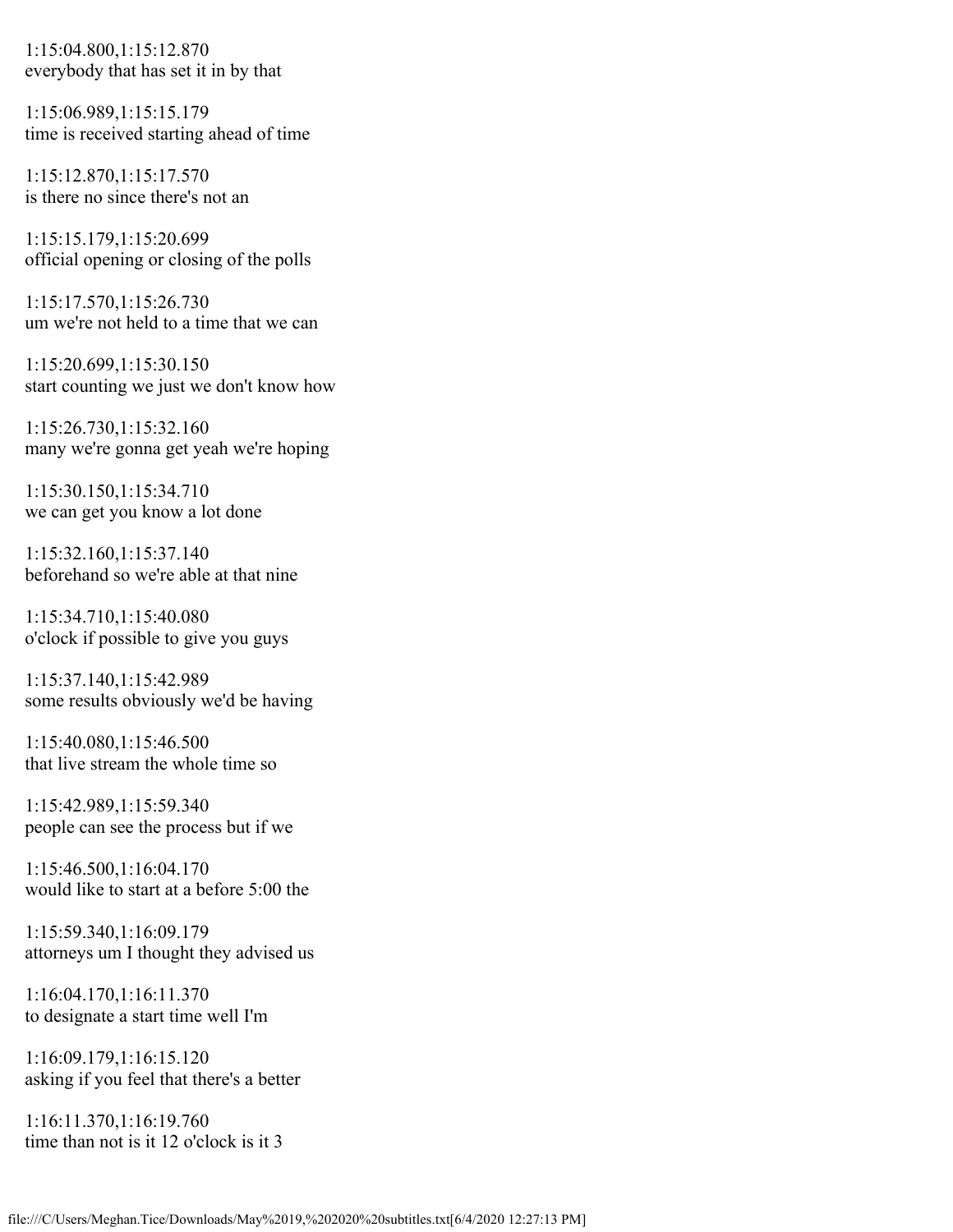1:15:04.800,1:15:12.870
everybody that has set it in by that

1:15:06.989,1:15:15.179
time is received starting ahead of time

1:15:12.870,1:15:17.570
is there no since there's not an

1:15:15.179,1:15:20.699
official opening or closing of the polls

1:15:17.570,1:15:26.730
um we're not held to a time that we can

1:15:20.699,1:15:30.150
start counting we just we don't know how

1:15:26.730,1:15:32.160
many we're gonna get yeah we're hoping

1:15:30.150,1:15:34.710
we can get you know a lot done

1:15:32.160,1:15:37.140
beforehand so we're able at that nine

1:15:34.710,1:15:40.080
o'clock if possible to give you guys

1:15:37.140,1:15:42.989
some results obviously we'd be having

1:15:40.080,1:15:46.500
that live stream the whole time so

1:15:42.989,1:15:59.340
people can see the process but if we

1:15:46.500,1:16:04.170
would like to start at a before 5:00 the

1:15:59.340,1:16:09.179
attorneys um I thought they advised us

1:16:04.170,1:16:11.370
to designate a start time well I'm

1:16:09.179,1:16:15.120
asking if you feel that there's a better

1:16:11.370,1:16:19.760
time than not is it 12 o'clock is it 3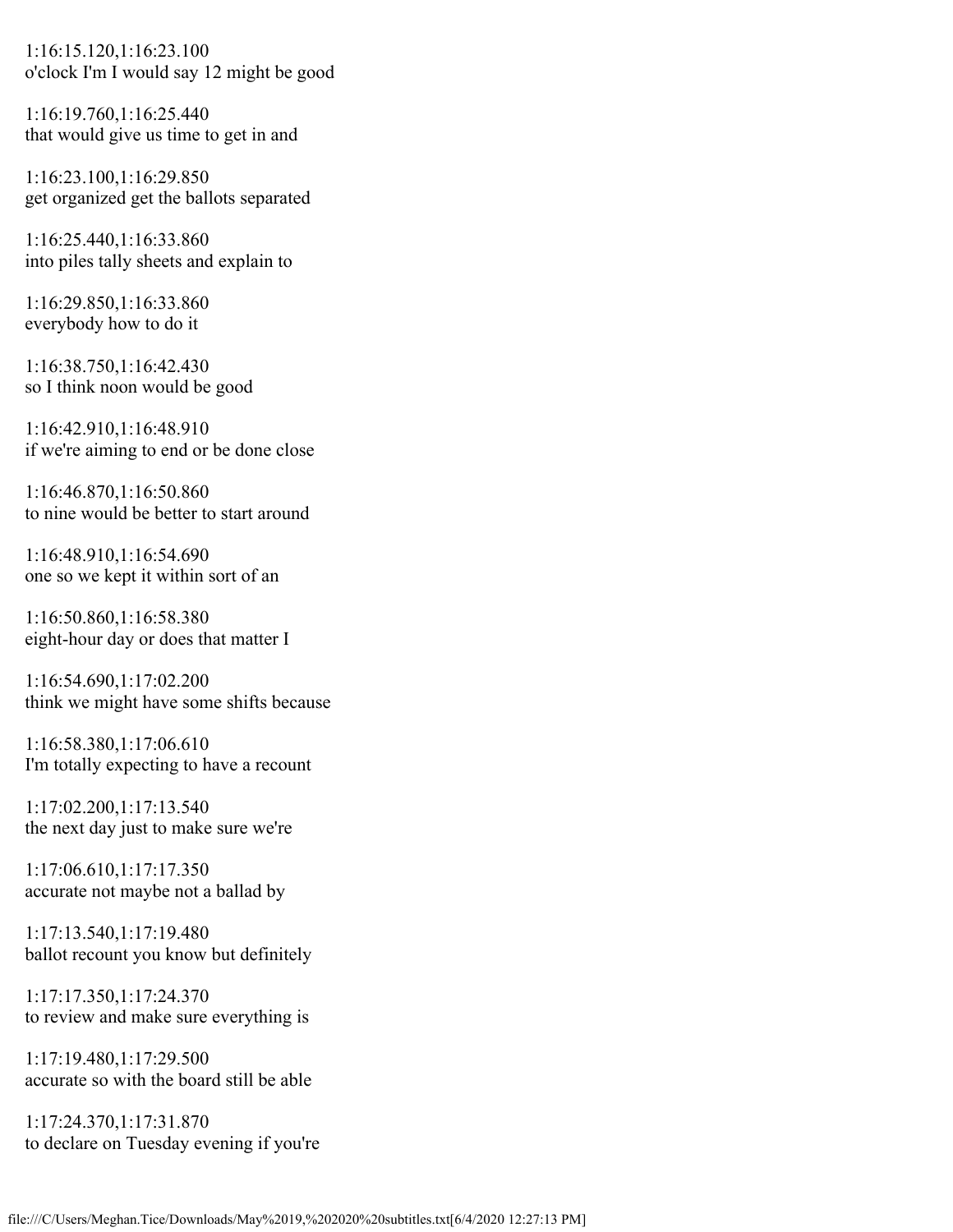1:16:15.120,1:16:23.100
o'clock I'm I would say 12 might be good

1:16:19.760,1:16:25.440
that would give us time to get in and

1:16:23.100,1:16:29.850
get organized get the ballots separated

1:16:25.440,1:16:33.860
into piles tally sheets and explain to

1:16:29.850,1:16:33.860
everybody how to do it

1:16:38.750,1:16:42.430
so I think noon would be good

1:16:42.910,1:16:48.910
if we're aiming to end or be done close

1:16:46.870,1:16:50.860
to nine would be better to start around

1:16:48.910,1:16:54.690
one so we kept it within sort of an

1:16:50.860,1:16:58.380
eight-hour day or does that matter I

1:16:54.690,1:17:02.200
think we might have some shifts because

1:16:58.380,1:17:06.610
I'm totally expecting to have a recount

1:17:02.200,1:17:13.540
the next day just to make sure we're

1:17:06.610,1:17:17.350
accurate not maybe not a ballad by

1:17:13.540,1:17:19.480
ballot recount you know but definitely

1:17:17.350,1:17:24.370
to review and make sure everything is

1:17:19.480,1:17:29.500
accurate so with the board still be able

1:17:24.370,1:17:31.870
to declare on Tuesday evening if you're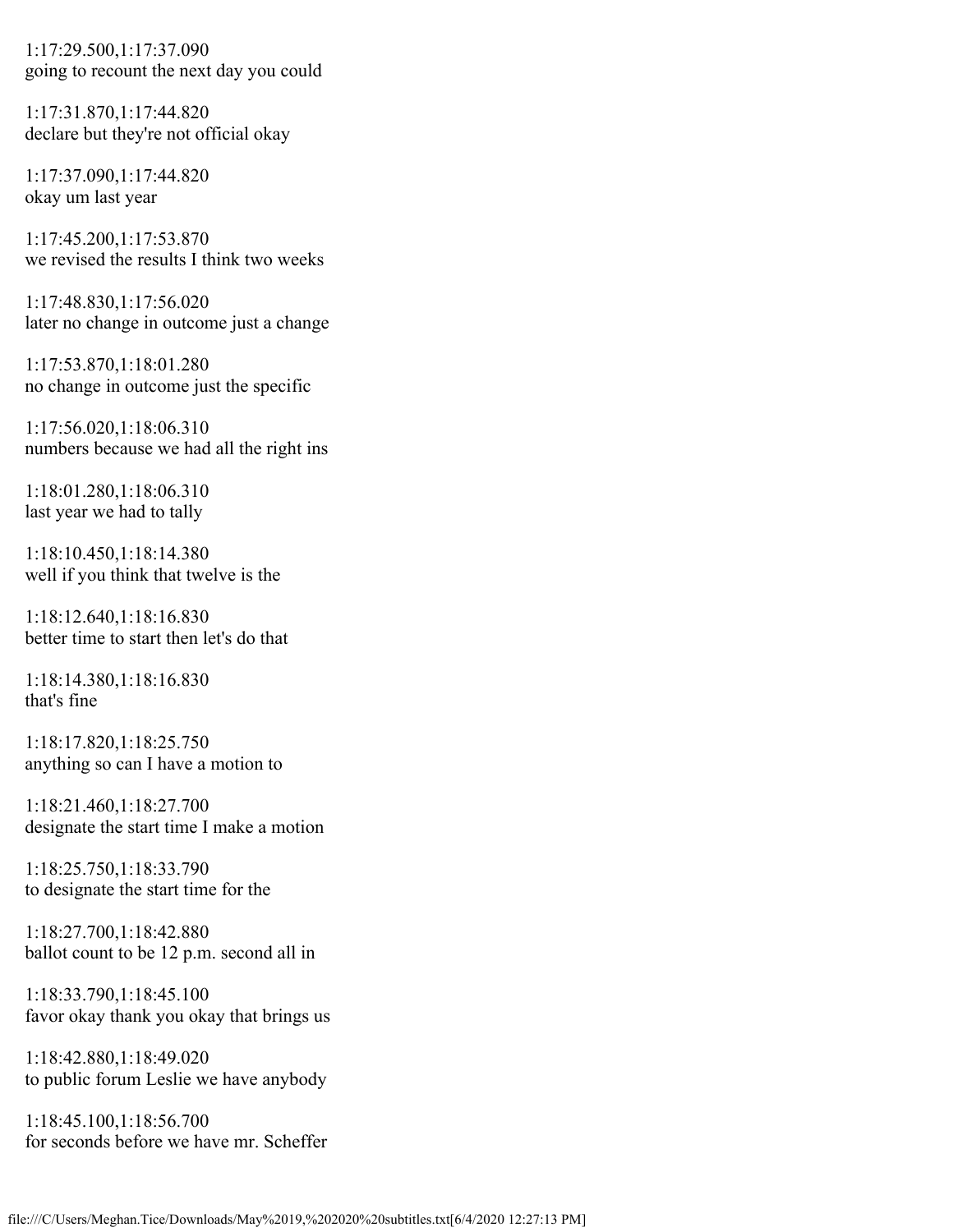1:17:29.500,1:17:37.090
going to recount the next day you could

1:17:31.870,1:17:44.820
declare but they're not official okay

1:17:37.090,1:17:44.820
okay um last year

1:17:45.200,1:17:53.870
we revised the results I think two weeks

1:17:48.830,1:17:56.020
later no change in outcome just a change

1:17:53.870,1:18:01.280
no change in outcome just the specific

1:17:56.020,1:18:06.310
numbers because we had all the right ins

1:18:01.280,1:18:06.310
last year we had to tally

1:18:10.450,1:18:14.380
well if you think that twelve is the

1:18:12.640,1:18:16.830
better time to start then let's do that

1:18:14.380,1:18:16.830
that's fine

1:18:17.820,1:18:25.750
anything so can I have a motion to

1:18:21.460,1:18:27.700
designate the start time I make a motion

1:18:25.750,1:18:33.790
to designate the start time for the

1:18:27.700,1:18:42.880
ballot count to be 12 p.m. second all in

1:18:33.790,1:18:45.100
favor okay thank you okay that brings us

1:18:42.880,1:18:49.020
to public forum Leslie we have anybody

1:18:45.100,1:18:56.700
for seconds before we have mr. Scheffer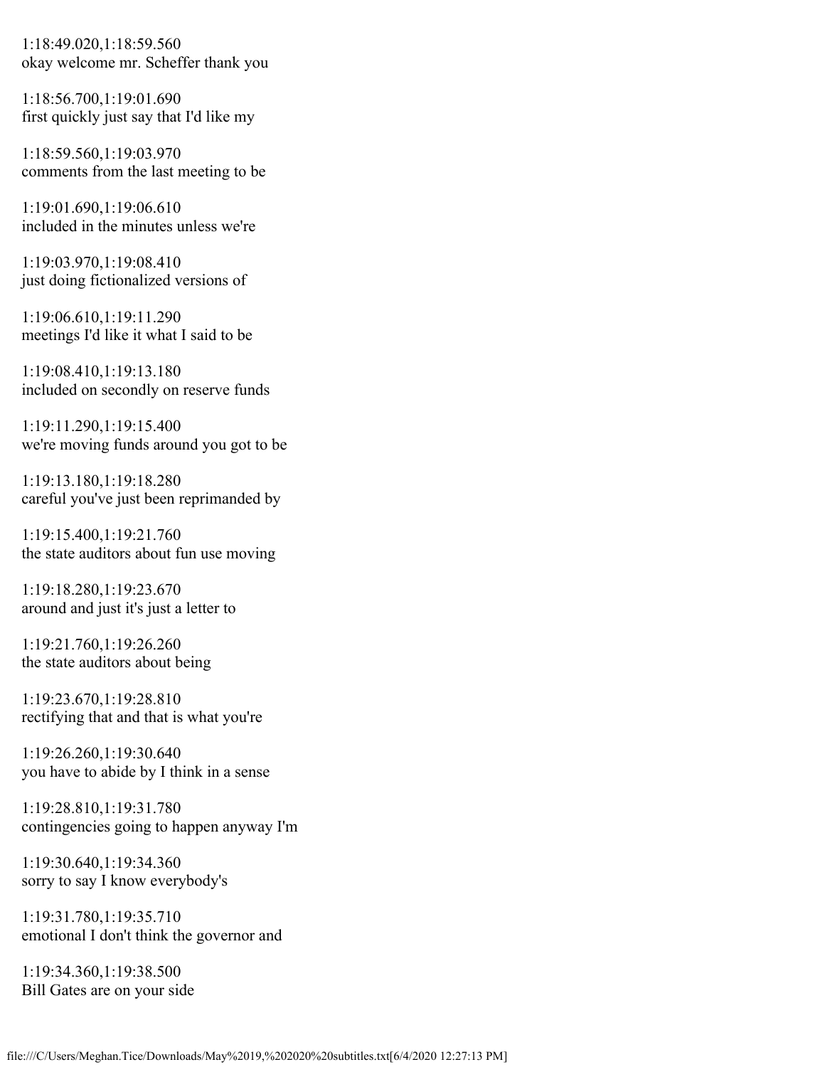1:18:49.020,1:18:59.560
okay welcome mr. Scheffer thank you

1:18:56.700,1:19:01.690
first quickly just say that I'd like my

1:18:59.560,1:19:03.970
comments from the last meeting to be

1:19:01.690,1:19:06.610
included in the minutes unless we're

1:19:03.970,1:19:08.410
just doing fictionalized versions of

1:19:06.610,1:19:11.290
meetings I'd like it what I said to be

1:19:08.410,1:19:13.180
included on secondly on reserve funds

1:19:11.290,1:19:15.400
we're moving funds around you got to be

1:19:13.180,1:19:18.280
careful you've just been reprimanded by

1:19:15.400,1:19:21.760
the state auditors about fun use moving

1:19:18.280,1:19:23.670
around and just it's just a letter to

1:19:21.760,1:19:26.260
the state auditors about being

1:19:23.670,1:19:28.810
rectifying that and that is what you're

1:19:26.260,1:19:30.640
you have to abide by I think in a sense

1:19:28.810,1:19:31.780
contingencies going to happen anyway I'm

1:19:30.640,1:19:34.360
sorry to say I know everybody's

1:19:31.780,1:19:35.710
emotional I don't think the governor and

1:19:34.360,1:19:38.500
Bill Gates are on your side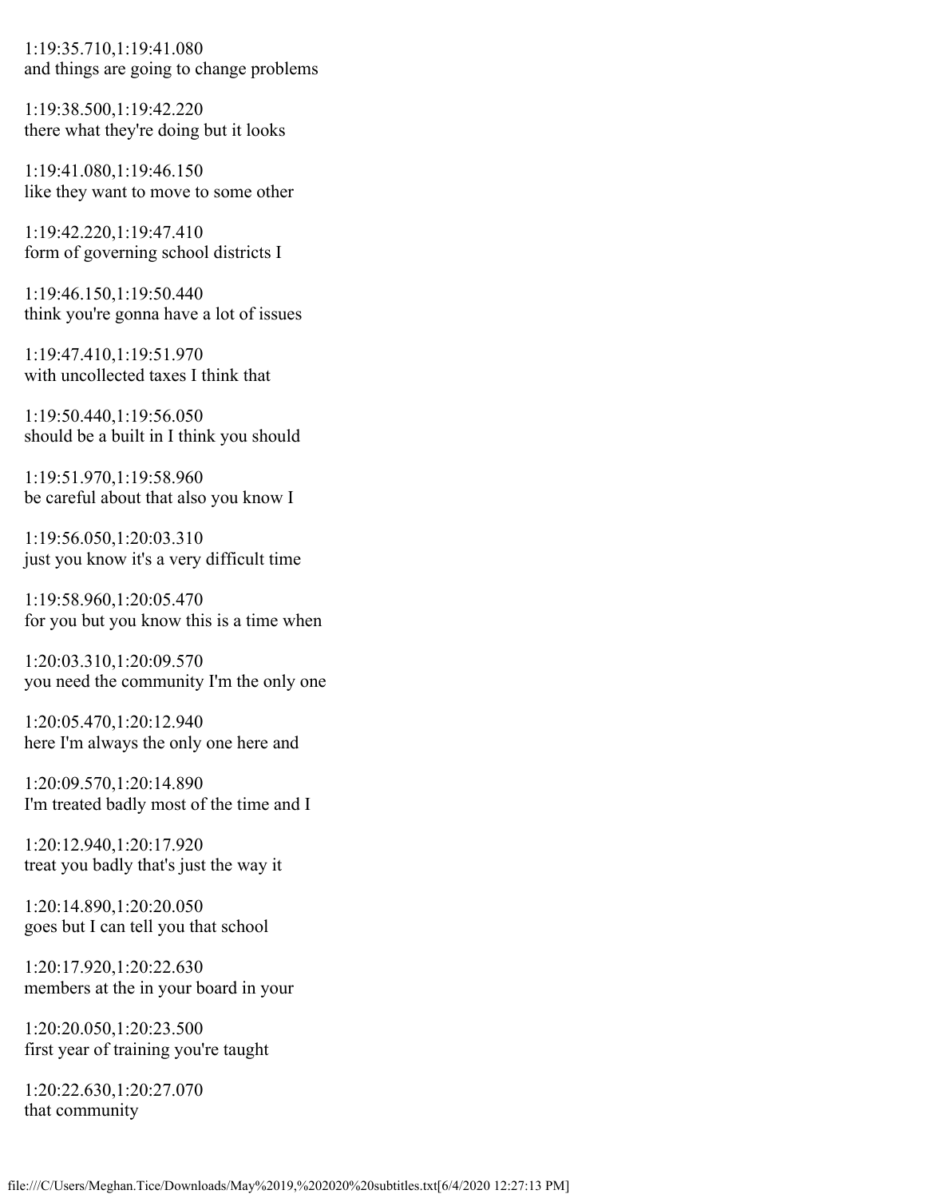1:19:35.710,1:19:41.080
and things are going to change problems

1:19:38.500,1:19:42.220
there what they're doing but it looks

1:19:41.080,1:19:46.150
like they want to move to some other

1:19:42.220,1:19:47.410
form of governing school districts I

1:19:46.150,1:19:50.440
think you're gonna have a lot of issues

1:19:47.410,1:19:51.970
with uncollected taxes I think that

1:19:50.440,1:19:56.050
should be a built in I think you should

1:19:51.970,1:19:58.960
be careful about that also you know I

1:19:56.050,1:20:03.310
just you know it's a very difficult time

1:19:58.960,1:20:05.470
for you but you know this is a time when

1:20:03.310,1:20:09.570
you need the community I'm the only one

1:20:05.470,1:20:12.940
here I'm always the only one here and

1:20:09.570,1:20:14.890
I'm treated badly most of the time and I

1:20:12.940,1:20:17.920
treat you badly that's just the way it

1:20:14.890,1:20:20.050
goes but I can tell you that school

1:20:17.920,1:20:22.630
members at the in your board in your

1:20:20.050,1:20:23.500
first year of training you're taught

1:20:22.630,1:20:27.070
that community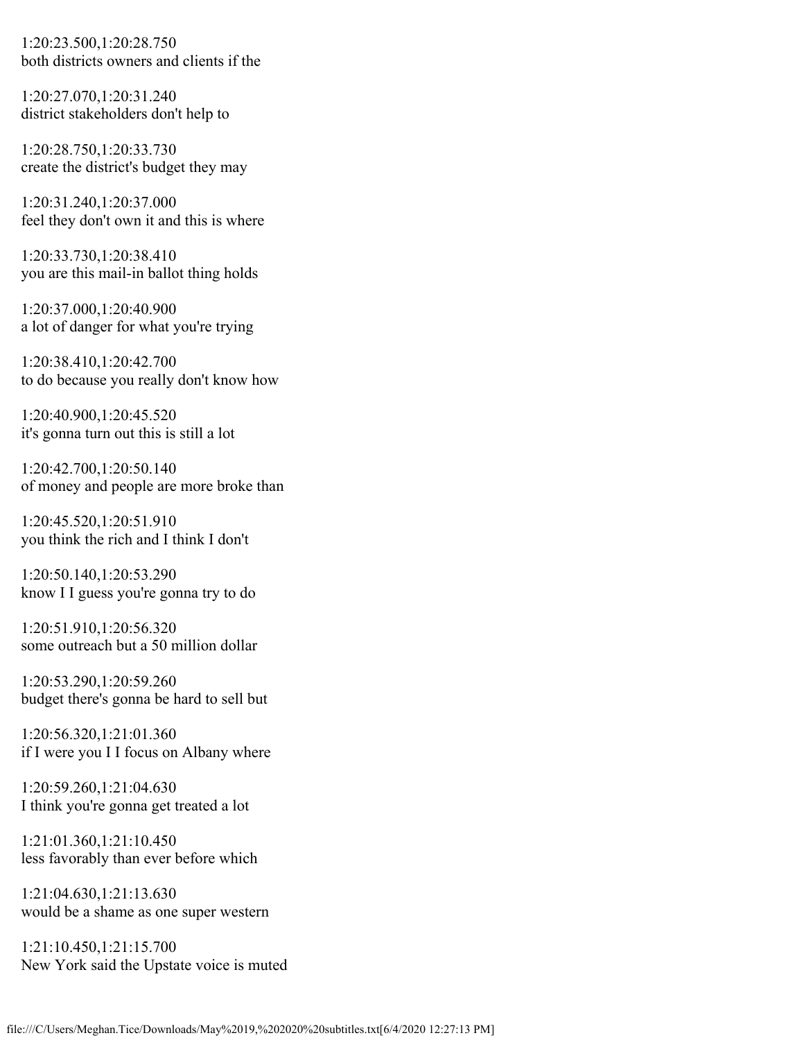1:20:23.500,1:20:28.750
both districts owners and clients if the

1:20:27.070,1:20:31.240
district stakeholders don't help to

1:20:28.750,1:20:33.730
create the district's budget they may

1:20:31.240,1:20:37.000
feel they don't own it and this is where

1:20:33.730,1:20:38.410
you are this mail-in ballot thing holds

1:20:37.000,1:20:40.900
a lot of danger for what you're trying

1:20:38.410,1:20:42.700
to do because you really don't know how

1:20:40.900,1:20:45.520
it's gonna turn out this is still a lot

1:20:42.700,1:20:50.140
of money and people are more broke than

1:20:45.520,1:20:51.910
you think the rich and I think I don't

1:20:50.140,1:20:53.290
know I I guess you're gonna try to do

1:20:51.910,1:20:56.320
some outreach but a 50 million dollar

1:20:53.290,1:20:59.260
budget there's gonna be hard to sell but

1:20:56.320,1:21:01.360
if I were you I I focus on Albany where

1:20:59.260,1:21:04.630
I think you're gonna get treated a lot

1:21:01.360,1:21:10.450
less favorably than ever before which

1:21:04.630,1:21:13.630
would be a shame as one super western

1:21:10.450,1:21:15.700
New York said the Upstate voice is muted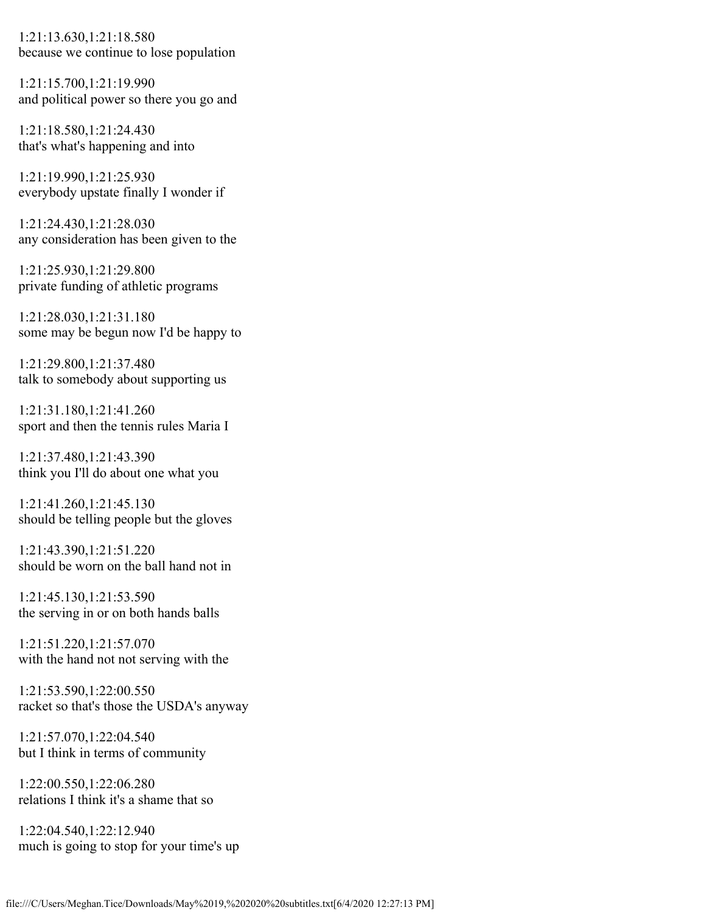1:21:13.630,1:21:18.580
because we continue to lose population

1:21:15.700,1:21:19.990
and political power so there you go and

1:21:18.580,1:21:24.430
that's what's happening and into

1:21:19.990,1:21:25.930
everybody upstate finally I wonder if

1:21:24.430,1:21:28.030
any consideration has been given to the

1:21:25.930,1:21:29.800
private funding of athletic programs

1:21:28.030,1:21:31.180
some may be begun now I'd be happy to

1:21:29.800,1:21:37.480
talk to somebody about supporting us

1:21:31.180,1:21:41.260
sport and then the tennis rules Maria I

1:21:37.480,1:21:43.390
think you I'll do about one what you

1:21:41.260,1:21:45.130
should be telling people but the gloves

1:21:43.390,1:21:51.220
should be worn on the ball hand not in

1:21:45.130,1:21:53.590
the serving in or on both hands balls

1:21:51.220,1:21:57.070
with the hand not not serving with the

1:21:53.590,1:22:00.550
racket so that's those the USDA's anyway

1:21:57.070,1:22:04.540
but I think in terms of community

1:22:00.550,1:22:06.280
relations I think it's a shame that so

1:22:04.540,1:22:12.940
much is going to stop for your time's up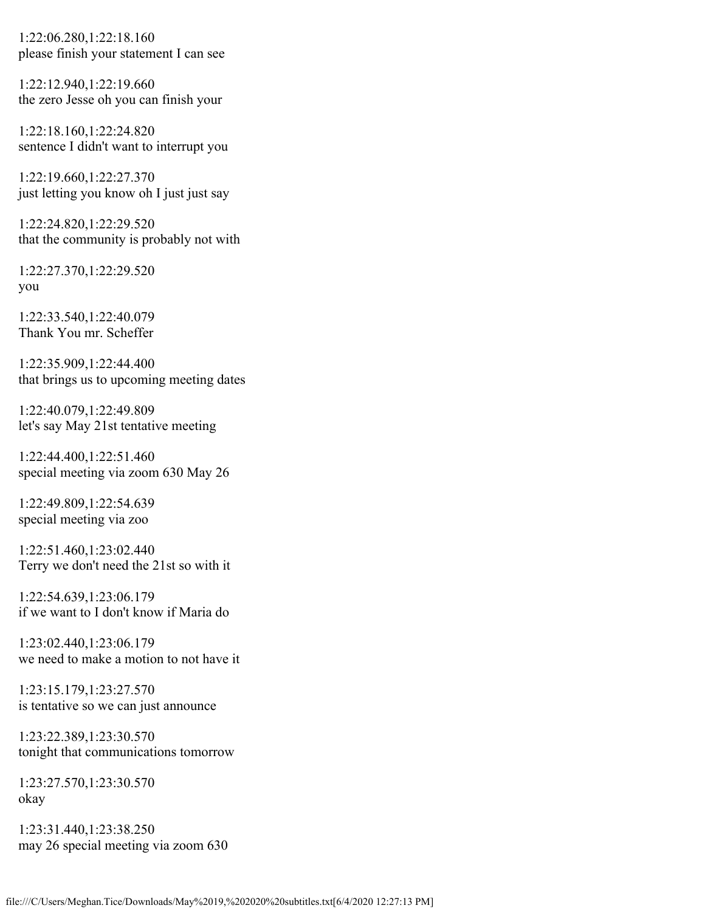1:22:06.280,1:22:18.160
please finish your statement I can see

1:22:12.940,1:22:19.660
the zero Jesse oh you can finish your

1:22:18.160,1:22:24.820
sentence I didn't want to interrupt you

1:22:19.660,1:22:27.370
just letting you know oh I just just say

1:22:24.820,1:22:29.520
that the community is probably not with

1:22:27.370,1:22:29.520
you

1:22:33.540,1:22:40.079
Thank You mr. Scheffer

1:22:35.909,1:22:44.400
that brings us to upcoming meeting dates

1:22:40.079,1:22:49.809
let's say May 21st tentative meeting

1:22:44.400,1:22:51.460
special meeting via zoom 630 May 26

1:22:49.809,1:22:54.639
special meeting via zoo

1:22:51.460,1:23:02.440
Terry we don't need the 21st so with it

1:22:54.639,1:23:06.179
if we want to I don't know if Maria do

1:23:02.440,1:23:06.179
we need to make a motion to not have it

1:23:15.179,1:23:27.570
is tentative so we can just announce

1:23:22.389,1:23:30.570
tonight that communications tomorrow

1:23:27.570,1:23:30.570
okay

1:23:31.440,1:23:38.250
may 26 special meeting via zoom 630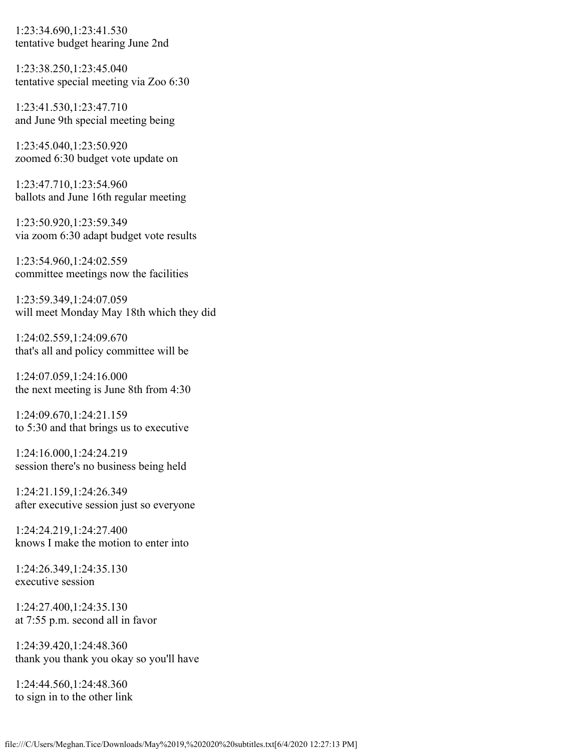1:23:34.690,1:23:41.530
tentative budget hearing June 2nd

1:23:38.250,1:23:45.040
tentative special meeting via Zoo 6:30

1:23:41.530,1:23:47.710
and June 9th special meeting being

1:23:45.040,1:23:50.920
zoomed 6:30 budget vote update on

1:23:47.710,1:23:54.960
ballots and June 16th regular meeting

1:23:50.920,1:23:59.349
via zoom 6:30 adapt budget vote results

1:23:54.960,1:24:02.559
committee meetings now the facilities

1:23:59.349,1:24:07.059
will meet Monday May 18th which they did

1:24:02.559,1:24:09.670
that's all and policy committee will be

1:24:07.059,1:24:16.000
the next meeting is June 8th from 4:30

1:24:09.670,1:24:21.159
to 5:30 and that brings us to executive

1:24:16.000,1:24:24.219
session there's no business being held

1:24:21.159,1:24:26.349
after executive session just so everyone

1:24:24.219,1:24:27.400
knows I make the motion to enter into

1:24:26.349,1:24:35.130
executive session

1:24:27.400,1:24:35.130
at 7:55 p.m. second all in favor

1:24:39.420,1:24:48.360
thank you thank you okay so you'll have

1:24:44.560,1:24:48.360
to sign in to the other link